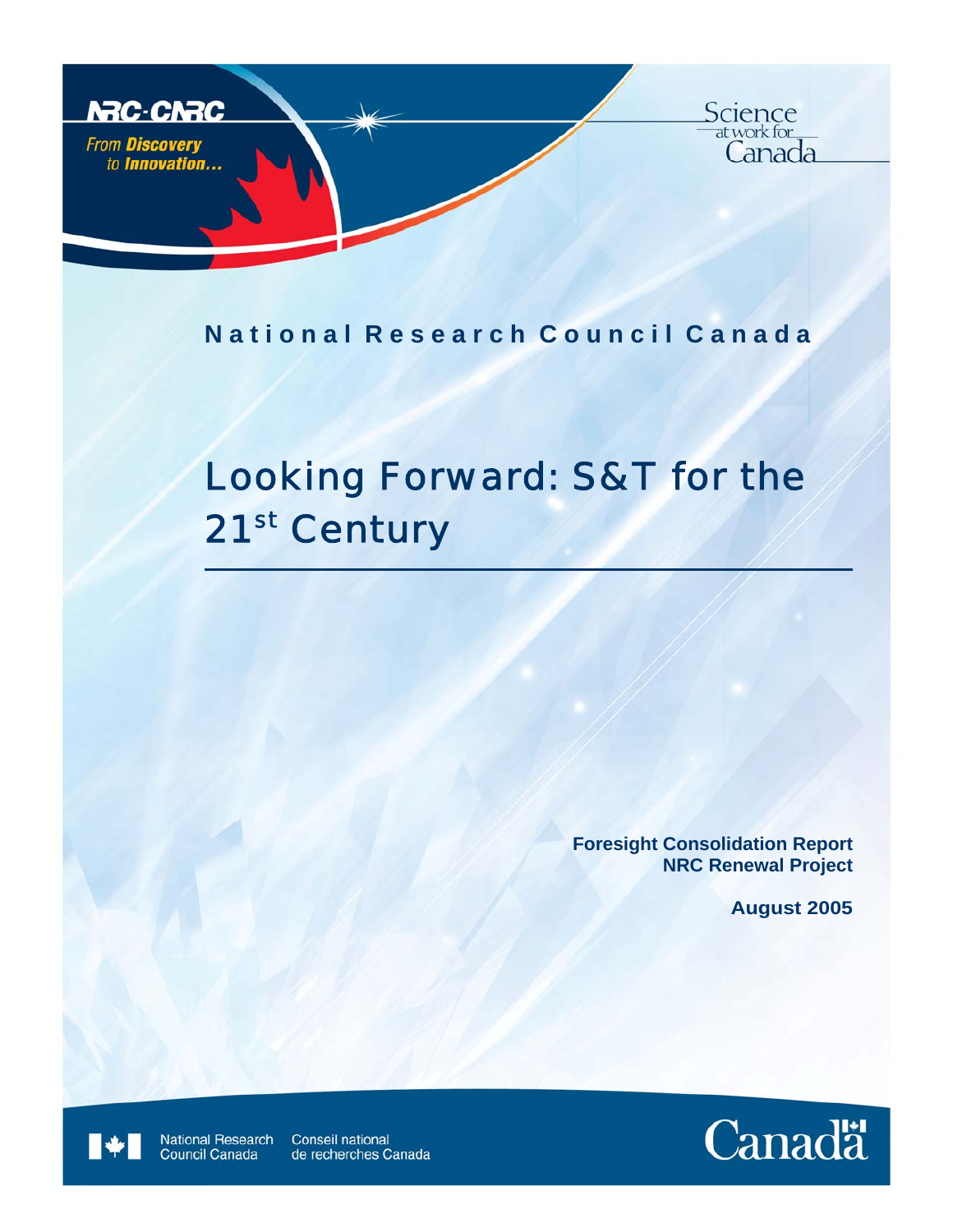NRC-CNRC

*From **Discovery** to **Innovation...***

Science at work for Canada

**National Research Council Canada**

# Looking Forward: S&T for the 21st Century

**Foresight Consolidation Report**
**NRC Renewal Project**

**August 2005**

National Research Council Canada | Conseil national de recherches Canada

Canada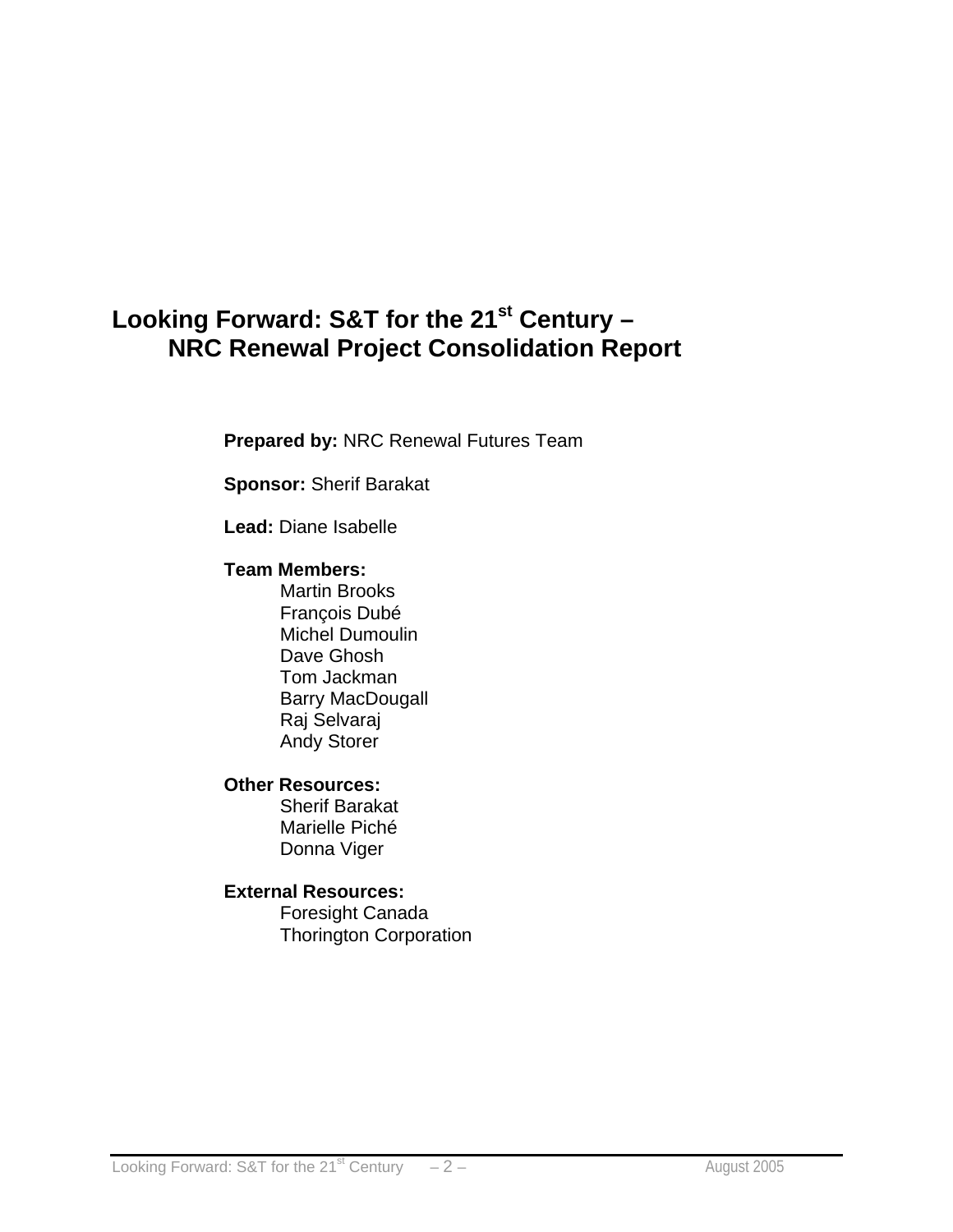# Looking Forward: S&T for the 21st Century – NRC Renewal Project Consolidation Report

**Prepared by:** NRC Renewal Futures Team

**Sponsor:** Sherif Barakat

**Lead:** Diane Isabelle

**Team Members:**

- Martin Brooks
- François Dubé
- Michel Dumoulin
- Dave Ghosh
- Tom Jackman
- Barry MacDougall
- Raj Selvaraj
- Andy Storer

**Other Resources:**

- Sherif Barakat
- Marielle Piché
- Donna Viger

**External Resources:**

- Foresight Canada
- Thorington Corporation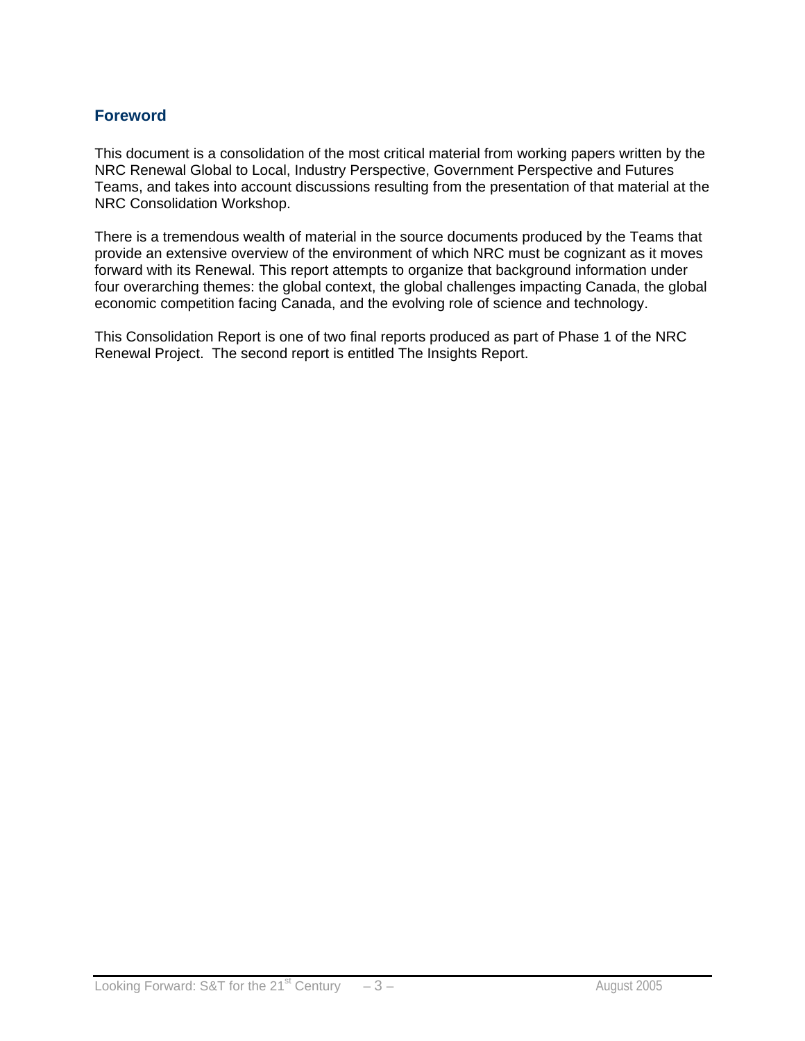## Foreword

This document is a consolidation of the most critical material from working papers written by the NRC Renewal Global to Local, Industry Perspective, Government Perspective and Futures Teams, and takes into account discussions resulting from the presentation of that material at the NRC Consolidation Workshop.

There is a tremendous wealth of material in the source documents produced by the Teams that provide an extensive overview of the environment of which NRC must be cognizant as it moves forward with its Renewal. This report attempts to organize that background information under four overarching themes: the global context, the global challenges impacting Canada, the global economic competition facing Canada, and the evolving role of science and technology.

This Consolidation Report is one of two final reports produced as part of Phase 1 of the NRC Renewal Project. The second report is entitled The Insights Report.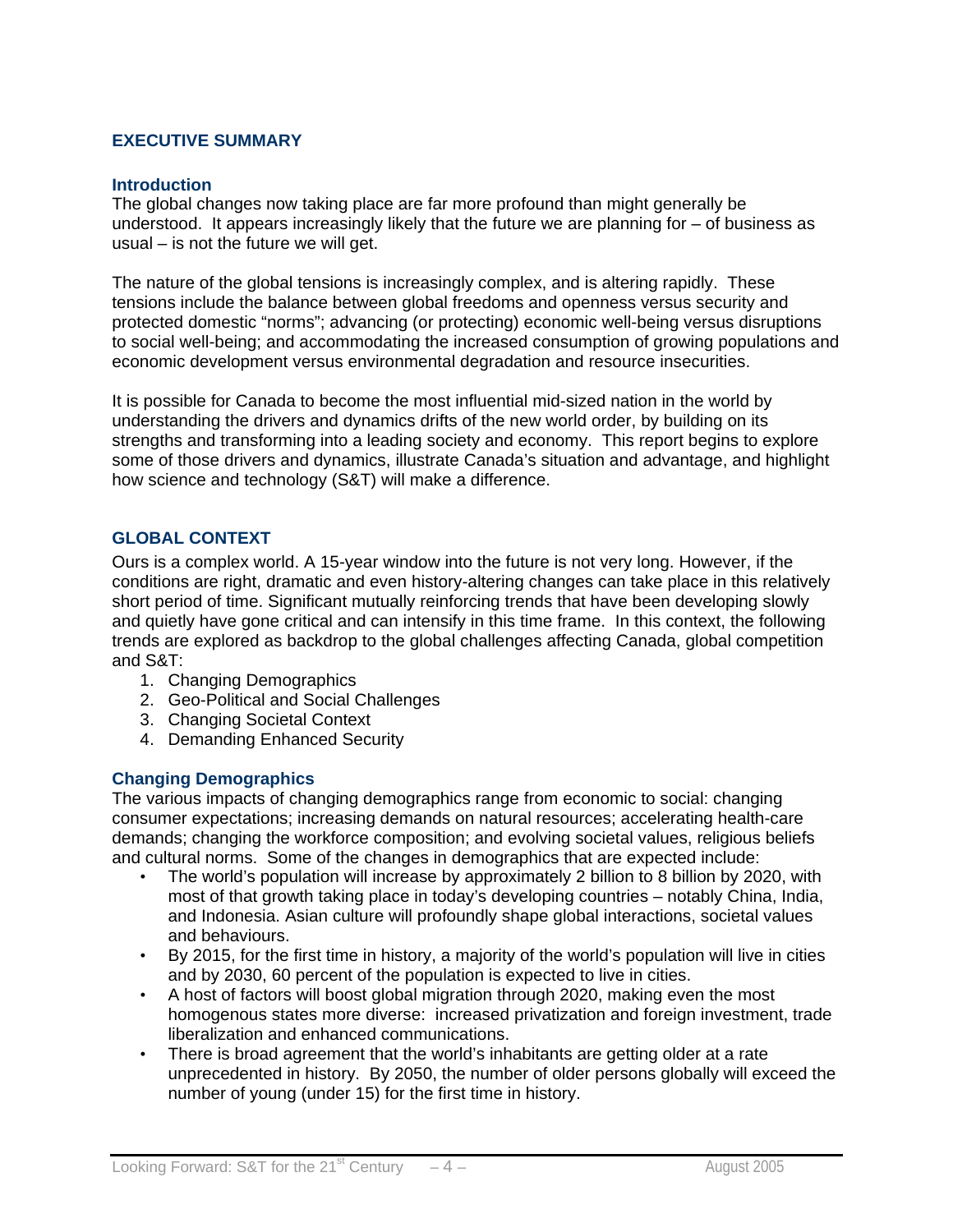## EXECUTIVE SUMMARY

### Introduction

The global changes now taking place are far more profound than might generally be understood. It appears increasingly likely that the future we are planning for – of business as usual – is not the future we will get.

The nature of the global tensions is increasingly complex, and is altering rapidly. These tensions include the balance between global freedoms and openness versus security and protected domestic "norms"; advancing (or protecting) economic well-being versus disruptions to social well-being; and accommodating the increased consumption of growing populations and economic development versus environmental degradation and resource insecurities.

It is possible for Canada to become the most influential mid-sized nation in the world by understanding the drivers and dynamics drifts of the new world order, by building on its strengths and transforming into a leading society and economy. This report begins to explore some of those drivers and dynamics, illustrate Canada's situation and advantage, and highlight how science and technology (S&T) will make a difference.

## GLOBAL CONTEXT

Ours is a complex world. A 15-year window into the future is not very long. However, if the conditions are right, dramatic and even history-altering changes can take place in this relatively short period of time. Significant mutually reinforcing trends that have been developing slowly and quietly have gone critical and can intensify in this time frame. In this context, the following trends are explored as backdrop to the global challenges affecting Canada, global competition and S&T:

1. Changing Demographics
2. Geo-Political and Social Challenges
3. Changing Societal Context
4. Demanding Enhanced Security

### Changing Demographics

The various impacts of changing demographics range from economic to social: changing consumer expectations; increasing demands on natural resources; accelerating health-care demands; changing the workforce composition; and evolving societal values, religious beliefs and cultural norms. Some of the changes in demographics that are expected include:

- The world's population will increase by approximately 2 billion to 8 billion by 2020, with most of that growth taking place in today's developing countries – notably China, India, and Indonesia. Asian culture will profoundly shape global interactions, societal values and behaviours.
- By 2015, for the first time in history, a majority of the world's population will live in cities and by 2030, 60 percent of the population is expected to live in cities.
- A host of factors will boost global migration through 2020, making even the most homogenous states more diverse: increased privatization and foreign investment, trade liberalization and enhanced communications.
- There is broad agreement that the world's inhabitants are getting older at a rate unprecedented in history. By 2050, the number of older persons globally will exceed the number of young (under 15) for the first time in history.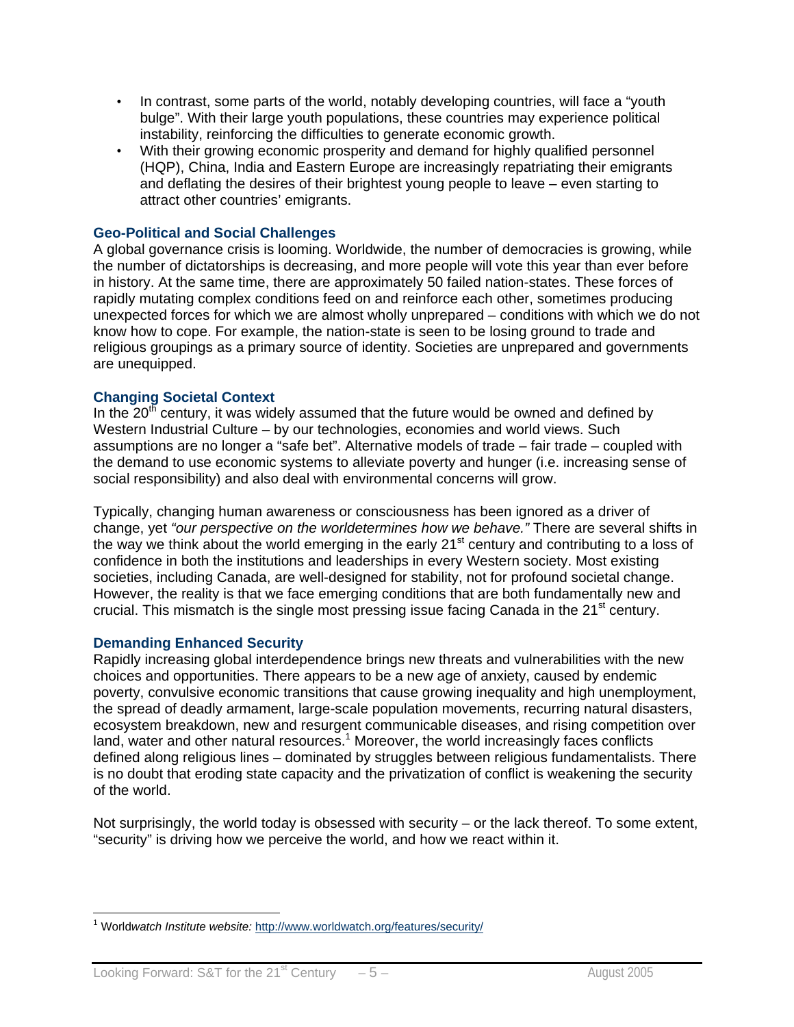- In contrast, some parts of the world, notably developing countries, will face a "youth bulge". With their large youth populations, these countries may experience political instability, reinforcing the difficulties to generate economic growth.
- With their growing economic prosperity and demand for highly qualified personnel (HQP), China, India and Eastern Europe are increasingly repatriating their emigrants and deflating the desires of their brightest young people to leave – even starting to attract other countries' emigrants.

### Geo-Political and Social Challenges

A global governance crisis is looming. Worldwide, the number of democracies is growing, while the number of dictatorships is decreasing, and more people will vote this year than ever before in history. At the same time, there are approximately 50 failed nation-states. These forces of rapidly mutating complex conditions feed on and reinforce each other, sometimes producing unexpected forces for which we are almost wholly unprepared – conditions with which we do not know how to cope. For example, the nation-state is seen to be losing ground to trade and religious groupings as a primary source of identity. Societies are unprepared and governments are unequipped.

### Changing Societal Context

In the 20th century, it was widely assumed that the future would be owned and defined by Western Industrial Culture – by our technologies, economies and world views. Such assumptions are no longer a "safe bet". Alternative models of trade – fair trade – coupled with the demand to use economic systems to alleviate poverty and hunger (i.e. increasing sense of social responsibility) and also deal with environmental concerns will grow.

Typically, changing human awareness or consciousness has been ignored as a driver of change, yet *"our perspective on the worldetermines how we behave."* There are several shifts in the way we think about the world emerging in the early 21st century and contributing to a loss of confidence in both the institutions and leaderships in every Western society. Most existing societies, including Canada, are well-designed for stability, not for profound societal change. However, the reality is that we face emerging conditions that are both fundamentally new and crucial. This mismatch is the single most pressing issue facing Canada in the 21st century.

### Demanding Enhanced Security

Rapidly increasing global interdependence brings new threats and vulnerabilities with the new choices and opportunities. There appears to be a new age of anxiety, caused by endemic poverty, convulsive economic transitions that cause growing inequality and high unemployment, the spread of deadly armament, large-scale population movements, recurring natural disasters, ecosystem breakdown, new and resurgent communicable diseases, and rising competition over land, water and other natural resources.[1] Moreover, the world increasingly faces conflicts defined along religious lines – dominated by struggles between religious fundamentalists. There is no doubt that eroding state capacity and the privatization of conflict is weakening the security of the world.

Not surprisingly, the world today is obsessed with security – or the lack thereof. To some extent, "security" is driving how we perceive the world, and how we react within it.

---

[1] World*watch Institute website:* http://www.worldwatch.org/features/security/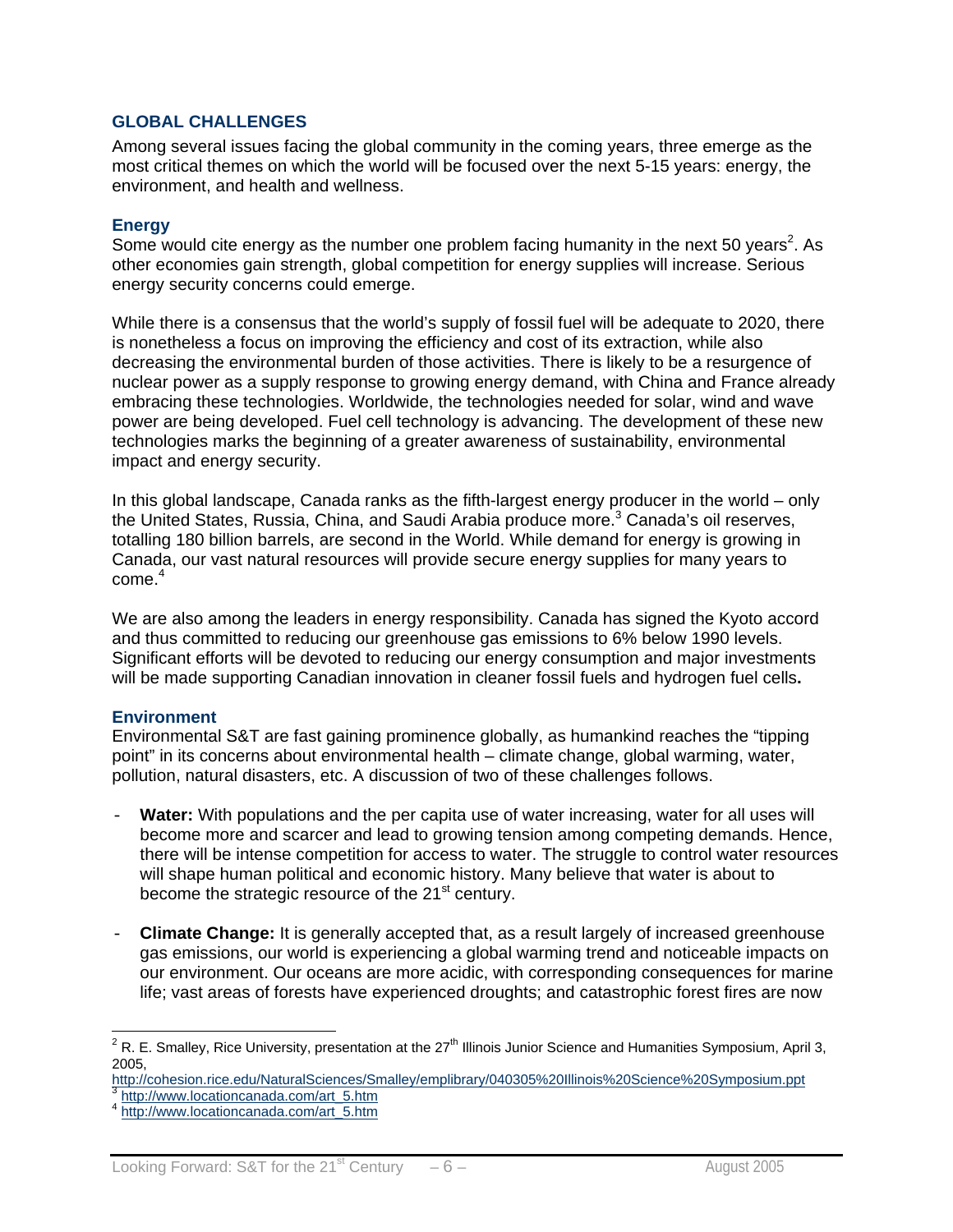## GLOBAL CHALLENGES

Among several issues facing the global community in the coming years, three emerge as the most critical themes on which the world will be focused over the next 5-15 years: energy, the environment, and health and wellness.

### Energy

Some would cite energy as the number one problem facing humanity in the next 50 years[2]. As other economies gain strength, global competition for energy supplies will increase. Serious energy security concerns could emerge.

While there is a consensus that the world's supply of fossil fuel will be adequate to 2020, there is nonetheless a focus on improving the efficiency and cost of its extraction, while also decreasing the environmental burden of those activities. There is likely to be a resurgence of nuclear power as a supply response to growing energy demand, with China and France already embracing these technologies. Worldwide, the technologies needed for solar, wind and wave power are being developed. Fuel cell technology is advancing. The development of these new technologies marks the beginning of a greater awareness of sustainability, environmental impact and energy security.

In this global landscape, Canada ranks as the fifth-largest energy producer in the world – only the United States, Russia, China, and Saudi Arabia produce more.[3] Canada's oil reserves, totalling 180 billion barrels, are second in the World. While demand for energy is growing in Canada, our vast natural resources will provide secure energy supplies for many years to come.[4]

We are also among the leaders in energy responsibility. Canada has signed the Kyoto accord and thus committed to reducing our greenhouse gas emissions to 6% below 1990 levels. Significant efforts will be devoted to reducing our energy consumption and major investments will be made supporting Canadian innovation in cleaner fossil fuels and hydrogen fuel cells**.**

### Environment

Environmental S&T are fast gaining prominence globally, as humankind reaches the "tipping point" in its concerns about environmental health – climate change, global warming, water, pollution, natural disasters, etc. A discussion of two of these challenges follows.

- **Water:** With populations and the per capita use of water increasing, water for all uses will become more and scarcer and lead to growing tension among competing demands. Hence, there will be intense competition for access to water. The struggle to control water resources will shape human political and economic history. Many believe that water is about to become the strategic resource of the 21st century.

- **Climate Change:** It is generally accepted that, as a result largely of increased greenhouse gas emissions, our world is experiencing a global warming trend and noticeable impacts on our environment. Our oceans are more acidic, with corresponding consequences for marine life; vast areas of forests have experienced droughts; and catastrophic forest fires are now

---

[2] R. E. Smalley, Rice University, presentation at the 27th Illinois Junior Science and Humanities Symposium, April 3, 2005, http://cohesion.rice.edu/NaturalSciences/Smalley/emplibrary/040305%20Illinois%20Science%20Symposium.ppt

[3] http://www.locationcanada.com/art_5.htm

[4] http://www.locationcanada.com/art_5.htm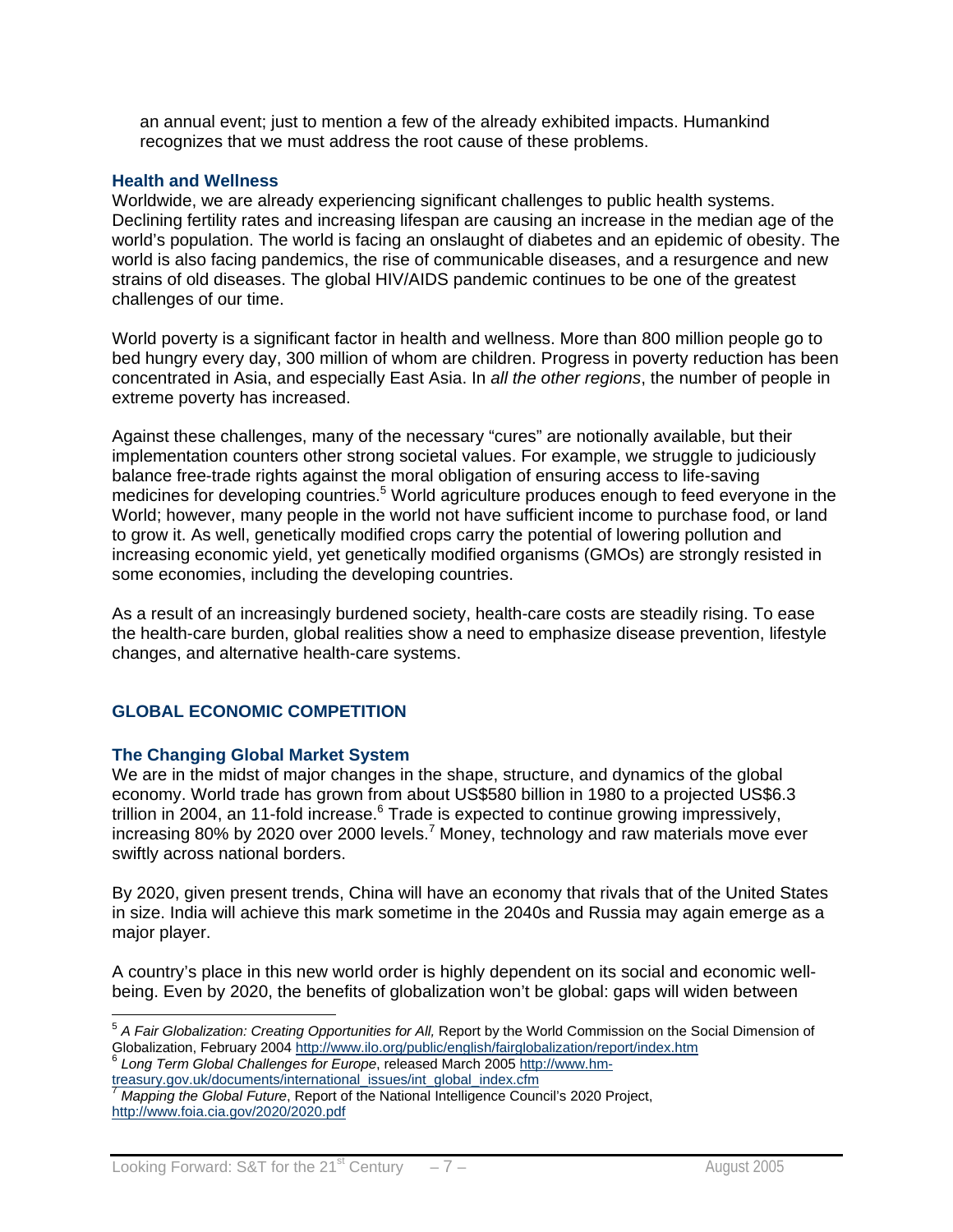an annual event; just to mention a few of the already exhibited impacts. Humankind recognizes that we must address the root cause of these problems.

### Health and Wellness

Worldwide, we are already experiencing significant challenges to public health systems. Declining fertility rates and increasing lifespan are causing an increase in the median age of the world's population. The world is facing an onslaught of diabetes and an epidemic of obesity. The world is also facing pandemics, the rise of communicable diseases, and a resurgence and new strains of old diseases. The global HIV/AIDS pandemic continues to be one of the greatest challenges of our time.

World poverty is a significant factor in health and wellness. More than 800 million people go to bed hungry every day, 300 million of whom are children. Progress in poverty reduction has been concentrated in Asia, and especially East Asia. In *all the other regions*, the number of people in extreme poverty has increased.

Against these challenges, many of the necessary "cures" are notionally available, but their implementation counters other strong societal values. For example, we struggle to judiciously balance free-trade rights against the moral obligation of ensuring access to life-saving medicines for developing countries.[5] World agriculture produces enough to feed everyone in the World; however, many people in the world not have sufficient income to purchase food, or land to grow it. As well, genetically modified crops carry the potential of lowering pollution and increasing economic yield, yet genetically modified organisms (GMOs) are strongly resisted in some economies, including the developing countries.

As a result of an increasingly burdened society, health-care costs are steadily rising. To ease the health-care burden, global realities show a need to emphasize disease prevention, lifestyle changes, and alternative health-care systems.

## GLOBAL ECONOMIC COMPETITION

### The Changing Global Market System

We are in the midst of major changes in the shape, structure, and dynamics of the global economy. World trade has grown from about US$580 billion in 1980 to a projected US$6.3 trillion in 2004, an 11-fold increase.[6] Trade is expected to continue growing impressively, increasing 80% by 2020 over 2000 levels.[7] Money, technology and raw materials move ever swiftly across national borders.

By 2020, given present trends, China will have an economy that rivals that of the United States in size. India will achieve this mark sometime in the 2040s and Russia may again emerge as a major player.

A country's place in this new world order is highly dependent on its social and economic well-being. Even by 2020, the benefits of globalization won't be global: gaps will widen between

---

[5] *A Fair Globalization: Creating Opportunities for All,* Report by the World Commission on the Social Dimension of Globalization, February 2004 http://www.ilo.org/public/english/fairglobalization/report/index.htm

[6] *Long Term Global Challenges for Europe*, released March 2005 http://www.hm-treasury.gov.uk/documents/international_issues/int_global_index.cfm

[7] *Mapping the Global Future*, Report of the National Intelligence Council's 2020 Project, http://www.foia.cia.gov/2020/2020.pdf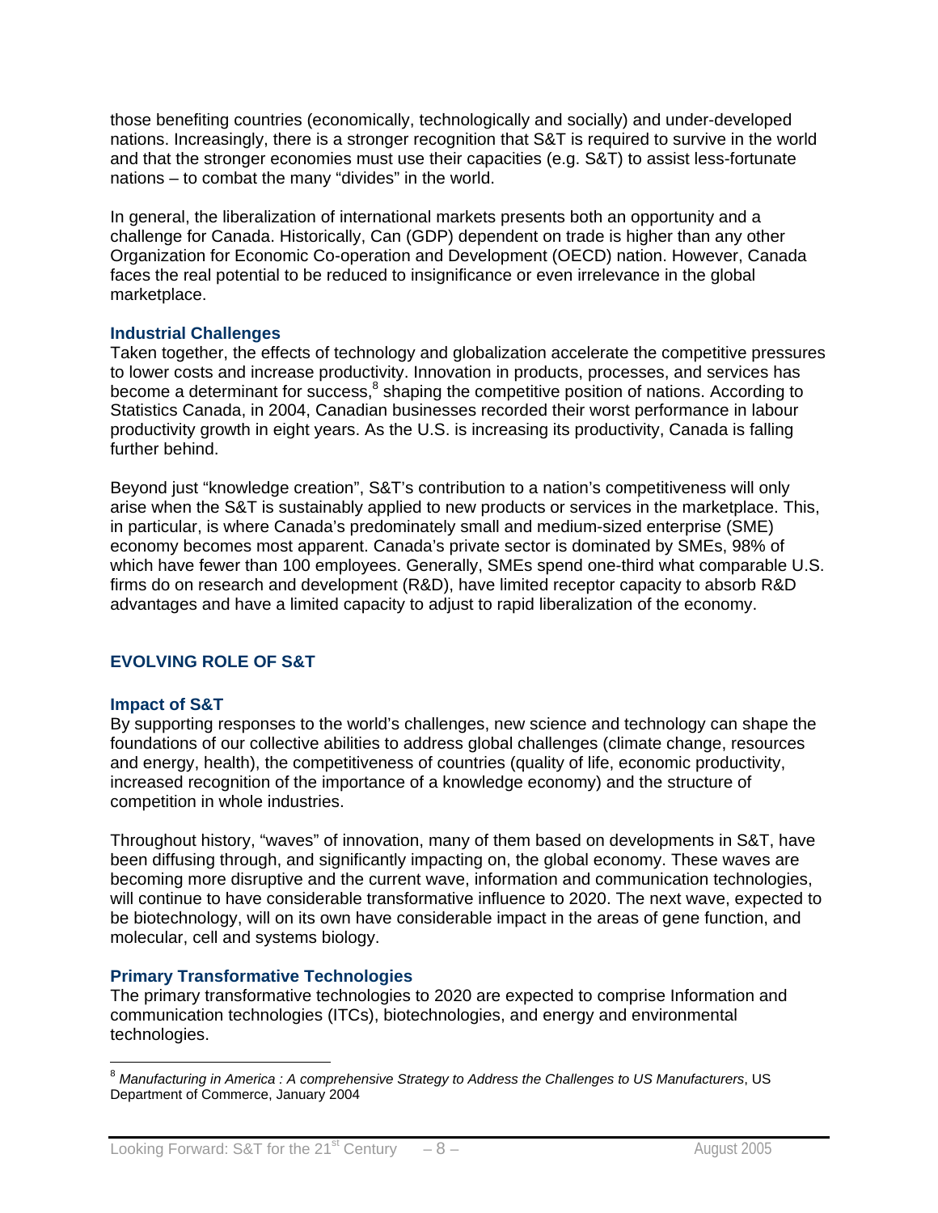those benefiting countries (economically, technologically and socially) and under-developed nations. Increasingly, there is a stronger recognition that S&T is required to survive in the world and that the stronger economies must use their capacities (e.g. S&T) to assist less-fortunate nations – to combat the many "divides" in the world.

In general, the liberalization of international markets presents both an opportunity and a challenge for Canada. Historically, Can (GDP) dependent on trade is higher than any other Organization for Economic Co-operation and Development (OECD) nation. However, Canada faces the real potential to be reduced to insignificance or even irrelevance in the global marketplace.

### Industrial Challenges

Taken together, the effects of technology and globalization accelerate the competitive pressures to lower costs and increase productivity. Innovation in products, processes, and services has become a determinant for success,[8] shaping the competitive position of nations. According to Statistics Canada, in 2004, Canadian businesses recorded their worst performance in labour productivity growth in eight years. As the U.S. is increasing its productivity, Canada is falling further behind.

Beyond just "knowledge creation", S&T's contribution to a nation's competitiveness will only arise when the S&T is sustainably applied to new products or services in the marketplace. This, in particular, is where Canada's predominately small and medium-sized enterprise (SME) economy becomes most apparent. Canada's private sector is dominated by SMEs, 98% of which have fewer than 100 employees. Generally, SMEs spend one-third what comparable U.S. firms do on research and development (R&D), have limited receptor capacity to absorb R&D advantages and have a limited capacity to adjust to rapid liberalization of the economy.

## EVOLVING ROLE OF S&T

### Impact of S&T

By supporting responses to the world's challenges, new science and technology can shape the foundations of our collective abilities to address global challenges (climate change, resources and energy, health), the competitiveness of countries (quality of life, economic productivity, increased recognition of the importance of a knowledge economy) and the structure of competition in whole industries.

Throughout history, "waves" of innovation, many of them based on developments in S&T, have been diffusing through, and significantly impacting on, the global economy. These waves are becoming more disruptive and the current wave, information and communication technologies, will continue to have considerable transformative influence to 2020. The next wave, expected to be biotechnology, will on its own have considerable impact in the areas of gene function, and molecular, cell and systems biology.

### Primary Transformative Technologies

The primary transformative technologies to 2020 are expected to comprise Information and communication technologies (ITCs), biotechnologies, and energy and environmental technologies.

---

[8] *Manufacturing in America : A comprehensive Strategy to Address the Challenges to US Manufacturers*, US Department of Commerce, January 2004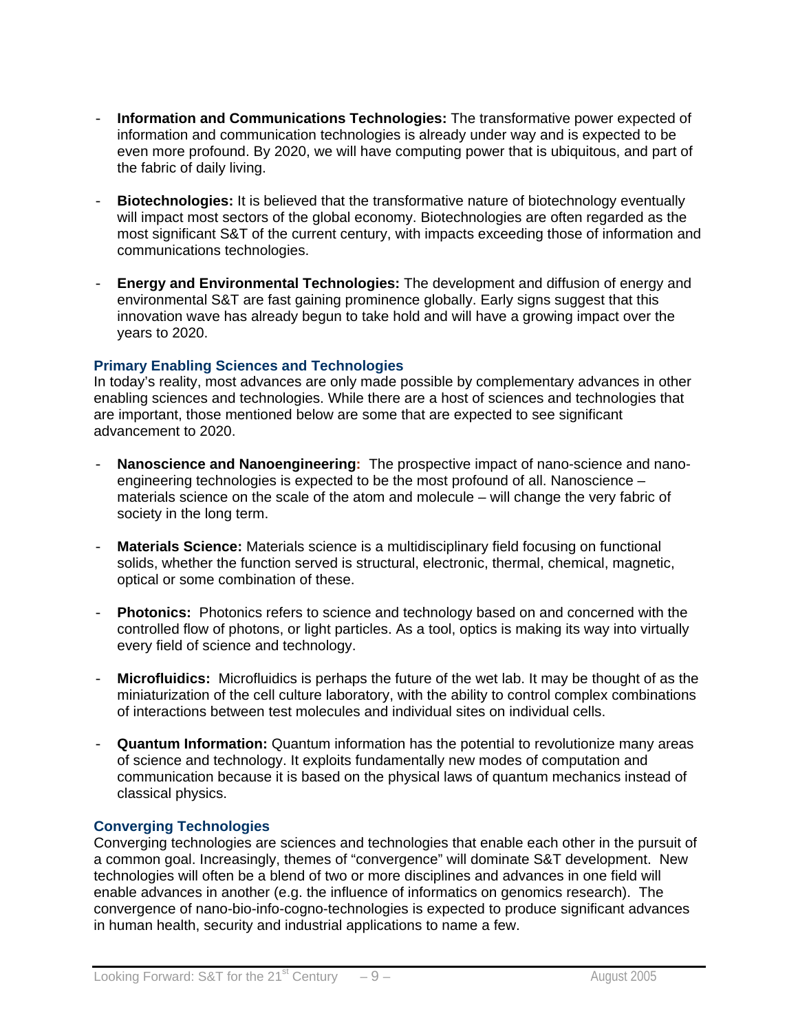- **Information and Communications Technologies:** The transformative power expected of information and communication technologies is already under way and is expected to be even more profound. By 2020, we will have computing power that is ubiquitous, and part of the fabric of daily living.

- **Biotechnologies:** It is believed that the transformative nature of biotechnology eventually will impact most sectors of the global economy. Biotechnologies are often regarded as the most significant S&T of the current century, with impacts exceeding those of information and communications technologies.

- **Energy and Environmental Technologies:** The development and diffusion of energy and environmental S&T are fast gaining prominence globally. Early signs suggest that this innovation wave has already begun to take hold and will have a growing impact over the years to 2020.

### Primary Enabling Sciences and Technologies

In today's reality, most advances are only made possible by complementary advances in other enabling sciences and technologies. While there are a host of sciences and technologies that are important, those mentioned below are some that are expected to see significant advancement to 2020.

- **Nanoscience and Nanoengineering:** The prospective impact of nano-science and nano-engineering technologies is expected to be the most profound of all. Nanoscience – materials science on the scale of the atom and molecule – will change the very fabric of society in the long term.

- **Materials Science:** Materials science is a multidisciplinary field focusing on functional solids, whether the function served is structural, electronic, thermal, chemical, magnetic, optical or some combination of these.

- **Photonics:** Photonics refers to science and technology based on and concerned with the controlled flow of photons, or light particles. As a tool, optics is making its way into virtually every field of science and technology.

- **Microfluidics:** Microfluidics is perhaps the future of the wet lab. It may be thought of as the miniaturization of the cell culture laboratory, with the ability to control complex combinations of interactions between test molecules and individual sites on individual cells.

- **Quantum Information:** Quantum information has the potential to revolutionize many areas of science and technology. It exploits fundamentally new modes of computation and communication because it is based on the physical laws of quantum mechanics instead of classical physics.

### Converging Technologies

Converging technologies are sciences and technologies that enable each other in the pursuit of a common goal. Increasingly, themes of "convergence" will dominate S&T development. New technologies will often be a blend of two or more disciplines and advances in one field will enable advances in another (e.g. the influence of informatics on genomics research). The convergence of nano-bio-info-cogno-technologies is expected to produce significant advances in human health, security and industrial applications to name a few.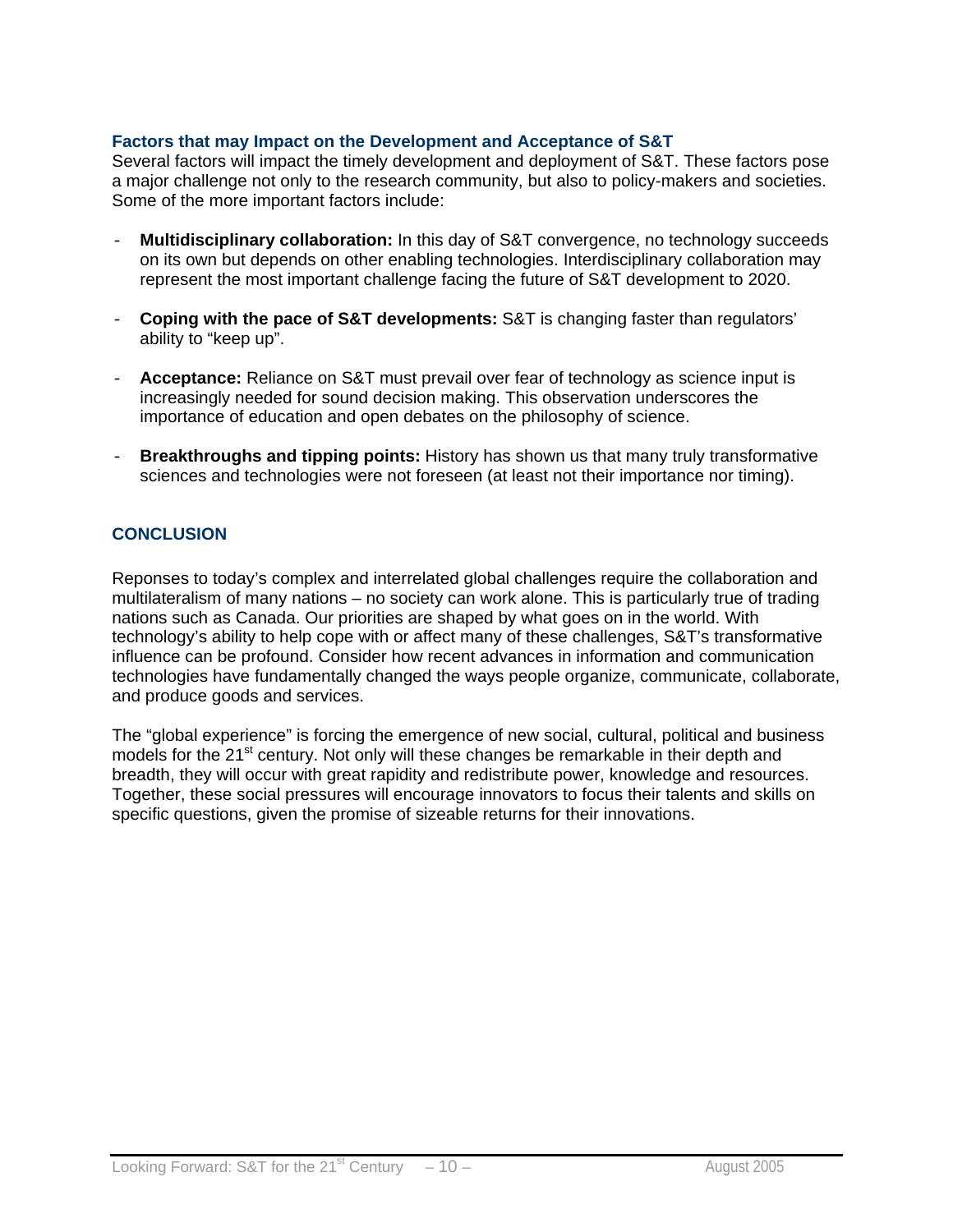### Factors that may Impact on the Development and Acceptance of S&T

Several factors will impact the timely development and deployment of S&T. These factors pose a major challenge not only to the research community, but also to policy-makers and societies. Some of the more important factors include:

- **Multidisciplinary collaboration:** In this day of S&T convergence, no technology succeeds on its own but depends on other enabling technologies. Interdisciplinary collaboration may represent the most important challenge facing the future of S&T development to 2020.

- **Coping with the pace of S&T developments:** S&T is changing faster than regulators' ability to "keep up".

- **Acceptance:** Reliance on S&T must prevail over fear of technology as science input is increasingly needed for sound decision making. This observation underscores the importance of education and open debates on the philosophy of science.

- **Breakthroughs and tipping points:** History has shown us that many truly transformative sciences and technologies were not foreseen (at least not their importance nor timing).

## CONCLUSION

Reponses to today's complex and interrelated global challenges require the collaboration and multilateralism of many nations – no society can work alone. This is particularly true of trading nations such as Canada. Our priorities are shaped by what goes on in the world. With technology's ability to help cope with or affect many of these challenges, S&T's transformative influence can be profound. Consider how recent advances in information and communication technologies have fundamentally changed the ways people organize, communicate, collaborate, and produce goods and services.

The "global experience" is forcing the emergence of new social, cultural, political and business models for the 21st century. Not only will these changes be remarkable in their depth and breadth, they will occur with great rapidity and redistribute power, knowledge and resources. Together, these social pressures will encourage innovators to focus their talents and skills on specific questions, given the promise of sizeable returns for their innovations.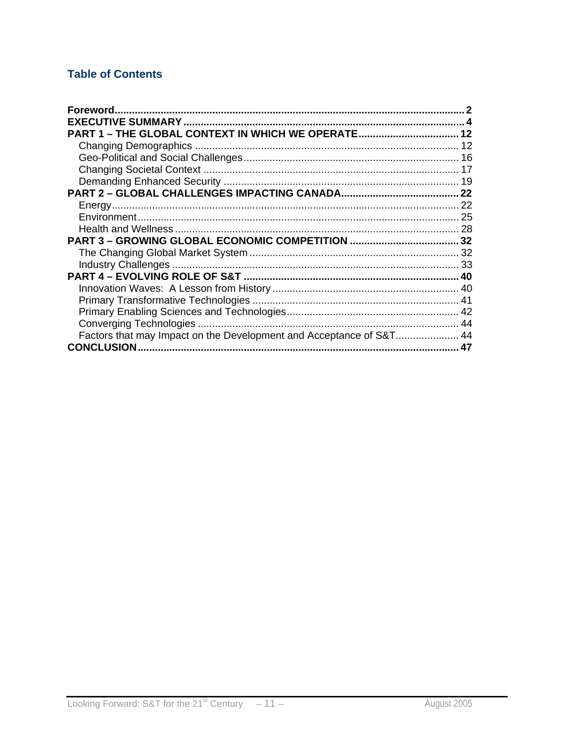## Table of Contents

**Foreword** ........ 2
**EXECUTIVE SUMMARY** ........ 4
**PART 1 – THE GLOBAL CONTEXT IN WHICH WE OPERATE** ........ 12
- Changing Demographics ........ 12
- Geo-Political and Social Challenges ........ 16
- Changing Societal Context ........ 17
- Demanding Enhanced Security ........ 19

**PART 2 – GLOBAL CHALLENGES IMPACTING CANADA** ........ 22
- Energy ........ 22
- Environment ........ 25
- Health and Wellness ........ 28

**PART 3 – GROWING GLOBAL ECONOMIC COMPETITION** ........ 32
- The Changing Global Market System ........ 32
- Industry Challenges ........ 33

**PART 4 – EVOLVING ROLE OF S&T** ........ 40
- Innovation Waves: A Lesson from History ........ 40
- Primary Transformative Technologies ........ 41
- Primary Enabling Sciences and Technologies ........ 42
- Converging Technologies ........ 44
- Factors that may Impact on the Development and Acceptance of S&T ........ 44

**CONCLUSION** ........ 47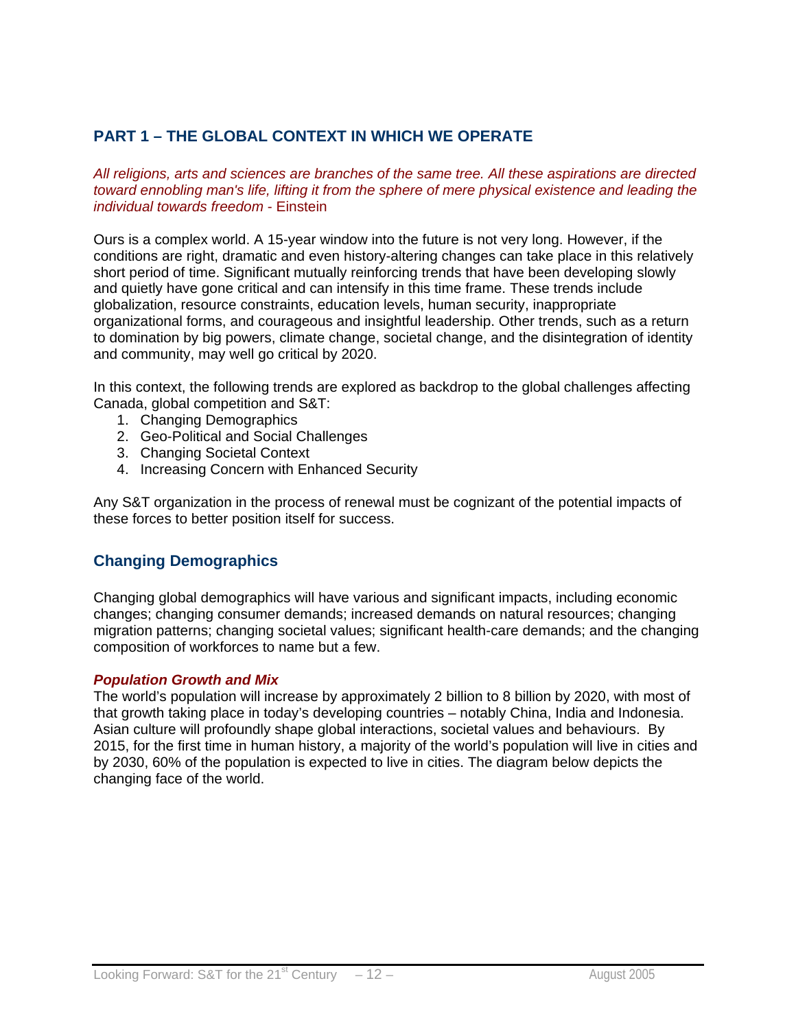## PART 1 – THE GLOBAL CONTEXT IN WHICH WE OPERATE

*All religions, arts and sciences are branches of the same tree. All these aspirations are directed toward ennobling man's life, lifting it from the sphere of mere physical existence and leading the individual towards freedom* - Einstein

Ours is a complex world. A 15-year window into the future is not very long. However, if the conditions are right, dramatic and even history-altering changes can take place in this relatively short period of time. Significant mutually reinforcing trends that have been developing slowly and quietly have gone critical and can intensify in this time frame. These trends include globalization, resource constraints, education levels, human security, inappropriate organizational forms, and courageous and insightful leadership. Other trends, such as a return to domination by big powers, climate change, societal change, and the disintegration of identity and community, may well go critical by 2020.

In this context, the following trends are explored as backdrop to the global challenges affecting Canada, global competition and S&T:

1. Changing Demographics
2. Geo-Political and Social Challenges
3. Changing Societal Context
4. Increasing Concern with Enhanced Security

Any S&T organization in the process of renewal must be cognizant of the potential impacts of these forces to better position itself for success.

### Changing Demographics

Changing global demographics will have various and significant impacts, including economic changes; changing consumer demands; increased demands on natural resources; changing migration patterns; changing societal values; significant health-care demands; and the changing composition of workforces to name but a few.

***Population Growth and Mix***

The world's population will increase by approximately 2 billion to 8 billion by 2020, with most of that growth taking place in today's developing countries – notably China, India and Indonesia. Asian culture will profoundly shape global interactions, societal values and behaviours. By 2015, for the first time in human history, a majority of the world's population will live in cities and by 2030, 60% of the population is expected to live in cities. The diagram below depicts the changing face of the world.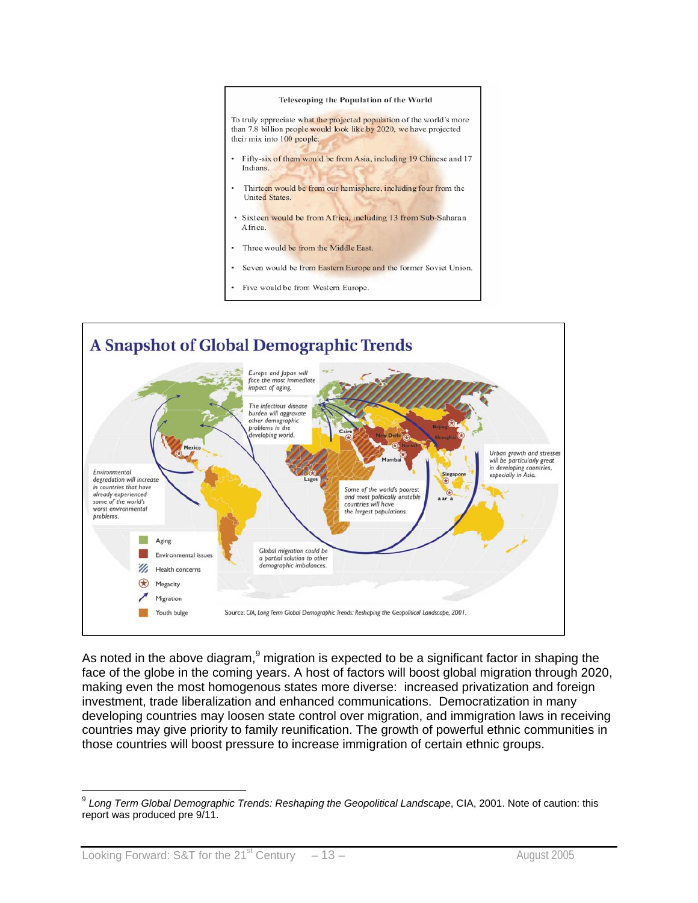**Telescoping the Population of the World**

To truly appreciate what the projected population of the world's more than 7.8 billion people would look like by 2020, we have projected their mix into 100 people:

- Fifty-six of them would be from Asia, including 19 Chinese and 17 Indians.
- Thirteen would be from our hemisphere, including four from the United States.
- Sixteen would be from Africa, including 13 from Sub-Saharan Africa.
- Three would be from the Middle East.
- Seven would be from Eastern Europe and the former Soviet Union.
- Five would be from Western Europe.

## A Snapshot of Global Demographic Trends

*Europe and Japan will face the most immediate impact of aging.*

*The infectious disease burden will aggravate other demographic problems in the developing world.*

*Urban growth and stresses will be particularly great in developing countries, especially in Asia.*

*Environmental degradation will increase in countries that have already experienced some of the world's worst environmental problems.*

*Some of the world's poorest and most politically unstable countries will have the largest populations.*

*Global migration could be a partial solution to other demographic imbalances.*

Mexico, Lagos, Cairo, New Delhi, Karachi, Mumbai, Beijing, Shanghai, Singapore, Jakarta

Aging; Environmental issues; Health concerns; Megacity; Migration; Youth bulge

Source: CIA, *Long Term Global Demographic Trends: Reshaping the Geopolitical Landscape*, 2001.

As noted in the above diagram,[9] migration is expected to be a significant factor in shaping the face of the globe in the coming years. A host of factors will boost global migration through 2020, making even the most homogenous states more diverse: increased privatization and foreign investment, trade liberalization and enhanced communications. Democratization in many developing countries may loosen state control over migration, and immigration laws in receiving countries may give priority to family reunification. The growth of powerful ethnic communities in those countries will boost pressure to increase immigration of certain ethnic groups.

[9] *Long Term Global Demographic Trends: Reshaping the Geopolitical Landscape*, CIA, 2001. Note of caution: this report was produced pre 9/11.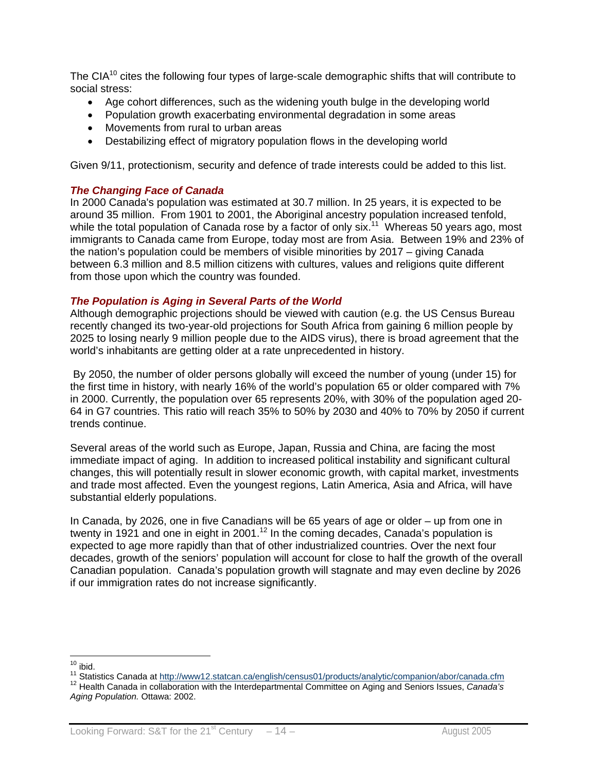The CIA[10] cites the following four types of large-scale demographic shifts that will contribute to social stress:

- Age cohort differences, such as the widening youth bulge in the developing world
- Population growth exacerbating environmental degradation in some areas
- Movements from rural to urban areas
- Destabilizing effect of migratory population flows in the developing world

Given 9/11, protectionism, security and defence of trade interests could be added to this list.

### *The Changing Face of Canada*

In 2000 Canada's population was estimated at 30.7 million. In 25 years, it is expected to be around 35 million. From 1901 to 2001, the Aboriginal ancestry population increased tenfold, while the total population of Canada rose by a factor of only six.[11] Whereas 50 years ago, most immigrants to Canada came from Europe, today most are from Asia. Between 19% and 23% of the nation's population could be members of visible minorities by 2017 – giving Canada between 6.3 million and 8.5 million citizens with cultures, values and religions quite different from those upon which the country was founded.

### *The Population is Aging in Several Parts of the World*

Although demographic projections should be viewed with caution (e.g. the US Census Bureau recently changed its two-year-old projections for South Africa from gaining 6 million people by 2025 to losing nearly 9 million people due to the AIDS virus), there is broad agreement that the world's inhabitants are getting older at a rate unprecedented in history.

By 2050, the number of older persons globally will exceed the number of young (under 15) for the first time in history, with nearly 16% of the world's population 65 or older compared with 7% in 2000. Currently, the population over 65 represents 20%, with 30% of the population aged 20-64 in G7 countries. This ratio will reach 35% to 50% by 2030 and 40% to 70% by 2050 if current trends continue.

Several areas of the world such as Europe, Japan, Russia and China, are facing the most immediate impact of aging. In addition to increased political instability and significant cultural changes, this will potentially result in slower economic growth, with capital market, investments and trade most affected. Even the youngest regions, Latin America, Asia and Africa, will have substantial elderly populations.

In Canada, by 2026, one in five Canadians will be 65 years of age or older – up from one in twenty in 1921 and one in eight in 2001.[12] In the coming decades, Canada's population is expected to age more rapidly than that of other industrialized countries. Over the next four decades, growth of the seniors' population will account for close to half the growth of the overall Canadian population. Canada's population growth will stagnate and may even decline by 2026 if our immigration rates do not increase significantly.

---

[10] ibid.

[11] Statistics Canada at http://www12.statcan.ca/english/census01/products/analytic/companion/abor/canada.cfm

[12] Health Canada in collaboration with the Interdepartmental Committee on Aging and Seniors Issues, *Canada's Aging Population.* Ottawa: 2002.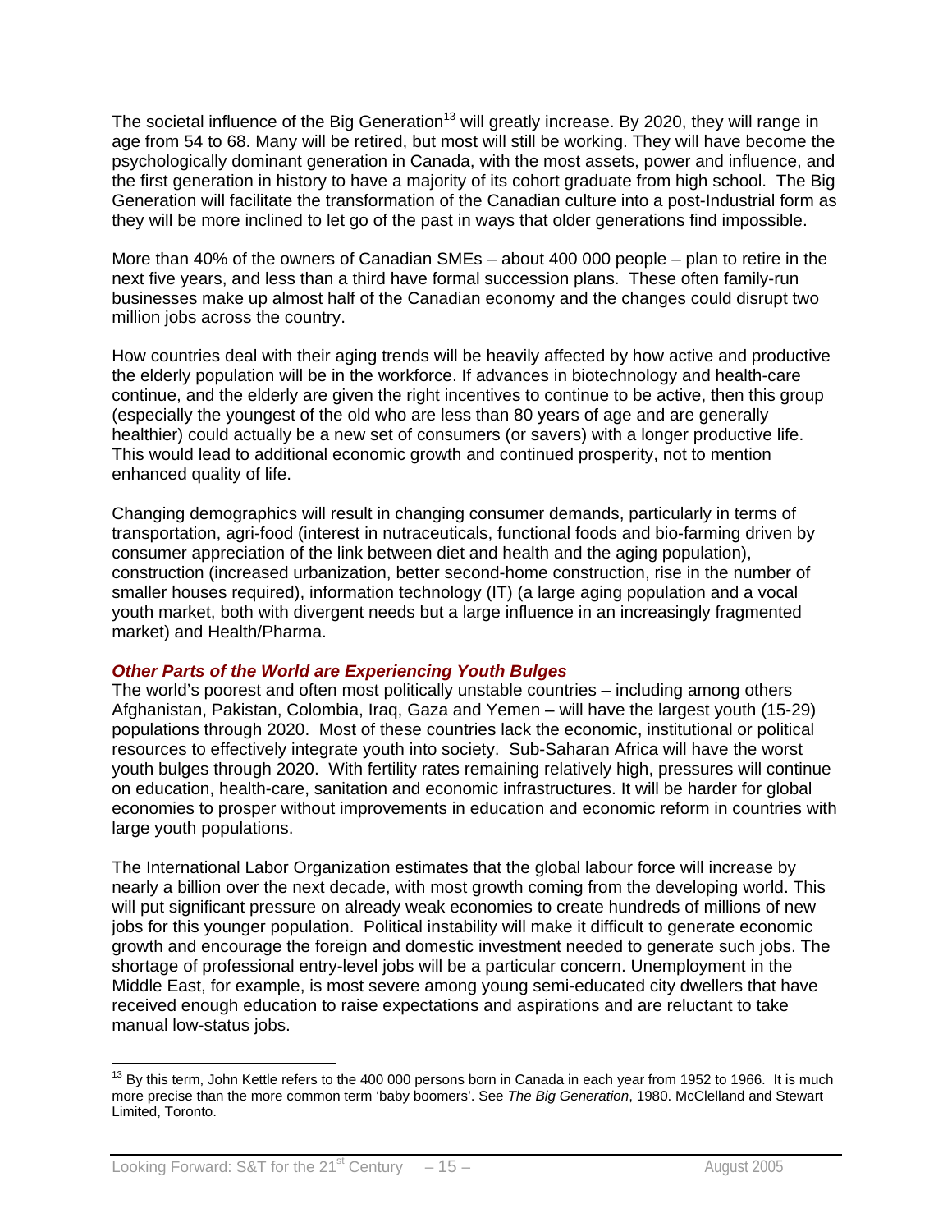The societal influence of the Big Generation[13] will greatly increase. By 2020, they will range in age from 54 to 68. Many will be retired, but most will still be working. They will have become the psychologically dominant generation in Canada, with the most assets, power and influence, and the first generation in history to have a majority of its cohort graduate from high school. The Big Generation will facilitate the transformation of the Canadian culture into a post-Industrial form as they will be more inclined to let go of the past in ways that older generations find impossible.

More than 40% of the owners of Canadian SMEs – about 400 000 people – plan to retire in the next five years, and less than a third have formal succession plans. These often family-run businesses make up almost half of the Canadian economy and the changes could disrupt two million jobs across the country.

How countries deal with their aging trends will be heavily affected by how active and productive the elderly population will be in the workforce. If advances in biotechnology and health-care continue, and the elderly are given the right incentives to continue to be active, then this group (especially the youngest of the old who are less than 80 years of age and are generally healthier) could actually be a new set of consumers (or savers) with a longer productive life. This would lead to additional economic growth and continued prosperity, not to mention enhanced quality of life.

Changing demographics will result in changing consumer demands, particularly in terms of transportation, agri-food (interest in nutraceuticals, functional foods and bio-farming driven by consumer appreciation of the link between diet and health and the aging population), construction (increased urbanization, better second-home construction, rise in the number of smaller houses required), information technology (IT) (a large aging population and a vocal youth market, both with divergent needs but a large influence in an increasingly fragmented market) and Health/Pharma.

### *Other Parts of the World are Experiencing Youth Bulges*

The world's poorest and often most politically unstable countries – including among others Afghanistan, Pakistan, Colombia, Iraq, Gaza and Yemen – will have the largest youth (15-29) populations through 2020. Most of these countries lack the economic, institutional or political resources to effectively integrate youth into society. Sub-Saharan Africa will have the worst youth bulges through 2020. With fertility rates remaining relatively high, pressures will continue on education, health-care, sanitation and economic infrastructures. It will be harder for global economies to prosper without improvements in education and economic reform in countries with large youth populations.

The International Labor Organization estimates that the global labour force will increase by nearly a billion over the next decade, with most growth coming from the developing world. This will put significant pressure on already weak economies to create hundreds of millions of new jobs for this younger population. Political instability will make it difficult to generate economic growth and encourage the foreign and domestic investment needed to generate such jobs. The shortage of professional entry-level jobs will be a particular concern. Unemployment in the Middle East, for example, is most severe among young semi-educated city dwellers that have received enough education to raise expectations and aspirations and are reluctant to take manual low-status jobs.

---

[13] By this term, John Kettle refers to the 400 000 persons born in Canada in each year from 1952 to 1966. It is much more precise than the more common term 'baby boomers'. See *The Big Generation*, 1980. McClelland and Stewart Limited, Toronto.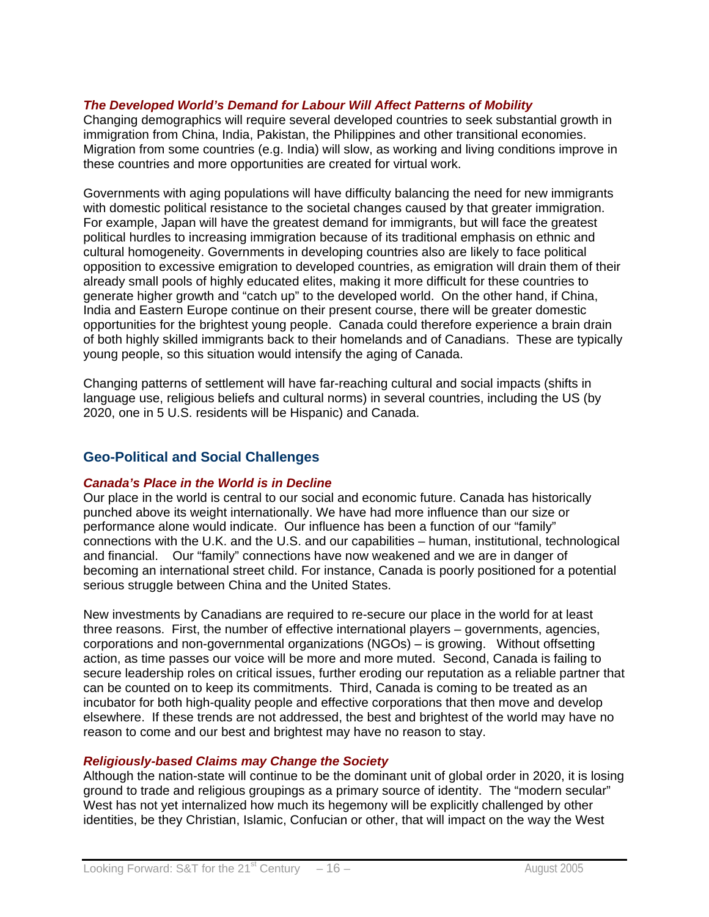### *The Developed World's Demand for Labour Will Affect Patterns of Mobility*

Changing demographics will require several developed countries to seek substantial growth in immigration from China, India, Pakistan, the Philippines and other transitional economies. Migration from some countries (e.g. India) will slow, as working and living conditions improve in these countries and more opportunities are created for virtual work.

Governments with aging populations will have difficulty balancing the need for new immigrants with domestic political resistance to the societal changes caused by that greater immigration. For example, Japan will have the greatest demand for immigrants, but will face the greatest political hurdles to increasing immigration because of its traditional emphasis on ethnic and cultural homogeneity. Governments in developing countries also are likely to face political opposition to excessive emigration to developed countries, as emigration will drain them of their already small pools of highly educated elites, making it more difficult for these countries to generate higher growth and "catch up" to the developed world. On the other hand, if China, India and Eastern Europe continue on their present course, there will be greater domestic opportunities for the brightest young people. Canada could therefore experience a brain drain of both highly skilled immigrants back to their homelands and of Canadians. These are typically young people, so this situation would intensify the aging of Canada.

Changing patterns of settlement will have far-reaching cultural and social impacts (shifts in language use, religious beliefs and cultural norms) in several countries, including the US (by 2020, one in 5 U.S. residents will be Hispanic) and Canada.

## Geo-Political and Social Challenges

### *Canada's Place in the World is in Decline*

Our place in the world is central to our social and economic future. Canada has historically punched above its weight internationally. We have had more influence than our size or performance alone would indicate. Our influence has been a function of our "family" connections with the U.K. and the U.S. and our capabilities – human, institutional, technological and financial. Our "family" connections have now weakened and we are in danger of becoming an international street child. For instance, Canada is poorly positioned for a potential serious struggle between China and the United States.

New investments by Canadians are required to re-secure our place in the world for at least three reasons. First, the number of effective international players – governments, agencies, corporations and non-governmental organizations (NGOs) – is growing. Without offsetting action, as time passes our voice will be more and more muted. Second, Canada is failing to secure leadership roles on critical issues, further eroding our reputation as a reliable partner that can be counted on to keep its commitments. Third, Canada is coming to be treated as an incubator for both high-quality people and effective corporations that then move and develop elsewhere. If these trends are not addressed, the best and brightest of the world may have no reason to come and our best and brightest may have no reason to stay.

### *Religiously-based Claims may Change the Society*

Although the nation-state will continue to be the dominant unit of global order in 2020, it is losing ground to trade and religious groupings as a primary source of identity. The "modern secular" West has not yet internalized how much its hegemony will be explicitly challenged by other identities, be they Christian, Islamic, Confucian or other, that will impact on the way the West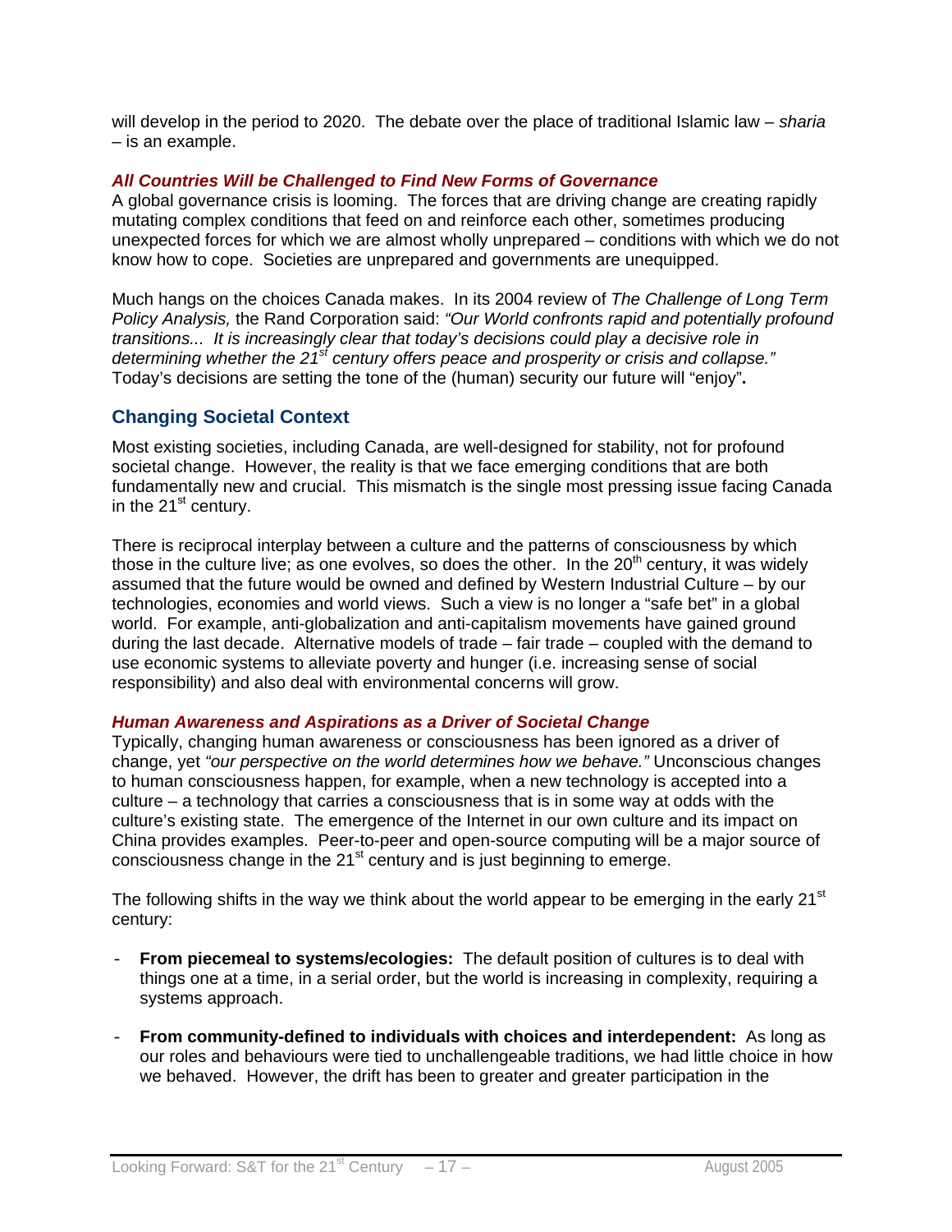will develop in the period to 2020. The debate over the place of traditional Islamic law – *sharia* – is an example.

### *All Countries Will be Challenged to Find New Forms of Governance*

A global governance crisis is looming. The forces that are driving change are creating rapidly mutating complex conditions that feed on and reinforce each other, sometimes producing unexpected forces for which we are almost wholly unprepared – conditions with which we do not know how to cope. Societies are unprepared and governments are unequipped.

Much hangs on the choices Canada makes. In its 2004 review of *The Challenge of Long Term Policy Analysis,* the Rand Corporation said: *"Our World confronts rapid and potentially profound transitions... It is increasingly clear that today's decisions could play a decisive role in determining whether the 21st century offers peace and prosperity or crisis and collapse."* Today's decisions are setting the tone of the (human) security our future will "enjoy"**.**

## Changing Societal Context

Most existing societies, including Canada, are well-designed for stability, not for profound societal change. However, the reality is that we face emerging conditions that are both fundamentally new and crucial. This mismatch is the single most pressing issue facing Canada in the 21st century.

There is reciprocal interplay between a culture and the patterns of consciousness by which those in the culture live; as one evolves, so does the other. In the 20th century, it was widely assumed that the future would be owned and defined by Western Industrial Culture – by our technologies, economies and world views. Such a view is no longer a "safe bet" in a global world. For example, anti-globalization and anti-capitalism movements have gained ground during the last decade. Alternative models of trade – fair trade – coupled with the demand to use economic systems to alleviate poverty and hunger (i.e. increasing sense of social responsibility) and also deal with environmental concerns will grow.

### *Human Awareness and Aspirations as a Driver of Societal Change*

Typically, changing human awareness or consciousness has been ignored as a driver of change, yet *"our perspective on the world determines how we behave."* Unconscious changes to human consciousness happen, for example, when a new technology is accepted into a culture – a technology that carries a consciousness that is in some way at odds with the culture's existing state. The emergence of the Internet in our own culture and its impact on China provides examples. Peer-to-peer and open-source computing will be a major source of consciousness change in the 21st century and is just beginning to emerge.

The following shifts in the way we think about the world appear to be emerging in the early 21st century:

- **From piecemeal to systems/ecologies:** The default position of cultures is to deal with things one at a time, in a serial order, but the world is increasing in complexity, requiring a systems approach.
- **From community-defined to individuals with choices and interdependent:** As long as our roles and behaviours were tied to unchallengeable traditions, we had little choice in how we behaved. However, the drift has been to greater and greater participation in the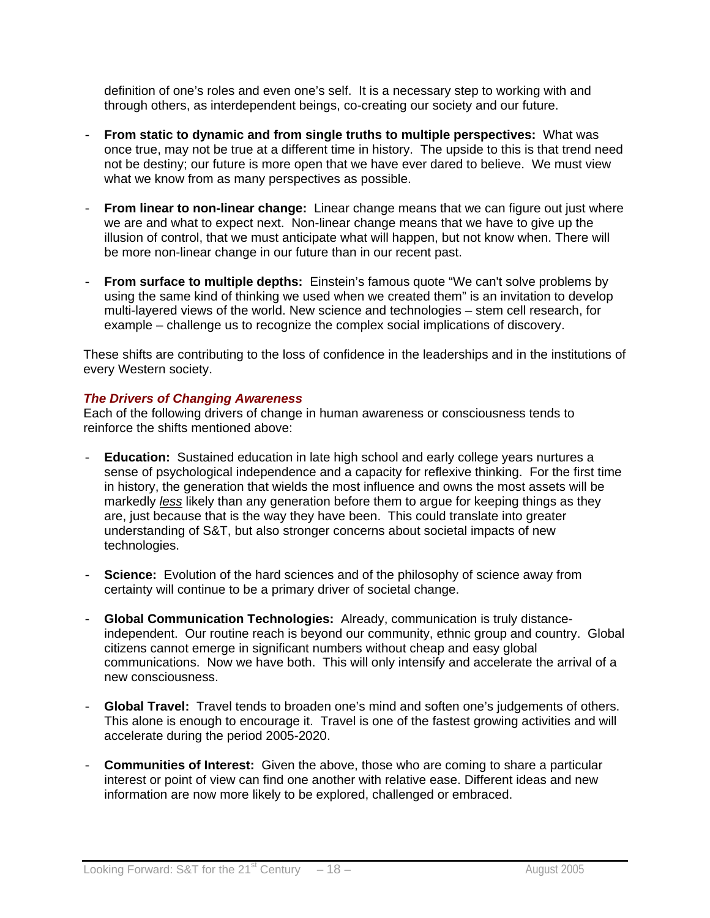definition of one's roles and even one's self. It is a necessary step to working with and through others, as interdependent beings, co-creating our society and our future.

- **From static to dynamic and from single truths to multiple perspectives:** What was once true, may not be true at a different time in history. The upside to this is that trend need not be destiny; our future is more open that we have ever dared to believe. We must view what we know from as many perspectives as possible.

- **From linear to non-linear change:** Linear change means that we can figure out just where we are and what to expect next. Non-linear change means that we have to give up the illusion of control, that we must anticipate what will happen, but not know when. There will be more non-linear change in our future than in our recent past.

- **From surface to multiple depths:** Einstein's famous quote "We can't solve problems by using the same kind of thinking we used when we created them" is an invitation to develop multi-layered views of the world. New science and technologies – stem cell research, for example – challenge us to recognize the complex social implications of discovery.

These shifts are contributing to the loss of confidence in the leaderships and in the institutions of every Western society.

### *The Drivers of Changing Awareness*

Each of the following drivers of change in human awareness or consciousness tends to reinforce the shifts mentioned above:

- **Education:** Sustained education in late high school and early college years nurtures a sense of psychological independence and a capacity for reflexive thinking. For the first time in history, the generation that wields the most influence and owns the most assets will be markedly *less* likely than any generation before them to argue for keeping things as they are, just because that is the way they have been. This could translate into greater understanding of S&T, but also stronger concerns about societal impacts of new technologies.

- **Science:** Evolution of the hard sciences and of the philosophy of science away from certainty will continue to be a primary driver of societal change.

- **Global Communication Technologies:** Already, communication is truly distance-independent. Our routine reach is beyond our community, ethnic group and country. Global citizens cannot emerge in significant numbers without cheap and easy global communications. Now we have both. This will only intensify and accelerate the arrival of a new consciousness.

- **Global Travel:** Travel tends to broaden one's mind and soften one's judgements of others. This alone is enough to encourage it. Travel is one of the fastest growing activities and will accelerate during the period 2005-2020.

- **Communities of Interest:** Given the above, those who are coming to share a particular interest or point of view can find one another with relative ease. Different ideas and new information are now more likely to be explored, challenged or embraced.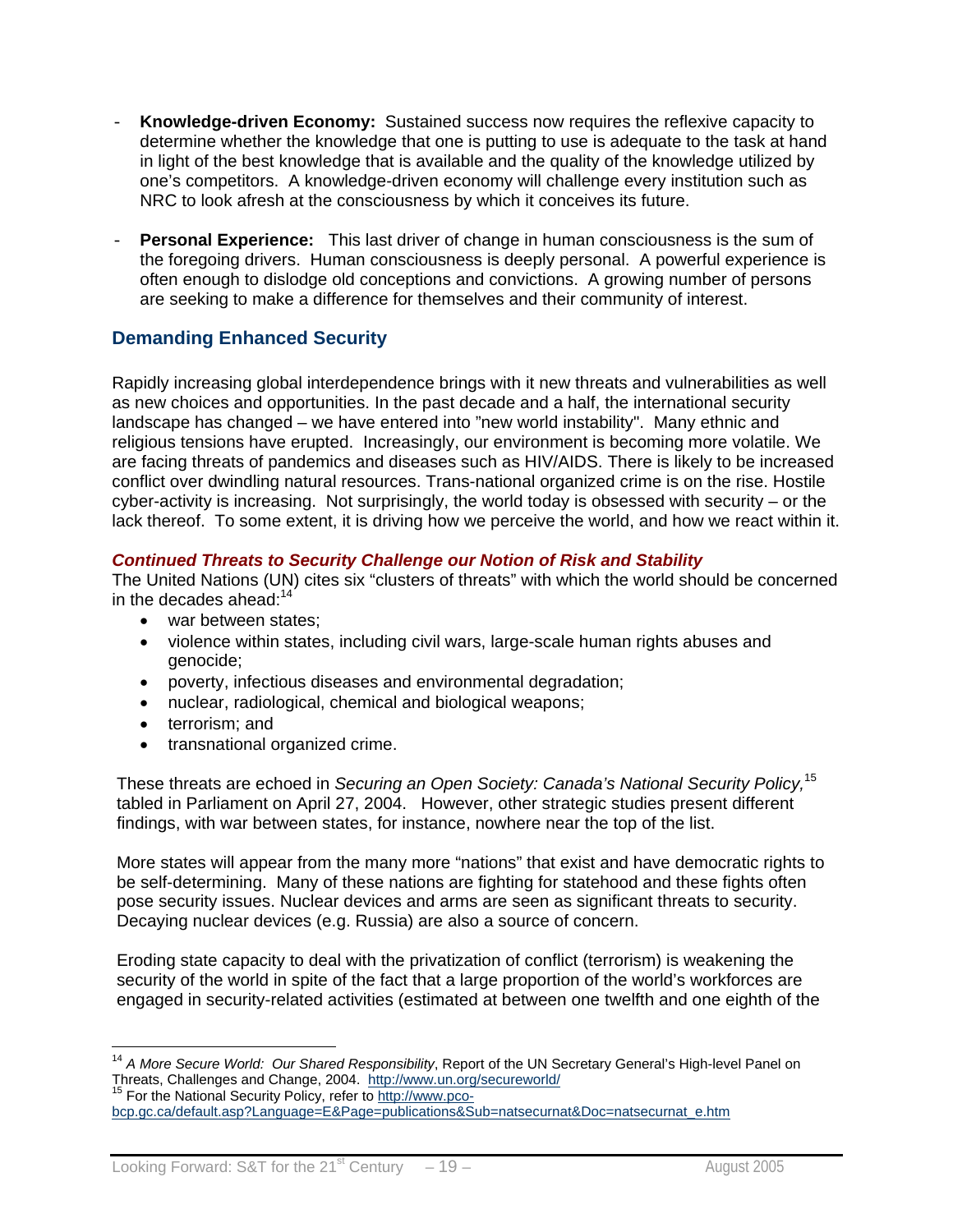- **Knowledge-driven Economy:** Sustained success now requires the reflexive capacity to determine whether the knowledge that one is putting to use is adequate to the task at hand in light of the best knowledge that is available and the quality of the knowledge utilized by one's competitors. A knowledge-driven economy will challenge every institution such as NRC to look afresh at the consciousness by which it conceives its future.

- **Personal Experience:** This last driver of change in human consciousness is the sum of the foregoing drivers. Human consciousness is deeply personal. A powerful experience is often enough to dislodge old conceptions and convictions. A growing number of persons are seeking to make a difference for themselves and their community of interest.

## Demanding Enhanced Security

Rapidly increasing global interdependence brings with it new threats and vulnerabilities as well as new choices and opportunities. In the past decade and a half, the international security landscape has changed – we have entered into "new world instability". Many ethnic and religious tensions have erupted. Increasingly, our environment is becoming more volatile. We are facing threats of pandemics and diseases such as HIV/AIDS. There is likely to be increased conflict over dwindling natural resources. Trans-national organized crime is on the rise. Hostile cyber-activity is increasing. Not surprisingly, the world today is obsessed with security – or the lack thereof. To some extent, it is driving how we perceive the world, and how we react within it.

### *Continued Threats to Security Challenge our Notion of Risk and Stability*

The United Nations (UN) cites six "clusters of threats" with which the world should be concerned in the decades ahead:[14]

- war between states;
- violence within states, including civil wars, large-scale human rights abuses and genocide;
- poverty, infectious diseases and environmental degradation;
- nuclear, radiological, chemical and biological weapons;
- terrorism; and
- transnational organized crime.

These threats are echoed in *Securing an Open Society: Canada's National Security Policy,*[15] tabled in Parliament on April 27, 2004. However, other strategic studies present different findings, with war between states, for instance, nowhere near the top of the list.

More states will appear from the many more "nations" that exist and have democratic rights to be self-determining. Many of these nations are fighting for statehood and these fights often pose security issues. Nuclear devices and arms are seen as significant threats to security. Decaying nuclear devices (e.g. Russia) are also a source of concern.

Eroding state capacity to deal with the privatization of conflict (terrorism) is weakening the security of the world in spite of the fact that a large proportion of the world's workforces are engaged in security-related activities (estimated at between one twelfth and one eighth of the

---

[14] *A More Secure World: Our Shared Responsibility*, Report of the UN Secretary General's High-level Panel on Threats, Challenges and Change, 2004. http://www.un.org/secureworld/

[15] For the National Security Policy, refer to http://www.pco-bcp.gc.ca/default.asp?Language=E&Page=publications&Sub=natsecurnat&Doc=natsecurnat_e.htm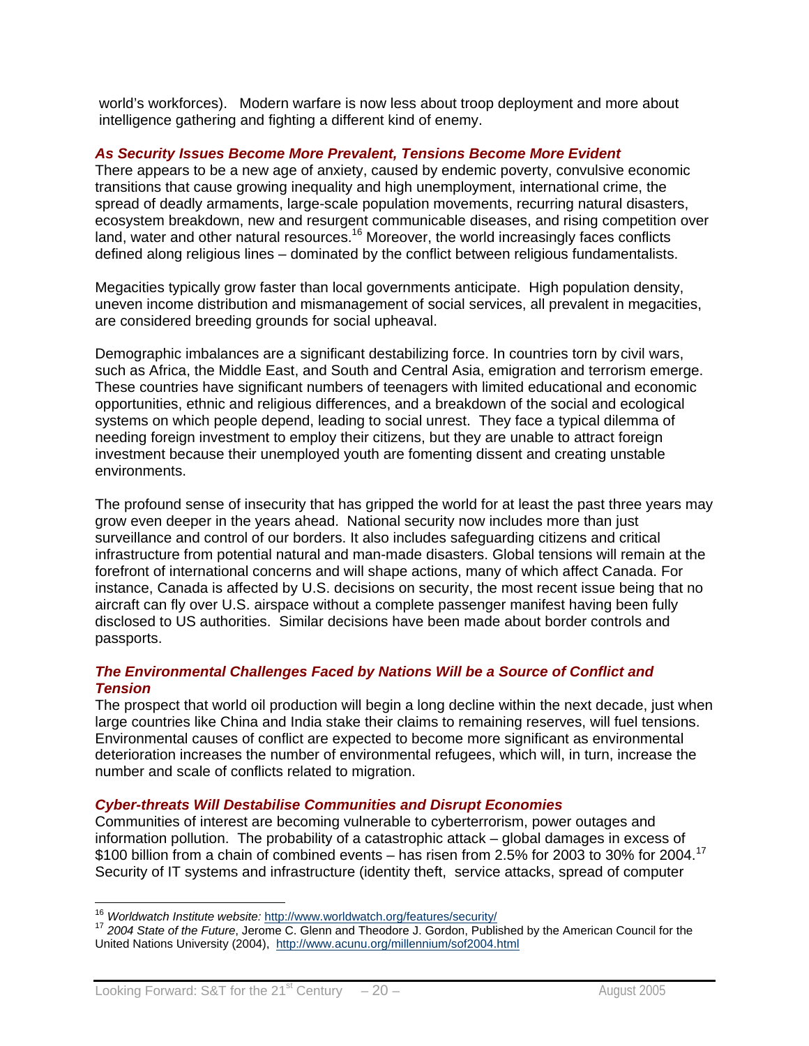world's workforces). Modern warfare is now less about troop deployment and more about intelligence gathering and fighting a different kind of enemy.

### *As Security Issues Become More Prevalent, Tensions Become More Evident*

There appears to be a new age of anxiety, caused by endemic poverty, convulsive economic transitions that cause growing inequality and high unemployment, international crime, the spread of deadly armaments, large-scale population movements, recurring natural disasters, ecosystem breakdown, new and resurgent communicable diseases, and rising competition over land, water and other natural resources.[16] Moreover, the world increasingly faces conflicts defined along religious lines – dominated by the conflict between religious fundamentalists.

Megacities typically grow faster than local governments anticipate. High population density, uneven income distribution and mismanagement of social services, all prevalent in megacities, are considered breeding grounds for social upheaval.

Demographic imbalances are a significant destabilizing force. In countries torn by civil wars, such as Africa, the Middle East, and South and Central Asia, emigration and terrorism emerge. These countries have significant numbers of teenagers with limited educational and economic opportunities, ethnic and religious differences, and a breakdown of the social and ecological systems on which people depend, leading to social unrest. They face a typical dilemma of needing foreign investment to employ their citizens, but they are unable to attract foreign investment because their unemployed youth are fomenting dissent and creating unstable environments.

The profound sense of insecurity that has gripped the world for at least the past three years may grow even deeper in the years ahead. National security now includes more than just surveillance and control of our borders. It also includes safeguarding citizens and critical infrastructure from potential natural and man-made disasters. Global tensions will remain at the forefront of international concerns and will shape actions, many of which affect Canada. For instance, Canada is affected by U.S. decisions on security, the most recent issue being that no aircraft can fly over U.S. airspace without a complete passenger manifest having been fully disclosed to US authorities. Similar decisions have been made about border controls and passports.

### *The Environmental Challenges Faced by Nations Will be a Source of Conflict and Tension*

The prospect that world oil production will begin a long decline within the next decade, just when large countries like China and India stake their claims to remaining reserves, will fuel tensions. Environmental causes of conflict are expected to become more significant as environmental deterioration increases the number of environmental refugees, which will, in turn, increase the number and scale of conflicts related to migration.

### *Cyber-threats Will Destabilise Communities and Disrupt Economies*

Communities of interest are becoming vulnerable to cyberterrorism, power outages and information pollution. The probability of a catastrophic attack – global damages in excess of \$100 billion from a chain of combined events – has risen from 2.5% for 2003 to 30% for 2004.[17] Security of IT systems and infrastructure (identity theft, service attacks, spread of computer

---

[16] *Worldwatch Institute website:* http://www.worldwatch.org/features/security/

[17] *2004 State of the Future*, Jerome C. Glenn and Theodore J. Gordon, Published by the American Council for the United Nations University (2004), http://www.acunu.org/millennium/sof2004.html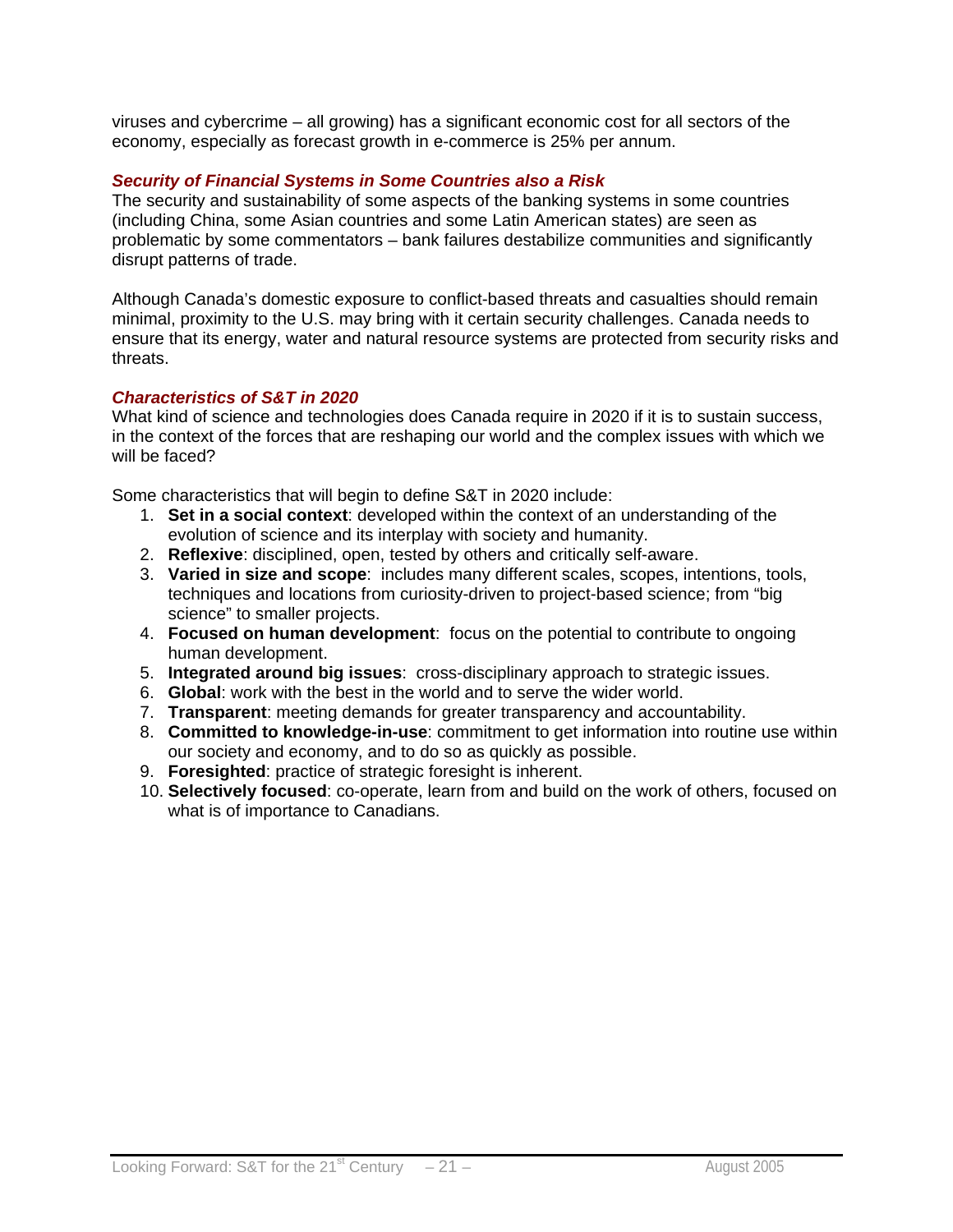viruses and cybercrime – all growing) has a significant economic cost for all sectors of the economy, especially as forecast growth in e-commerce is 25% per annum.

### *Security of Financial Systems in Some Countries also a Risk*

The security and sustainability of some aspects of the banking systems in some countries (including China, some Asian countries and some Latin American states) are seen as problematic by some commentators – bank failures destabilize communities and significantly disrupt patterns of trade.

Although Canada's domestic exposure to conflict-based threats and casualties should remain minimal, proximity to the U.S. may bring with it certain security challenges. Canada needs to ensure that its energy, water and natural resource systems are protected from security risks and threats.

### *Characteristics of S&T in 2020*

What kind of science and technologies does Canada require in 2020 if it is to sustain success, in the context of the forces that are reshaping our world and the complex issues with which we will be faced?

Some characteristics that will begin to define S&T in 2020 include:

1. **Set in a social context**: developed within the context of an understanding of the evolution of science and its interplay with society and humanity.
2. **Reflexive**: disciplined, open, tested by others and critically self-aware.
3. **Varied in size and scope**: includes many different scales, scopes, intentions, tools, techniques and locations from curiosity-driven to project-based science; from "big science" to smaller projects.
4. **Focused on human development**: focus on the potential to contribute to ongoing human development.
5. **Integrated around big issues**: cross-disciplinary approach to strategic issues.
6. **Global**: work with the best in the world and to serve the wider world.
7. **Transparent**: meeting demands for greater transparency and accountability.
8. **Committed to knowledge-in-use**: commitment to get information into routine use within our society and economy, and to do so as quickly as possible.
9. **Foresighted**: practice of strategic foresight is inherent.
10. **Selectively focused**: co-operate, learn from and build on the work of others, focused on what is of importance to Canadians.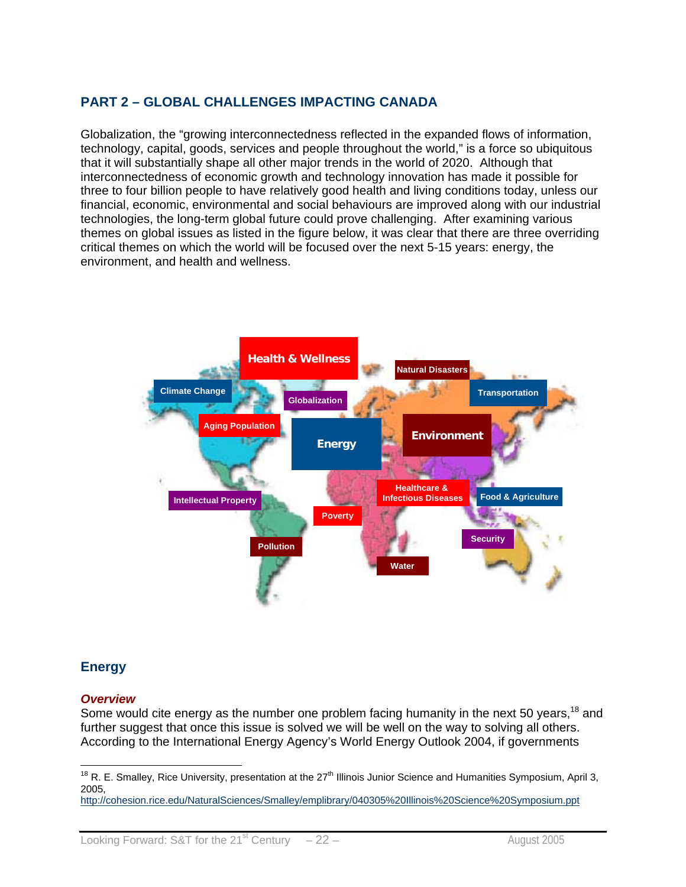## PART 2 – GLOBAL CHALLENGES IMPACTING CANADA

Globalization, the "growing interconnectedness reflected in the expanded flows of information, technology, capital, goods, services and people throughout the world," is a force so ubiquitous that it will substantially shape all other major trends in the world of 2020. Although that interconnectedness of economic growth and technology innovation has made it possible for three to four billion people to have relatively good health and living conditions today, unless our financial, economic, environmental and social behaviours are improved along with our industrial technologies, the long-term global future could prove challenging. After examining various themes on global issues as listed in the figure below, it was clear that there are three overriding critical themes on which the world will be focused over the next 5-15 years: energy, the environment, and health and wellness.

Health & Wellness
Natural Disasters
Climate Change
Globalization
Transportation
Aging Population
Energy
Environment
Healthcare & Infectious Diseases
Food & Agriculture
Intellectual Property
Poverty
Security
Pollution
Water

### Energy

#### *Overview*

Some would cite energy as the number one problem facing humanity in the next 50 years,[18] and further suggest that once this issue is solved we will be well on the way to solving all others. According to the International Energy Agency's World Energy Outlook 2004, if governments

---

[18] R. E. Smalley, Rice University, presentation at the 27th Illinois Junior Science and Humanities Symposium, April 3, 2005, http://cohesion.rice.edu/NaturalSciences/Smalley/emplibrary/040305%20Illinois%20Science%20Symposium.ppt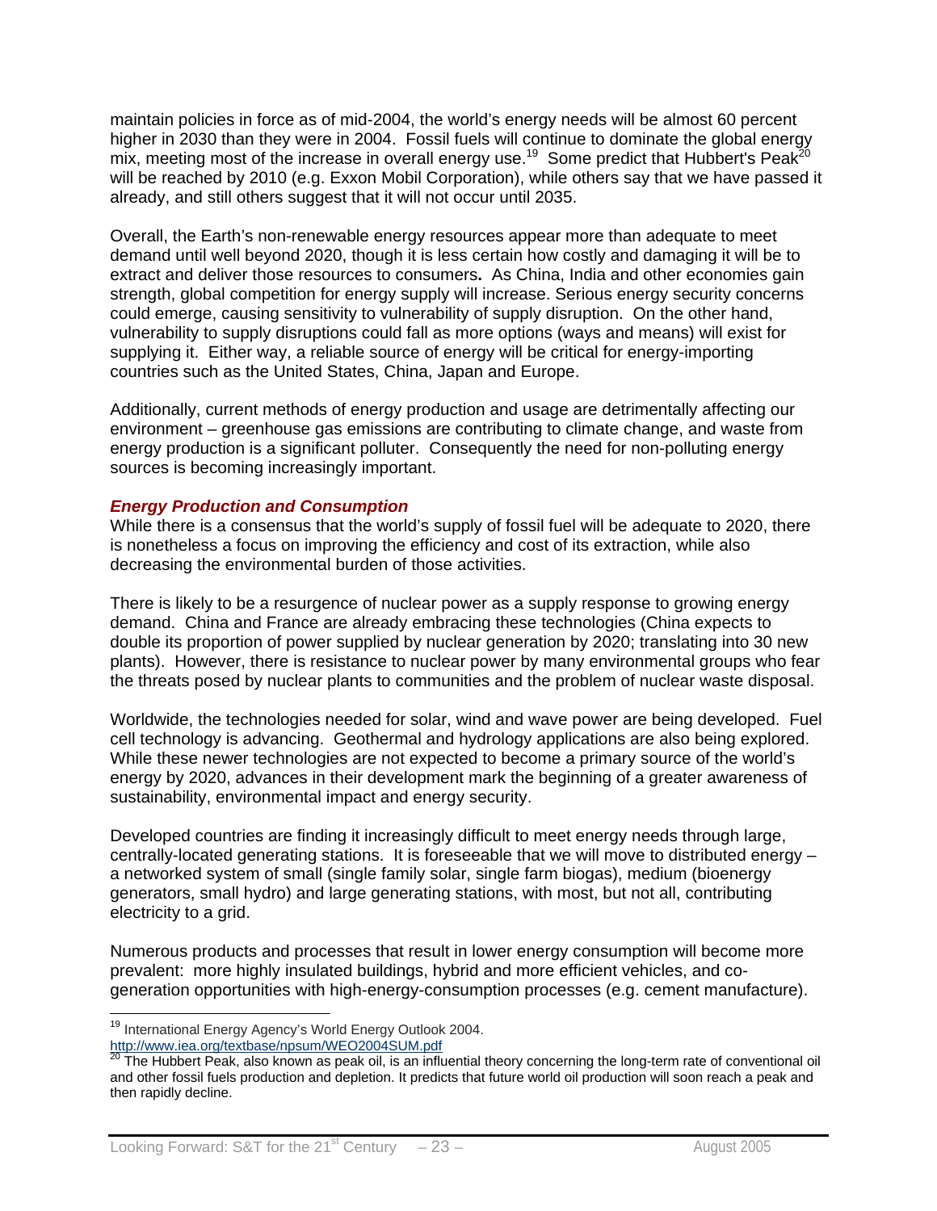maintain policies in force as of mid-2004, the world's energy needs will be almost 60 percent higher in 2030 than they were in 2004. Fossil fuels will continue to dominate the global energy mix, meeting most of the increase in overall energy use.[19] Some predict that Hubbert's Peak[20] will be reached by 2010 (e.g. Exxon Mobil Corporation), while others say that we have passed it already, and still others suggest that it will not occur until 2035.

Overall, the Earth's non-renewable energy resources appear more than adequate to meet demand until well beyond 2020, though it is less certain how costly and damaging it will be to extract and deliver those resources to consumers**.** As China, India and other economies gain strength, global competition for energy supply will increase. Serious energy security concerns could emerge, causing sensitivity to vulnerability of supply disruption. On the other hand, vulnerability to supply disruptions could fall as more options (ways and means) will exist for supplying it. Either way, a reliable source of energy will be critical for energy-importing countries such as the United States, China, Japan and Europe.

Additionally, current methods of energy production and usage are detrimentally affecting our environment – greenhouse gas emissions are contributing to climate change, and waste from energy production is a significant polluter. Consequently the need for non-polluting energy sources is becoming increasingly important.

### *Energy Production and Consumption*

While there is a consensus that the world's supply of fossil fuel will be adequate to 2020, there is nonetheless a focus on improving the efficiency and cost of its extraction, while also decreasing the environmental burden of those activities.

There is likely to be a resurgence of nuclear power as a supply response to growing energy demand. China and France are already embracing these technologies (China expects to double its proportion of power supplied by nuclear generation by 2020; translating into 30 new plants). However, there is resistance to nuclear power by many environmental groups who fear the threats posed by nuclear plants to communities and the problem of nuclear waste disposal.

Worldwide, the technologies needed for solar, wind and wave power are being developed. Fuel cell technology is advancing. Geothermal and hydrology applications are also being explored. While these newer technologies are not expected to become a primary source of the world's energy by 2020, advances in their development mark the beginning of a greater awareness of sustainability, environmental impact and energy security.

Developed countries are finding it increasingly difficult to meet energy needs through large, centrally-located generating stations. It is foreseeable that we will move to distributed energy – a networked system of small (single family solar, single farm biogas), medium (bioenergy generators, small hydro) and large generating stations, with most, but not all, contributing electricity to a grid.

Numerous products and processes that result in lower energy consumption will become more prevalent: more highly insulated buildings, hybrid and more efficient vehicles, and co-generation opportunities with high-energy-consumption processes (e.g. cement manufacture).

---

[19] International Energy Agency's World Energy Outlook 2004. http://www.iea.org/textbase/npsum/WEO2004SUM.pdf

[20] The Hubbert Peak, also known as peak oil, is an influential theory concerning the long-term rate of conventional oil and other fossil fuels production and depletion. It predicts that future world oil production will soon reach a peak and then rapidly decline.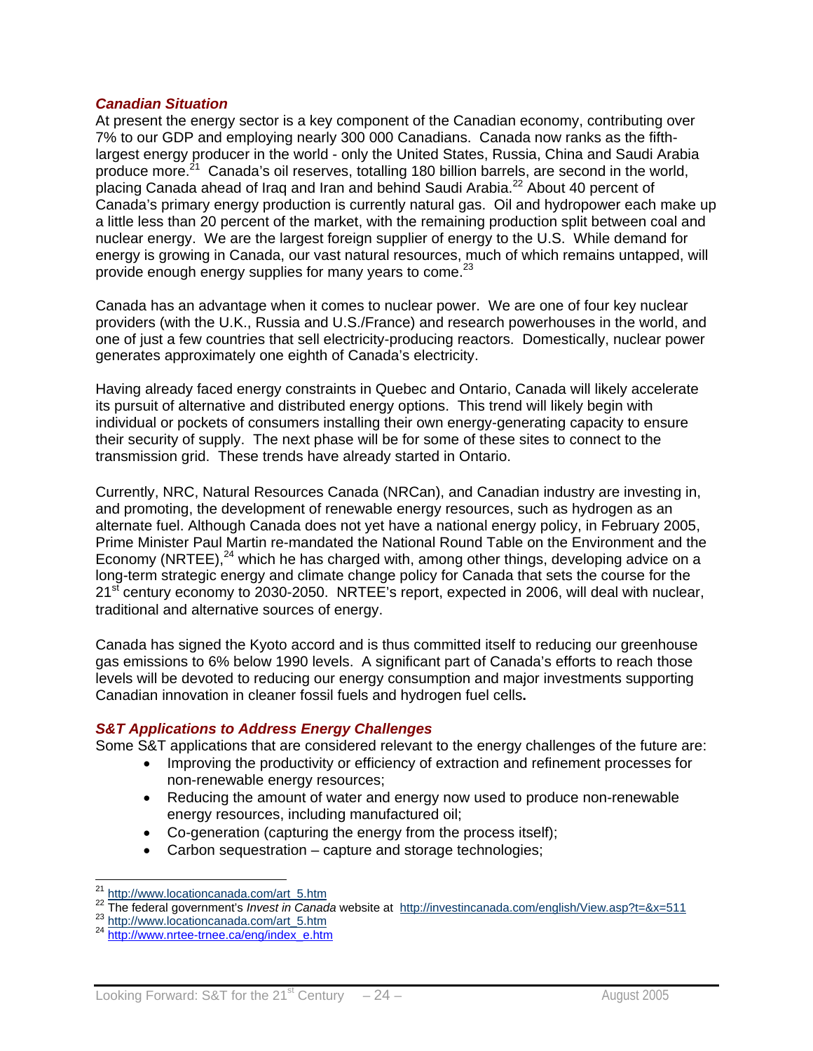### *Canadian Situation*

At present the energy sector is a key component of the Canadian economy, contributing over 7% to our GDP and employing nearly 300 000 Canadians. Canada now ranks as the fifth-largest energy producer in the world - only the United States, Russia, China and Saudi Arabia produce more.[21] Canada's oil reserves, totalling 180 billion barrels, are second in the world, placing Canada ahead of Iraq and Iran and behind Saudi Arabia.[22] About 40 percent of Canada's primary energy production is currently natural gas. Oil and hydropower each make up a little less than 20 percent of the market, with the remaining production split between coal and nuclear energy. We are the largest foreign supplier of energy to the U.S. While demand for energy is growing in Canada, our vast natural resources, much of which remains untapped, will provide enough energy supplies for many years to come.[23]

Canada has an advantage when it comes to nuclear power. We are one of four key nuclear providers (with the U.K., Russia and U.S./France) and research powerhouses in the world, and one of just a few countries that sell electricity-producing reactors. Domestically, nuclear power generates approximately one eighth of Canada's electricity.

Having already faced energy constraints in Quebec and Ontario, Canada will likely accelerate its pursuit of alternative and distributed energy options. This trend will likely begin with individual or pockets of consumers installing their own energy-generating capacity to ensure their security of supply. The next phase will be for some of these sites to connect to the transmission grid. These trends have already started in Ontario.

Currently, NRC, Natural Resources Canada (NRCan), and Canadian industry are investing in, and promoting, the development of renewable energy resources, such as hydrogen as an alternate fuel. Although Canada does not yet have a national energy policy, in February 2005, Prime Minister Paul Martin re-mandated the National Round Table on the Environment and the Economy (NRTEE),[24] which he has charged with, among other things, developing advice on a long-term strategic energy and climate change policy for Canada that sets the course for the 21st century economy to 2030-2050. NRTEE's report, expected in 2006, will deal with nuclear, traditional and alternative sources of energy.

Canada has signed the Kyoto accord and is thus committed itself to reducing our greenhouse gas emissions to 6% below 1990 levels. A significant part of Canada's efforts to reach those levels will be devoted to reducing our energy consumption and major investments supporting Canadian innovation in cleaner fossil fuels and hydrogen fuel cells**.**

### *S&T Applications to Address Energy Challenges*

Some S&T applications that are considered relevant to the energy challenges of the future are:

- Improving the productivity or efficiency of extraction and refinement processes for non-renewable energy resources;
- Reducing the amount of water and energy now used to produce non-renewable energy resources, including manufactured oil;
- Co-generation (capturing the energy from the process itself);
- Carbon sequestration – capture and storage technologies;

---

[21] http://www.locationcanada.com/art_5.htm

[22] The federal government's *Invest in Canada* website at http://investincanada.com/english/View.asp?t=&x=511

[23] http://www.locationcanada.com/art_5.htm

[24] http://www.nrtee-trnee.ca/eng/index_e.htm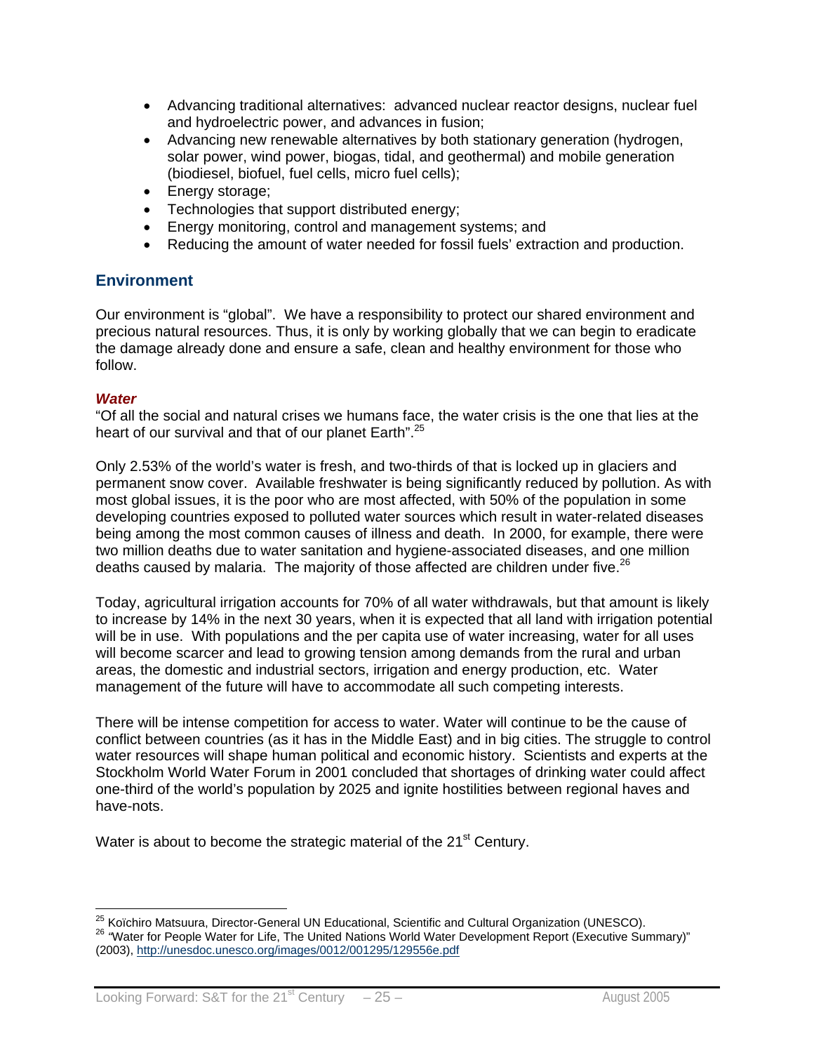- Advancing traditional alternatives: advanced nuclear reactor designs, nuclear fuel and hydroelectric power, and advances in fusion;
- Advancing new renewable alternatives by both stationary generation (hydrogen, solar power, wind power, biogas, tidal, and geothermal) and mobile generation (biodiesel, biofuel, fuel cells, micro fuel cells);
- Energy storage;
- Technologies that support distributed energy;
- Energy monitoring, control and management systems; and
- Reducing the amount of water needed for fossil fuels' extraction and production.

## Environment

Our environment is "global". We have a responsibility to protect our shared environment and precious natural resources. Thus, it is only by working globally that we can begin to eradicate the damage already done and ensure a safe, clean and healthy environment for those who follow.

### *Water*

"Of all the social and natural crises we humans face, the water crisis is the one that lies at the heart of our survival and that of our planet Earth".[25]

Only 2.53% of the world's water is fresh, and two-thirds of that is locked up in glaciers and permanent snow cover. Available freshwater is being significantly reduced by pollution. As with most global issues, it is the poor who are most affected, with 50% of the population in some developing countries exposed to polluted water sources which result in water-related diseases being among the most common causes of illness and death. In 2000, for example, there were two million deaths due to water sanitation and hygiene-associated diseases, and one million deaths caused by malaria. The majority of those affected are children under five.[26]

Today, agricultural irrigation accounts for 70% of all water withdrawals, but that amount is likely to increase by 14% in the next 30 years, when it is expected that all land with irrigation potential will be in use. With populations and the per capita use of water increasing, water for all uses will become scarcer and lead to growing tension among demands from the rural and urban areas, the domestic and industrial sectors, irrigation and energy production, etc. Water management of the future will have to accommodate all such competing interests.

There will be intense competition for access to water. Water will continue to be the cause of conflict between countries (as it has in the Middle East) and in big cities. The struggle to control water resources will shape human political and economic history. Scientists and experts at the Stockholm World Water Forum in 2001 concluded that shortages of drinking water could affect one-third of the world's population by 2025 and ignite hostilities between regional haves and have-nots.

Water is about to become the strategic material of the 21st Century.

---

[25] Koïchiro Matsuura, Director-General UN Educational, Scientific and Cultural Organization (UNESCO).

[26] "Water for People Water for Life, The United Nations World Water Development Report (Executive Summary)" (2003), http://unesdoc.unesco.org/images/0012/001295/129556e.pdf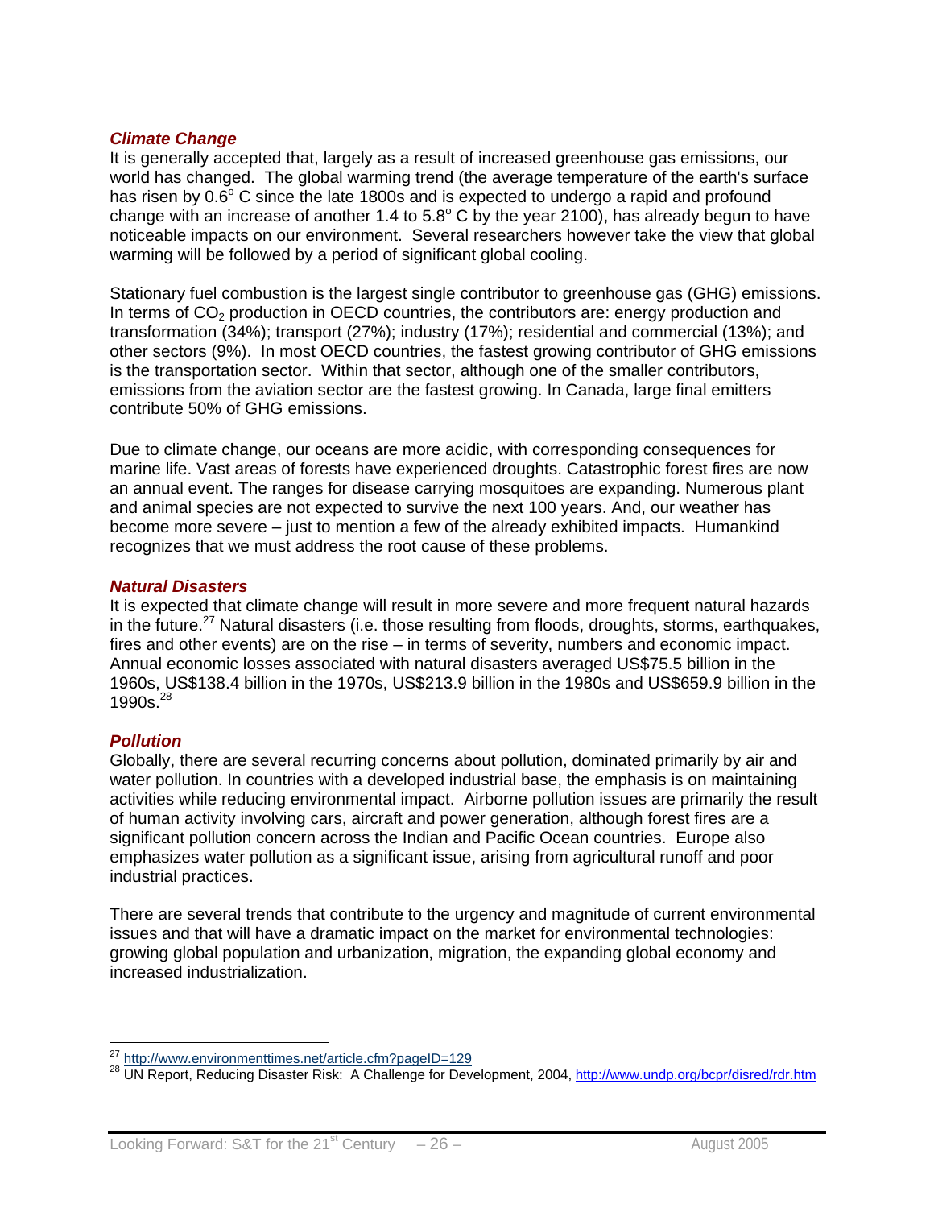### *Climate Change*

It is generally accepted that, largely as a result of increased greenhouse gas emissions, our world has changed. The global warming trend (the average temperature of the earth's surface has risen by 0.6$^o$ C since the late 1800s and is expected to undergo a rapid and profound change with an increase of another 1.4 to 5.8$^o$ C by the year 2100), has already begun to have noticeable impacts on our environment. Several researchers however take the view that global warming will be followed by a period of significant global cooling.

Stationary fuel combustion is the largest single contributor to greenhouse gas (GHG) emissions. In terms of $CO_2$ production in OECD countries, the contributors are: energy production and transformation (34%); transport (27%); industry (17%); residential and commercial (13%); and other sectors (9%). In most OECD countries, the fastest growing contributor of GHG emissions is the transportation sector. Within that sector, although one of the smaller contributors, emissions from the aviation sector are the fastest growing. In Canada, large final emitters contribute 50% of GHG emissions.

Due to climate change, our oceans are more acidic, with corresponding consequences for marine life. Vast areas of forests have experienced droughts. Catastrophic forest fires are now an annual event. The ranges for disease carrying mosquitoes are expanding. Numerous plant and animal species are not expected to survive the next 100 years. And, our weather has become more severe – just to mention a few of the already exhibited impacts. Humankind recognizes that we must address the root cause of these problems.

### *Natural Disasters*

It is expected that climate change will result in more severe and more frequent natural hazards in the future.[27] Natural disasters (i.e. those resulting from floods, droughts, storms, earthquakes, fires and other events) are on the rise – in terms of severity, numbers and economic impact. Annual economic losses associated with natural disasters averaged US$75.5 billion in the 1960s, US$138.4 billion in the 1970s, US$213.9 billion in the 1980s and US$659.9 billion in the 1990s.[28]

### *Pollution*

Globally, there are several recurring concerns about pollution, dominated primarily by air and water pollution. In countries with a developed industrial base, the emphasis is on maintaining activities while reducing environmental impact. Airborne pollution issues are primarily the result of human activity involving cars, aircraft and power generation, although forest fires are a significant pollution concern across the Indian and Pacific Ocean countries. Europe also emphasizes water pollution as a significant issue, arising from agricultural runoff and poor industrial practices.

There are several trends that contribute to the urgency and magnitude of current environmental issues and that will have a dramatic impact on the market for environmental technologies: growing global population and urbanization, migration, the expanding global economy and increased industrialization.

---

[27] http://www.environmenttimes.net/article.cfm?pageID=129

[28] UN Report, Reducing Disaster Risk: A Challenge for Development, 2004, http://www.undp.org/bcpr/disred/rdr.htm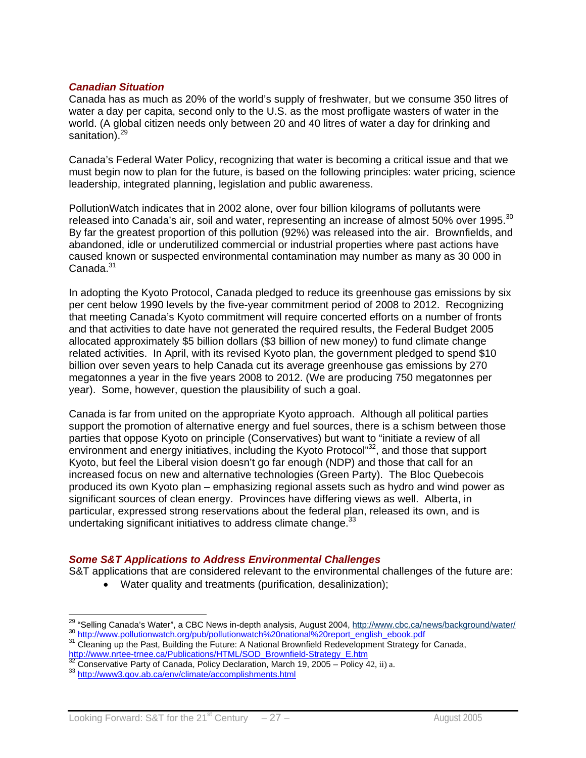### *Canadian Situation*

Canada has as much as 20% of the world's supply of freshwater, but we consume 350 litres of water a day per capita, second only to the U.S. as the most profligate wasters of water in the world. (A global citizen needs only between 20 and 40 litres of water a day for drinking and sanitation).[29]

Canada's Federal Water Policy, recognizing that water is becoming a critical issue and that we must begin now to plan for the future, is based on the following principles: water pricing, science leadership, integrated planning, legislation and public awareness.

PollutionWatch indicates that in 2002 alone, over four billion kilograms of pollutants were released into Canada's air, soil and water, representing an increase of almost 50% over 1995.[30] By far the greatest proportion of this pollution (92%) was released into the air. Brownfields, and abandoned, idle or underutilized commercial or industrial properties where past actions have caused known or suspected environmental contamination may number as many as 30 000 in Canada.[31]

In adopting the Kyoto Protocol, Canada pledged to reduce its greenhouse gas emissions by six per cent below 1990 levels by the five-year commitment period of 2008 to 2012. Recognizing that meeting Canada's Kyoto commitment will require concerted efforts on a number of fronts and that activities to date have not generated the required results, the Federal Budget 2005 allocated approximately $5 billion dollars ($3 billion of new money) to fund climate change related activities. In April, with its revised Kyoto plan, the government pledged to spend $10 billion over seven years to help Canada cut its average greenhouse gas emissions by 270 megatonnes a year in the five years 2008 to 2012. (We are producing 750 megatonnes per year). Some, however, question the plausibility of such a goal.

Canada is far from united on the appropriate Kyoto approach. Although all political parties support the promotion of alternative energy and fuel sources, there is a schism between those parties that oppose Kyoto on principle (Conservatives) but want to "initiate a review of all environment and energy initiatives, including the Kyoto Protocol"[32], and those that support Kyoto, but feel the Liberal vision doesn't go far enough (NDP) and those that call for an increased focus on new and alternative technologies (Green Party). The Bloc Quebecois produced its own Kyoto plan – emphasizing regional assets such as hydro and wind power as significant sources of clean energy. Provinces have differing views as well. Alberta, in particular, expressed strong reservations about the federal plan, released its own, and is undertaking significant initiatives to address climate change.[33]

### *Some S&T Applications to Address Environmental Challenges*

S&T applications that are considered relevant to the environmental challenges of the future are:

- Water quality and treatments (purification, desalinization);

---

[29] "Selling Canada's Water", a CBC News in-depth analysis, August 2004, http://www.cbc.ca/news/background/water/

[30] http://www.pollutionwatch.org/pub/pollutionwatch%20national%20report_english_ebook.pdf

[31] Cleaning up the Past, Building the Future: A National Brownfield Redevelopment Strategy for Canada, http://www.nrtee-trnee.ca/Publications/HTML/SOD_Brownfield-Strategy_E.htm

[32] Conservative Party of Canada, Policy Declaration, March 19, 2005 – Policy 42, ii) a.

[33] http://www3.gov.ab.ca/env/climate/accomplishments.html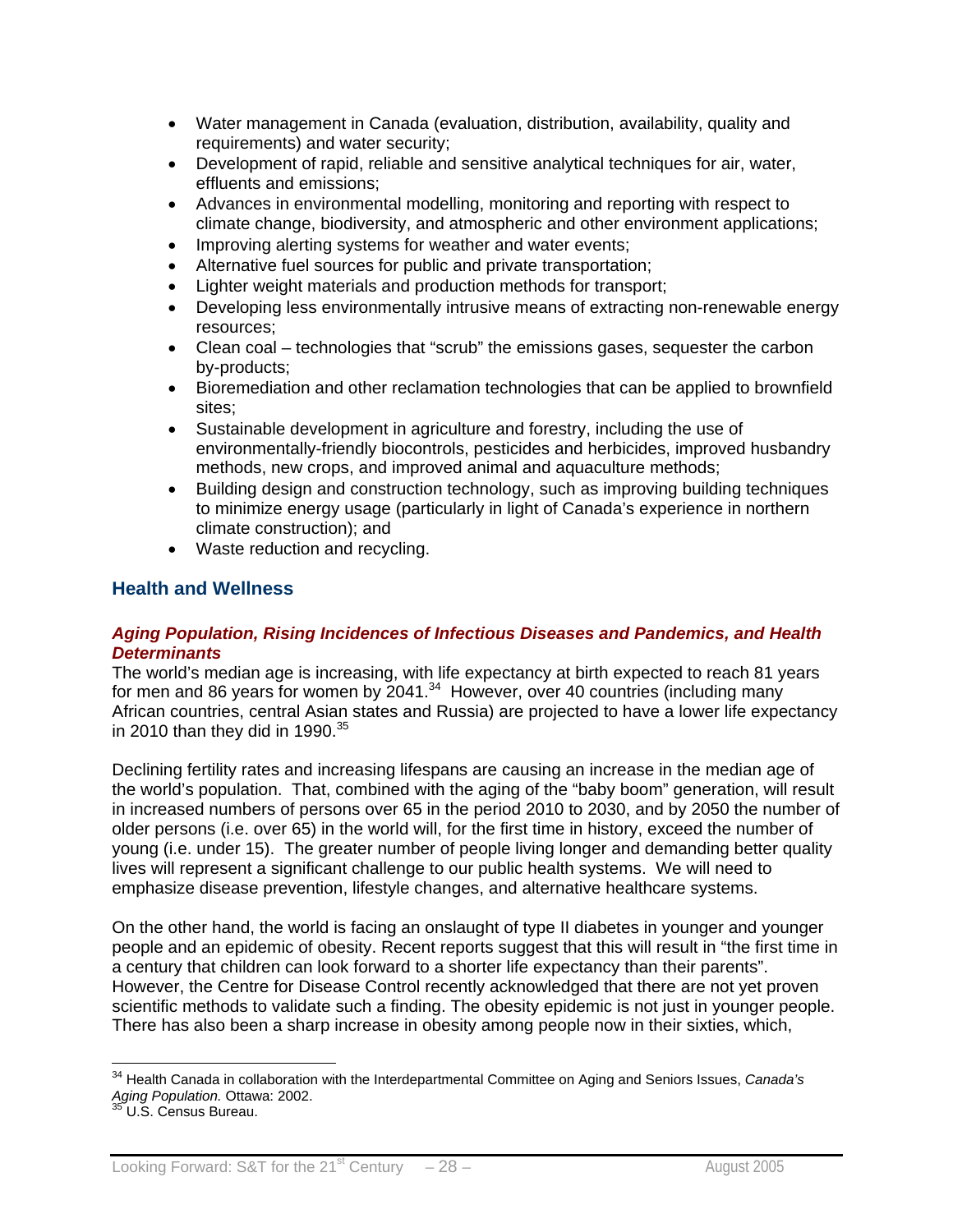- Water management in Canada (evaluation, distribution, availability, quality and requirements) and water security;
- Development of rapid, reliable and sensitive analytical techniques for air, water, effluents and emissions;
- Advances in environmental modelling, monitoring and reporting with respect to climate change, biodiversity, and atmospheric and other environment applications;
- Improving alerting systems for weather and water events;
- Alternative fuel sources for public and private transportation;
- Lighter weight materials and production methods for transport;
- Developing less environmentally intrusive means of extracting non-renewable energy resources;
- Clean coal – technologies that "scrub" the emissions gases, sequester the carbon by-products;
- Bioremediation and other reclamation technologies that can be applied to brownfield sites;
- Sustainable development in agriculture and forestry, including the use of environmentally-friendly biocontrols, pesticides and herbicides, improved husbandry methods, new crops, and improved animal and aquaculture methods;
- Building design and construction technology, such as improving building techniques to minimize energy usage (particularly in light of Canada's experience in northern climate construction); and
- Waste reduction and recycling.

## Health and Wellness

### *Aging Population, Rising Incidences of Infectious Diseases and Pandemics, and Health Determinants*

The world's median age is increasing, with life expectancy at birth expected to reach 81 years for men and 86 years for women by 2041.[34] However, over 40 countries (including many African countries, central Asian states and Russia) are projected to have a lower life expectancy in 2010 than they did in 1990.[35]

Declining fertility rates and increasing lifespans are causing an increase in the median age of the world's population. That, combined with the aging of the "baby boom" generation, will result in increased numbers of persons over 65 in the period 2010 to 2030, and by 2050 the number of older persons (i.e. over 65) in the world will, for the first time in history, exceed the number of young (i.e. under 15). The greater number of people living longer and demanding better quality lives will represent a significant challenge to our public health systems. We will need to emphasize disease prevention, lifestyle changes, and alternative healthcare systems.

On the other hand, the world is facing an onslaught of type II diabetes in younger and younger people and an epidemic of obesity. Recent reports suggest that this will result in "the first time in a century that children can look forward to a shorter life expectancy than their parents". However, the Centre for Disease Control recently acknowledged that there are not yet proven scientific methods to validate such a finding. The obesity epidemic is not just in younger people. There has also been a sharp increase in obesity among people now in their sixties, which,

---

[34] Health Canada in collaboration with the Interdepartmental Committee on Aging and Seniors Issues, *Canada's Aging Population.* Ottawa: 2002.

[35] U.S. Census Bureau.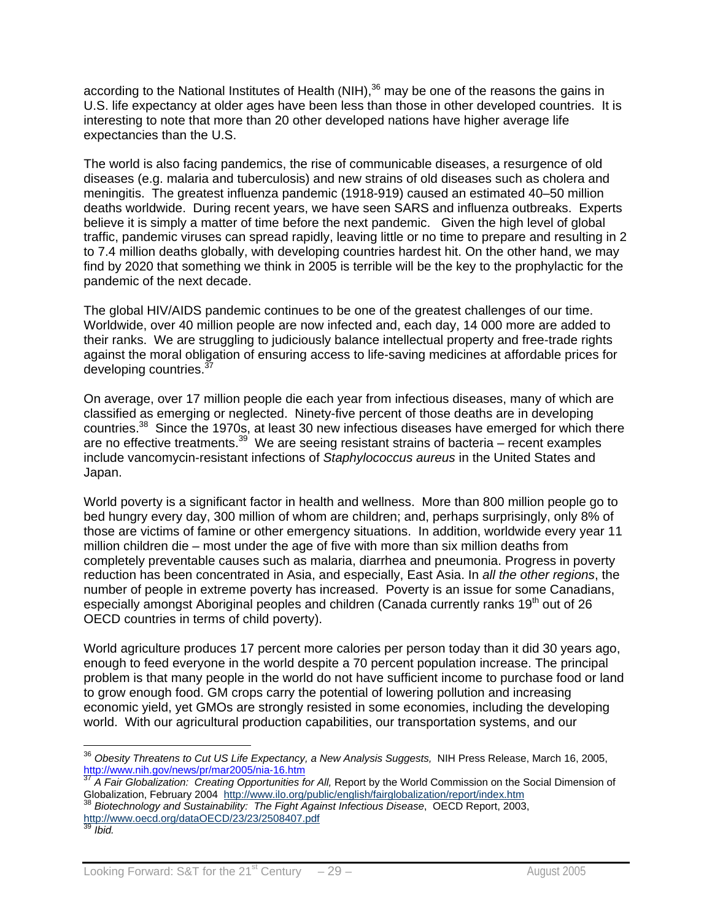according to the National Institutes of Health (NIH),[36] may be one of the reasons the gains in U.S. life expectancy at older ages have been less than those in other developed countries. It is interesting to note that more than 20 other developed nations have higher average life expectancies than the U.S.

The world is also facing pandemics, the rise of communicable diseases, a resurgence of old diseases (e.g. malaria and tuberculosis) and new strains of old diseases such as cholera and meningitis. The greatest influenza pandemic (1918-919) caused an estimated 40–50 million deaths worldwide. During recent years, we have seen SARS and influenza outbreaks. Experts believe it is simply a matter of time before the next pandemic. Given the high level of global traffic, pandemic viruses can spread rapidly, leaving little or no time to prepare and resulting in 2 to 7.4 million deaths globally, with developing countries hardest hit. On the other hand, we may find by 2020 that something we think in 2005 is terrible will be the key to the prophylactic for the pandemic of the next decade.

The global HIV/AIDS pandemic continues to be one of the greatest challenges of our time. Worldwide, over 40 million people are now infected and, each day, 14 000 more are added to their ranks. We are struggling to judiciously balance intellectual property and free-trade rights against the moral obligation of ensuring access to life-saving medicines at affordable prices for developing countries.[37]

On average, over 17 million people die each year from infectious diseases, many of which are classified as emerging or neglected. Ninety-five percent of those deaths are in developing countries.[38] Since the 1970s, at least 30 new infectious diseases have emerged for which there are no effective treatments.[39] We are seeing resistant strains of bacteria – recent examples include vancomycin-resistant infections of *Staphylococcus aureus* in the United States and Japan.

World poverty is a significant factor in health and wellness. More than 800 million people go to bed hungry every day, 300 million of whom are children; and, perhaps surprisingly, only 8% of those are victims of famine or other emergency situations. In addition, worldwide every year 11 million children die – most under the age of five with more than six million deaths from completely preventable causes such as malaria, diarrhea and pneumonia. Progress in poverty reduction has been concentrated in Asia, and especially, East Asia. In *all the other regions*, the number of people in extreme poverty has increased. Poverty is an issue for some Canadians, especially amongst Aboriginal peoples and children (Canada currently ranks 19th out of 26 OECD countries in terms of child poverty).

World agriculture produces 17 percent more calories per person today than it did 30 years ago, enough to feed everyone in the world despite a 70 percent population increase. The principal problem is that many people in the world do not have sufficient income to purchase food or land to grow enough food. GM crops carry the potential of lowering pollution and increasing economic yield, yet GMOs are strongly resisted in some economies, including the developing world. With our agricultural production capabilities, our transportation systems, and our

---

[36] *Obesity Threatens to Cut US Life Expectancy, a New Analysis Suggests,* NIH Press Release, March 16, 2005, http://www.nih.gov/news/pr/mar2005/nia-16.htm

[37] *A Fair Globalization: Creating Opportunities for All,* Report by the World Commission on the Social Dimension of Globalization, February 2004 http://www.ilo.org/public/english/fairglobalization/report/index.htm

[38] *Biotechnology and Sustainability: The Fight Against Infectious Disease*, OECD Report, 2003, http://www.oecd.org/dataOECD/23/23/2508407.pdf

[39] *Ibid.*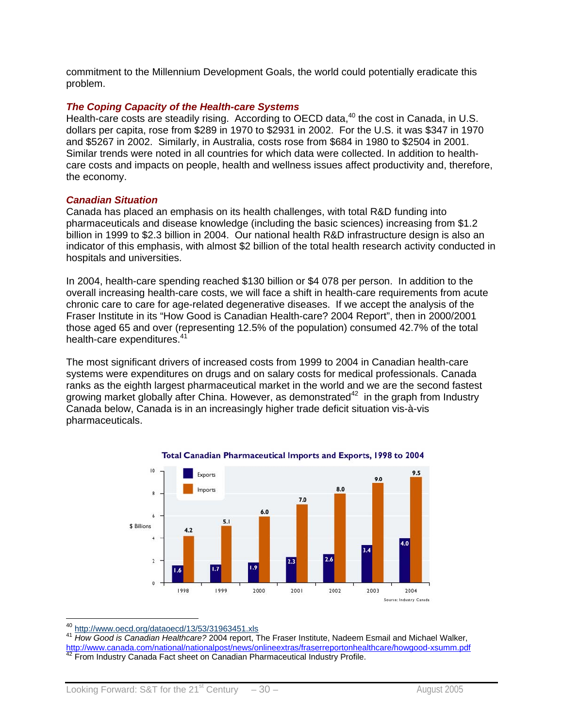commitment to the Millennium Development Goals, the world could potentially eradicate this problem.

### *The Coping Capacity of the Health-care Systems*

Health-care costs are steadily rising. According to OECD data,[40] the cost in Canada, in U.S. dollars per capita, rose from $289 in 1970 to $2931 in 2002. For the U.S. it was $347 in 1970 and $5267 in 2002. Similarly, in Australia, costs rose from $684 in 1980 to $2504 in 2001. Similar trends were noted in all countries for which data were collected. In addition to health-care costs and impacts on people, health and wellness issues affect productivity and, therefore, the economy.

### *Canadian Situation*

Canada has placed an emphasis on its health challenges, with total R&D funding into pharmaceuticals and disease knowledge (including the basic sciences) increasing from $1.2 billion in 1999 to $2.3 billion in 2004. Our national health R&D infrastructure design is also an indicator of this emphasis, with almost $2 billion of the total health research activity conducted in hospitals and universities.

In 2004, health-care spending reached $130 billion or $4 078 per person. In addition to the overall increasing health-care costs, we will face a shift in health-care requirements from acute chronic care to care for age-related degenerative diseases. If we accept the analysis of the Fraser Institute in its "How Good is Canadian Health-care? 2004 Report", then in 2000/2001 those aged 65 and over (representing 12.5% of the population) consumed 42.7% of the total health-care expenditures.[41]

The most significant drivers of increased costs from 1999 to 2004 in Canadian health-care systems were expenditures on drugs and on salary costs for medical professionals. Canada ranks as the eighth largest pharmaceutical market in the world and we are the second fastest growing market globally after China. However, as demonstrated[42] in the graph from Industry Canada below, Canada is in an increasingly higher trade deficit situation vis-à-vis pharmaceuticals.

**Total Canadian Pharmaceutical Imports and Exports, 1998 to 2004**

| Year | Exports ($ Billions) | Imports ($ Billions) |
|---|---|---|
| 1998 | 1.6 | 4.2 |
| 1999 | 1.7 | 5.1 |
| 2000 | 1.9 | 6.0 |
| 2001 | 2.3 | 7.0 |
| 2002 | 2.6 | 8.0 |
| 2003 | 3.4 | 9.0 |
| 2004 | 4.0 | 9.5 |

Source: Industry Canada

---

[40] http://www.oecd.org/dataoecd/13/53/31963451.xls

[41] *How Good is Canadian Healthcare?* 2004 report, The Fraser Institute, Nadeem Esmail and Michael Walker, http://www.canada.com/national/nationalpost/news/onlineextras/fraserreportonhealthcare/howgood-xsumm.pdf

[42] From Industry Canada Fact sheet on Canadian Pharmaceutical Industry Profile.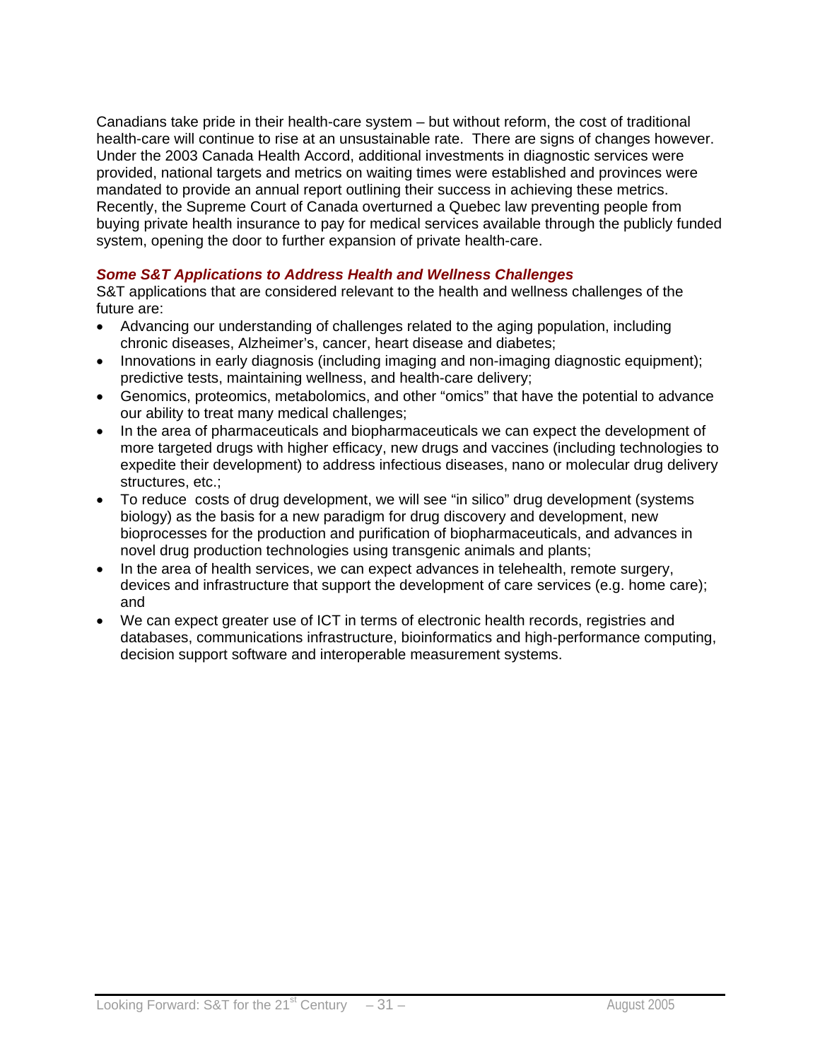Canadians take pride in their health-care system – but without reform, the cost of traditional health-care will continue to rise at an unsustainable rate. There are signs of changes however. Under the 2003 Canada Health Accord, additional investments in diagnostic services were provided, national targets and metrics on waiting times were established and provinces were mandated to provide an annual report outlining their success in achieving these metrics. Recently, the Supreme Court of Canada overturned a Quebec law preventing people from buying private health insurance to pay for medical services available through the publicly funded system, opening the door to further expansion of private health-care.

### *Some S&T Applications to Address Health and Wellness Challenges*

S&T applications that are considered relevant to the health and wellness challenges of the future are:

- Advancing our understanding of challenges related to the aging population, including chronic diseases, Alzheimer's, cancer, heart disease and diabetes;
- Innovations in early diagnosis (including imaging and non-imaging diagnostic equipment); predictive tests, maintaining wellness, and health-care delivery;
- Genomics, proteomics, metabolomics, and other "omics" that have the potential to advance our ability to treat many medical challenges;
- In the area of pharmaceuticals and biopharmaceuticals we can expect the development of more targeted drugs with higher efficacy, new drugs and vaccines (including technologies to expedite their development) to address infectious diseases, nano or molecular drug delivery structures, etc.;
- To reduce costs of drug development, we will see "in silico" drug development (systems biology) as the basis for a new paradigm for drug discovery and development, new bioprocesses for the production and purification of biopharmaceuticals, and advances in novel drug production technologies using transgenic animals and plants;
- In the area of health services, we can expect advances in telehealth, remote surgery, devices and infrastructure that support the development of care services (e.g. home care); and
- We can expect greater use of ICT in terms of electronic health records, registries and databases, communications infrastructure, bioinformatics and high-performance computing, decision support software and interoperable measurement systems.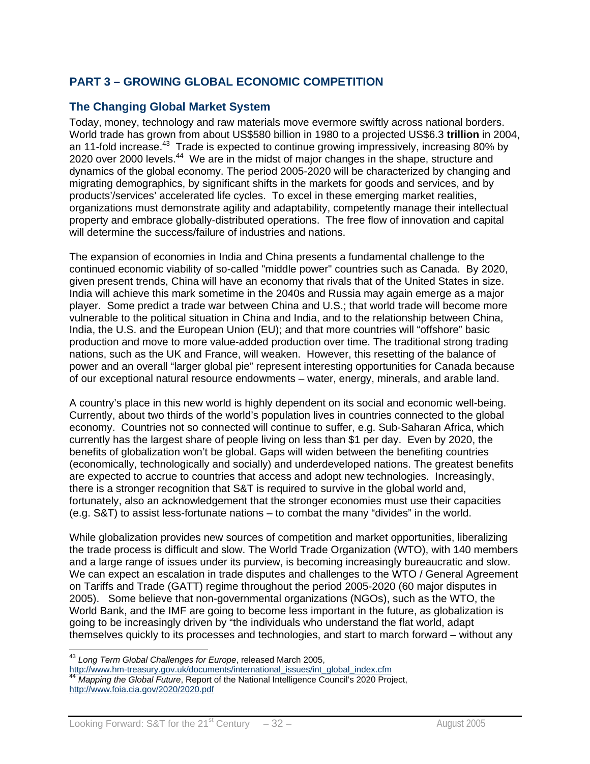## PART 3 – GROWING GLOBAL ECONOMIC COMPETITION

### The Changing Global Market System

Today, money, technology and raw materials move evermore swiftly across national borders. World trade has grown from about US$580 billion in 1980 to a projected US$6.3 **trillion** in 2004, an 11-fold increase.[43] Trade is expected to continue growing impressively, increasing 80% by 2020 over 2000 levels.[44] We are in the midst of major changes in the shape, structure and dynamics of the global economy. The period 2005-2020 will be characterized by changing and migrating demographics, by significant shifts in the markets for goods and services, and by products'/services' accelerated life cycles. To excel in these emerging market realities, organizations must demonstrate agility and adaptability, competently manage their intellectual property and embrace globally-distributed operations. The free flow of innovation and capital will determine the success/failure of industries and nations.

The expansion of economies in India and China presents a fundamental challenge to the continued economic viability of so-called "middle power" countries such as Canada. By 2020, given present trends, China will have an economy that rivals that of the United States in size. India will achieve this mark sometime in the 2040s and Russia may again emerge as a major player. Some predict a trade war between China and U.S.; that world trade will become more vulnerable to the political situation in China and India, and to the relationship between China, India, the U.S. and the European Union (EU); and that more countries will "offshore" basic production and move to more value-added production over time. The traditional strong trading nations, such as the UK and France, will weaken. However, this resetting of the balance of power and an overall "larger global pie" represent interesting opportunities for Canada because of our exceptional natural resource endowments – water, energy, minerals, and arable land.

A country's place in this new world is highly dependent on its social and economic well-being. Currently, about two thirds of the world's population lives in countries connected to the global economy. Countries not so connected will continue to suffer, e.g. Sub-Saharan Africa, which currently has the largest share of people living on less than $1 per day. Even by 2020, the benefits of globalization won't be global. Gaps will widen between the benefiting countries (economically, technologically and socially) and underdeveloped nations. The greatest benefits are expected to accrue to countries that access and adopt new technologies. Increasingly, there is a stronger recognition that S&T is required to survive in the global world and, fortunately, also an acknowledgement that the stronger economies must use their capacities (e.g. S&T) to assist less-fortunate nations – to combat the many "divides" in the world.

While globalization provides new sources of competition and market opportunities, liberalizing the trade process is difficult and slow. The World Trade Organization (WTO), with 140 members and a large range of issues under its purview, is becoming increasingly bureaucratic and slow. We can expect an escalation in trade disputes and challenges to the WTO / General Agreement on Tariffs and Trade (GATT) regime throughout the period 2005-2020 (60 major disputes in 2005). Some believe that non-governmental organizations (NGOs), such as the WTO, the World Bank, and the IMF are going to become less important in the future, as globalization is going to be increasingly driven by "the individuals who understand the flat world, adapt themselves quickly to its processes and technologies, and start to march forward – without any

---

[43] *Long Term Global Challenges for Europe*, released March 2005, http://www.hm-treasury.gov.uk/documents/international_issues/int_global_index.cfm

[44] *Mapping the Global Future*, Report of the National Intelligence Council's 2020 Project, http://www.foia.cia.gov/2020/2020.pdf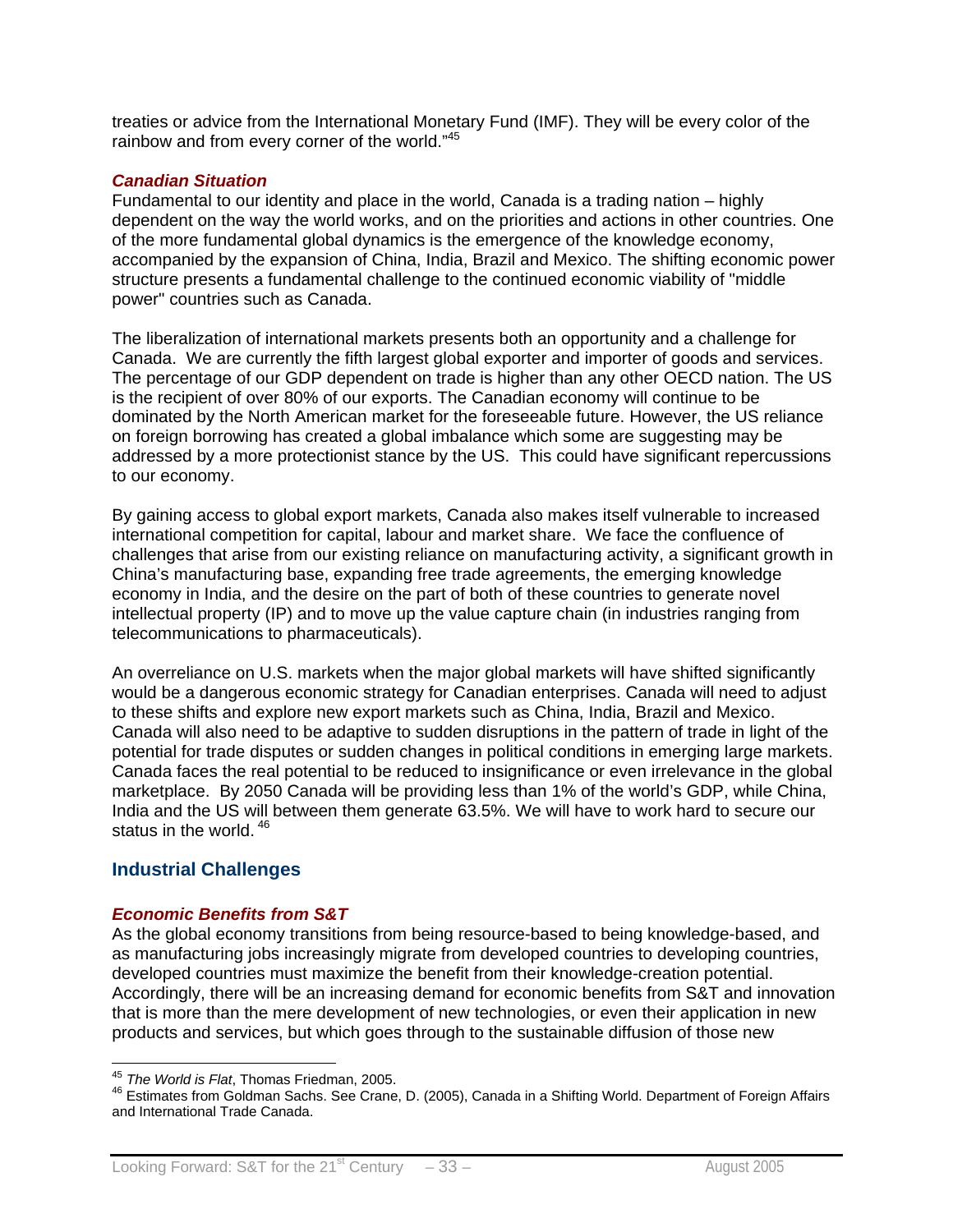treaties or advice from the International Monetary Fund (IMF). They will be every color of the rainbow and from every corner of the world."[45]

### *Canadian Situation*

Fundamental to our identity and place in the world, Canada is a trading nation – highly dependent on the way the world works, and on the priorities and actions in other countries. One of the more fundamental global dynamics is the emergence of the knowledge economy, accompanied by the expansion of China, India, Brazil and Mexico. The shifting economic power structure presents a fundamental challenge to the continued economic viability of "middle power" countries such as Canada.

The liberalization of international markets presents both an opportunity and a challenge for Canada. We are currently the fifth largest global exporter and importer of goods and services. The percentage of our GDP dependent on trade is higher than any other OECD nation. The US is the recipient of over 80% of our exports. The Canadian economy will continue to be dominated by the North American market for the foreseeable future. However, the US reliance on foreign borrowing has created a global imbalance which some are suggesting may be addressed by a more protectionist stance by the US. This could have significant repercussions to our economy.

By gaining access to global export markets, Canada also makes itself vulnerable to increased international competition for capital, labour and market share. We face the confluence of challenges that arise from our existing reliance on manufacturing activity, a significant growth in China's manufacturing base, expanding free trade agreements, the emerging knowledge economy in India, and the desire on the part of both of these countries to generate novel intellectual property (IP) and to move up the value capture chain (in industries ranging from telecommunications to pharmaceuticals).

An overreliance on U.S. markets when the major global markets will have shifted significantly would be a dangerous economic strategy for Canadian enterprises. Canada will need to adjust to these shifts and explore new export markets such as China, India, Brazil and Mexico. Canada will also need to be adaptive to sudden disruptions in the pattern of trade in light of the potential for trade disputes or sudden changes in political conditions in emerging large markets. Canada faces the real potential to be reduced to insignificance or even irrelevance in the global marketplace. By 2050 Canada will be providing less than 1% of the world's GDP, while China, India and the US will between them generate 63.5%. We will have to work hard to secure our status in the world.[46]

## Industrial Challenges

### *Economic Benefits from S&T*

As the global economy transitions from being resource-based to being knowledge-based, and as manufacturing jobs increasingly migrate from developed countries to developing countries, developed countries must maximize the benefit from their knowledge-creation potential. Accordingly, there will be an increasing demand for economic benefits from S&T and innovation that is more than the mere development of new technologies, or even their application in new products and services, but which goes through to the sustainable diffusion of those new

---

[45] *The World is Flat*, Thomas Friedman, 2005.

[46] Estimates from Goldman Sachs. See Crane, D. (2005), Canada in a Shifting World. Department of Foreign Affairs and International Trade Canada.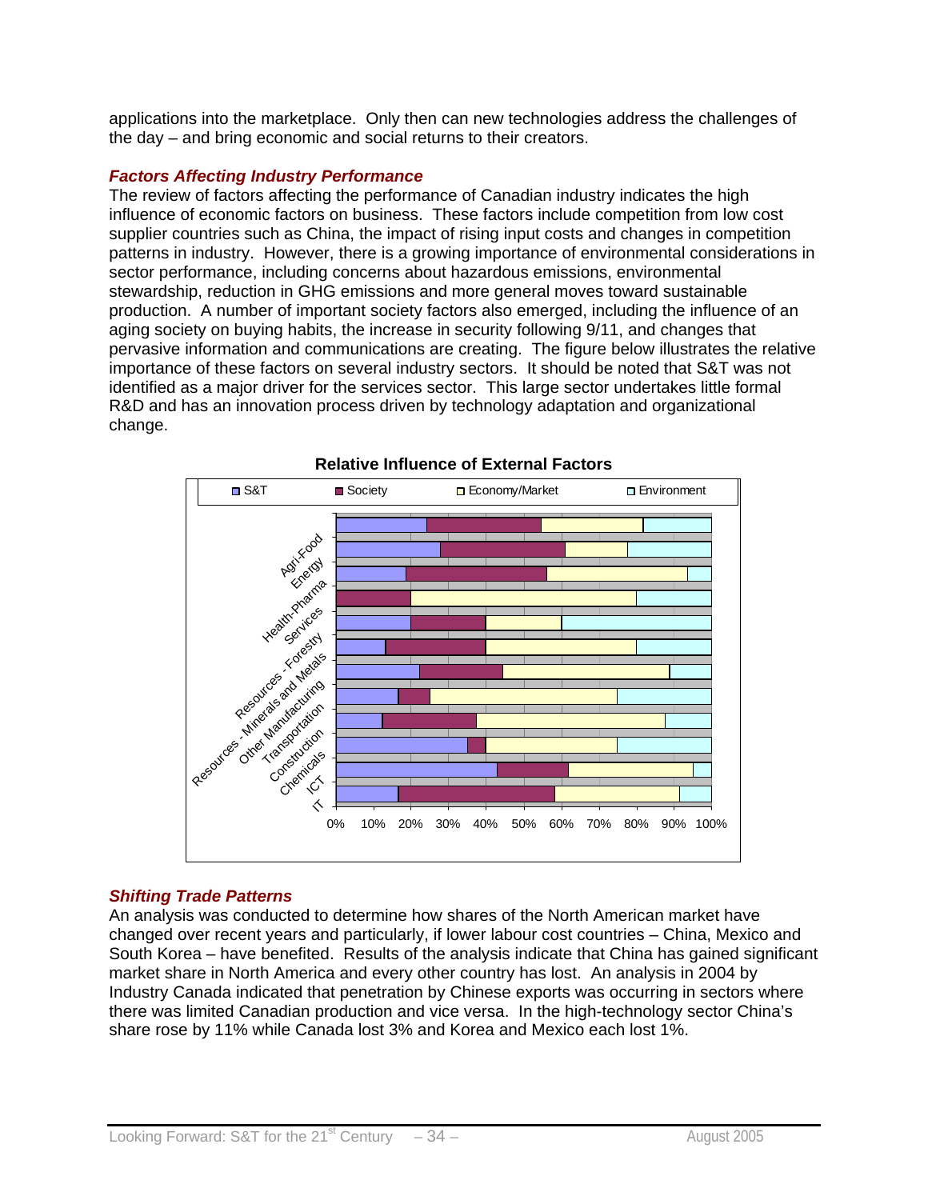applications into the marketplace. Only then can new technologies address the challenges of the day – and bring economic and social returns to their creators.

### *Factors Affecting Industry Performance*

The review of factors affecting the performance of Canadian industry indicates the high influence of economic factors on business. These factors include competition from low cost supplier countries such as China, the impact of rising input costs and changes in competition patterns in industry. However, there is a growing importance of environmental considerations in sector performance, including concerns about hazardous emissions, environmental stewardship, reduction in GHG emissions and more general moves toward sustainable production. A number of important society factors also emerged, including the influence of an aging society on buying habits, the increase in security following 9/11, and changes that pervasive information and communications are creating. The figure below illustrates the relative importance of these factors on several industry sectors. It should be noted that S&T was not identified as a major driver for the services sector. This large sector undertakes little formal R&D and has an innovation process driven by technology adaptation and organizational change.

**Relative Influence of External Factors**

### *Shifting Trade Patterns*

An analysis was conducted to determine how shares of the North American market have changed over recent years and particularly, if lower labour cost countries – China, Mexico and South Korea – have benefited. Results of the analysis indicate that China has gained significant market share in North America and every other country has lost. An analysis in 2004 by Industry Canada indicated that penetration by Chinese exports was occurring in sectors where there was limited Canadian production and vice versa. In the high-technology sector China's share rose by 11% while Canada lost 3% and Korea and Mexico each lost 1%.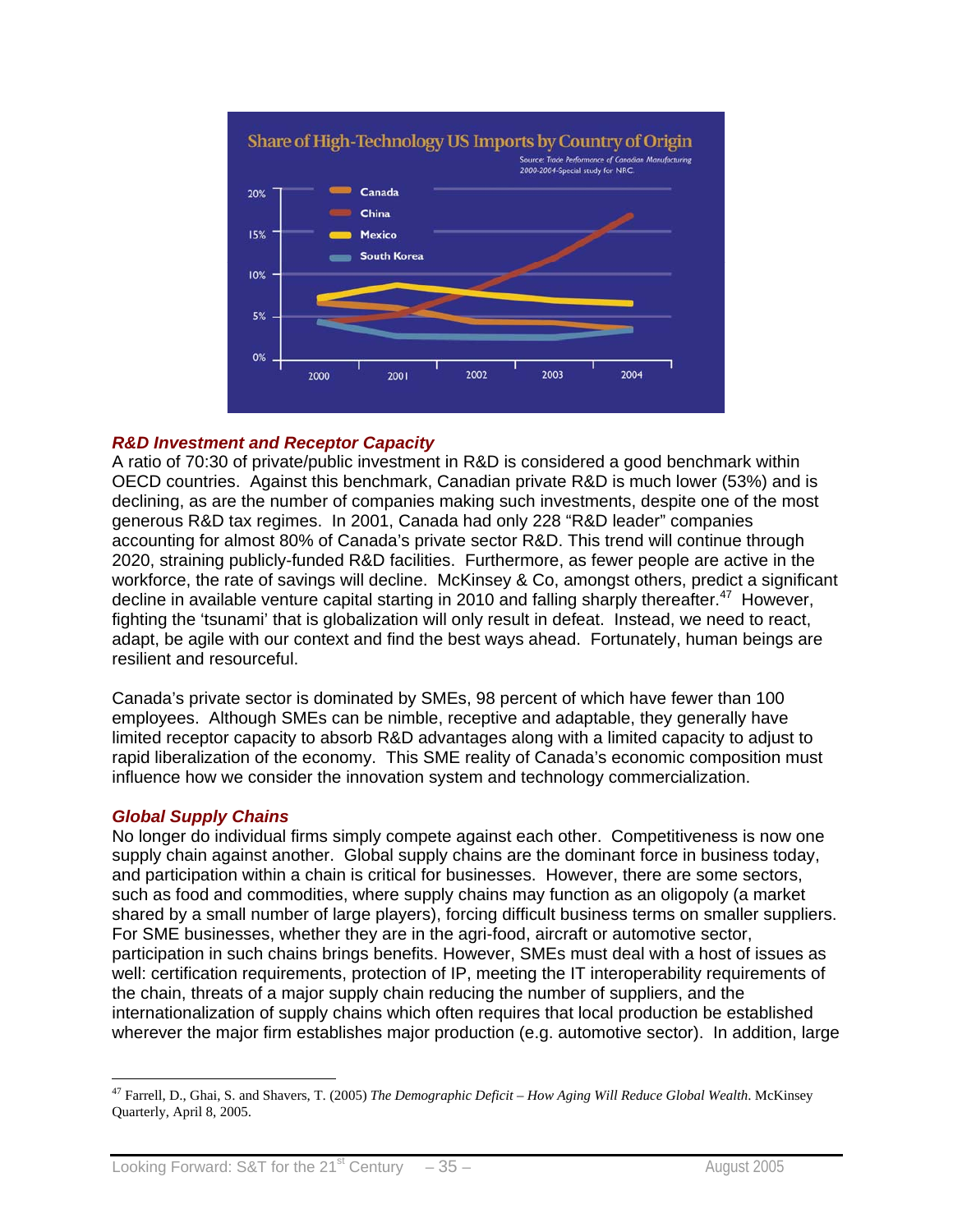## R&D Investment and Receptor Capacity

A ratio of 70:30 of private/public investment in R&D is considered a good benchmark within OECD countries. Against this benchmark, Canadian private R&D is much lower (53%) and is declining, as are the number of companies making such investments, despite one of the most generous R&D tax regimes. In 2001, Canada had only 228 "R&D leader" companies accounting for almost 80% of Canada's private sector R&D. This trend will continue through 2020, straining publicly-funded R&D facilities. Furthermore, as fewer people are active in the workforce, the rate of savings will decline. McKinsey & Co, amongst others, predict a significant decline in available venture capital starting in 2010 and falling sharply thereafter.[47] However, fighting the 'tsunami' that is globalization will only result in defeat. Instead, we need to react, adapt, be agile with our context and find the best ways ahead. Fortunately, human beings are resilient and resourceful.

Canada's private sector is dominated by SMEs, 98 percent of which have fewer than 100 employees. Although SMEs can be nimble, receptive and adaptable, they generally have limited receptor capacity to absorb R&D advantages along with a limited capacity to adjust to rapid liberalization of the economy. This SME reality of Canada's economic composition must influence how we consider the innovation system and technology commercialization.

## Global Supply Chains

No longer do individual firms simply compete against each other. Competitiveness is now one supply chain against another. Global supply chains are the dominant force in business today, and participation within a chain is critical for businesses. However, there are some sectors, such as food and commodities, where supply chains may function as an oligopoly (a market shared by a small number of large players), forcing difficult business terms on smaller suppliers. For SME businesses, whether they are in the agri-food, aircraft or automotive sector, participation in such chains brings benefits. However, SMEs must deal with a host of issues as well: certification requirements, protection of IP, meeting the IT interoperability requirements of the chain, threats of a major supply chain reducing the number of suppliers, and the internationalization of supply chains which often requires that local production be established wherever the major firm establishes major production (e.g. automotive sector). In addition, large

---

[47] Farrell, D., Ghai, S. and Shavers, T. (2005) *The Demographic Deficit – How Aging Will Reduce Global Wealth*. McKinsey Quarterly, April 8, 2005.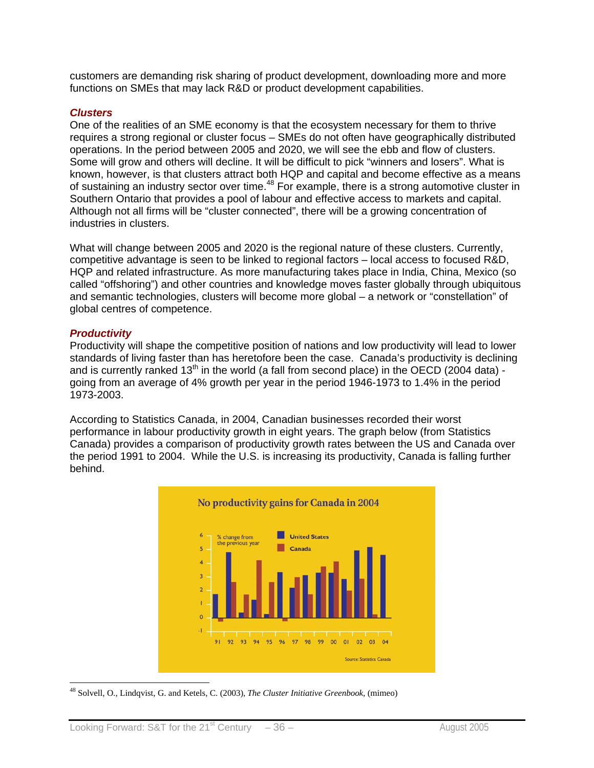customers are demanding risk sharing of product development, downloading more and more functions on SMEs that may lack R&D or product development capabilities.

### *Clusters*

One of the realities of an SME economy is that the ecosystem necessary for them to thrive requires a strong regional or cluster focus – SMEs do not often have geographically distributed operations. In the period between 2005 and 2020, we will see the ebb and flow of clusters. Some will grow and others will decline. It will be difficult to pick "winners and losers". What is known, however, is that clusters attract both HQP and capital and become effective as a means of sustaining an industry sector over time.[48] For example, there is a strong automotive cluster in Southern Ontario that provides a pool of labour and effective access to markets and capital. Although not all firms will be "cluster connected", there will be a growing concentration of industries in clusters.

What will change between 2005 and 2020 is the regional nature of these clusters. Currently, competitive advantage is seen to be linked to regional factors – local access to focused R&D, HQP and related infrastructure. As more manufacturing takes place in India, China, Mexico (so called "offshoring") and other countries and knowledge moves faster globally through ubiquitous and semantic technologies, clusters will become more global – a network or "constellation" of global centres of competence.

### *Productivity*

Productivity will shape the competitive position of nations and low productivity will lead to lower standards of living faster than has heretofore been the case. Canada's productivity is declining and is currently ranked 13th in the world (a fall from second place) in the OECD (2004 data) - going from an average of 4% growth per year in the period 1946-1973 to 1.4% in the period 1973-2003.

According to Statistics Canada, in 2004, Canadian businesses recorded their worst performance in labour productivity growth in eight years. The graph below (from Statistics Canada) provides a comparison of productivity growth rates between the US and Canada over the period 1991 to 2004. While the U.S. is increasing its productivity, Canada is falling further behind.

**No productivity gains for Canada in 2004**

% change from the previous year — United States, Canada

91 92 93 94 95 96 97 98 99 00 01 02 03 04

Source: Statistics Canada

[48] Solvell, O., Lindqvist, G. and Ketels, C. (2003), *The Cluster Initiative Greenbook*, (mimeo)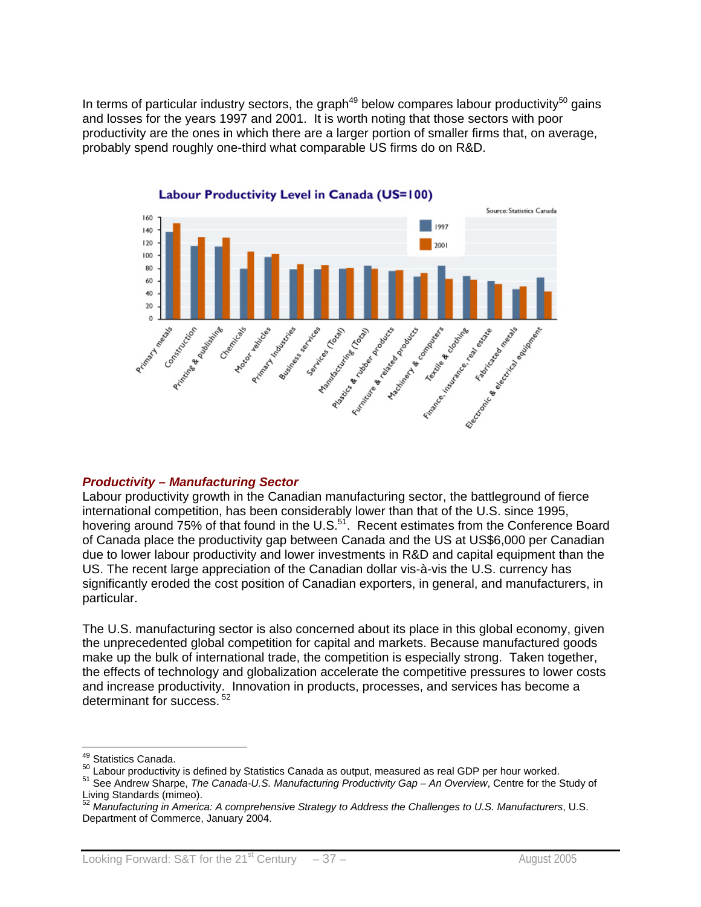In terms of particular industry sectors, the graph[49] below compares labour productivity[50] gains and losses for the years 1997 and 2001. It is worth noting that those sectors with poor productivity are the ones in which there are a larger portion of smaller firms that, on average, probably spend roughly one-third what comparable US firms do on R&D.

***Productivity – Manufacturing Sector***

Labour productivity growth in the Canadian manufacturing sector, the battleground of fierce international competition, has been considerably lower than that of the U.S. since 1995, hovering around 75% of that found in the U.S.[51]. Recent estimates from the Conference Board of Canada place the productivity gap between Canada and the US at US$6,000 per Canadian due to lower labour productivity and lower investments in R&D and capital equipment than the US. The recent large appreciation of the Canadian dollar vis-à-vis the U.S. currency has significantly eroded the cost position of Canadian exporters, in general, and manufacturers, in particular.

The U.S. manufacturing sector is also concerned about its place in this global economy, given the unprecedented global competition for capital and markets. Because manufactured goods make up the bulk of international trade, the competition is especially strong. Taken together, the effects of technology and globalization accelerate the competitive pressures to lower costs and increase productivity. Innovation in products, processes, and services has become a determinant for success. [52]

---

[49] Statistics Canada.

[50] Labour productivity is defined by Statistics Canada as output, measured as real GDP per hour worked.

[51] See Andrew Sharpe, *The Canada-U.S. Manufacturing Productivity Gap – An Overview*, Centre for the Study of Living Standards (mimeo).

[52] *Manufacturing in America: A comprehensive Strategy to Address the Challenges to U.S. Manufacturers*, U.S. Department of Commerce, January 2004.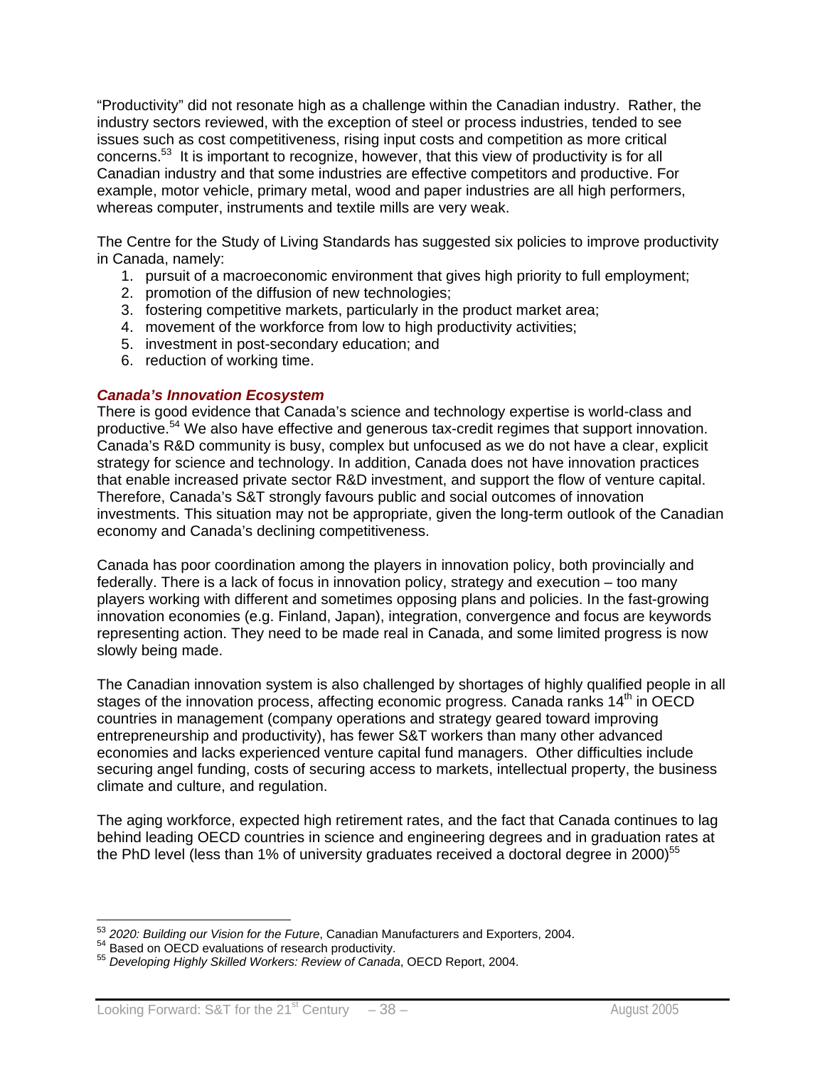"Productivity" did not resonate high as a challenge within the Canadian industry. Rather, the industry sectors reviewed, with the exception of steel or process industries, tended to see issues such as cost competitiveness, rising input costs and competition as more critical concerns.[53] It is important to recognize, however, that this view of productivity is for all Canadian industry and that some industries are effective competitors and productive. For example, motor vehicle, primary metal, wood and paper industries are all high performers, whereas computer, instruments and textile mills are very weak.

The Centre for the Study of Living Standards has suggested six policies to improve productivity in Canada, namely:

1. pursuit of a macroeconomic environment that gives high priority to full employment;
2. promotion of the diffusion of new technologies;
3. fostering competitive markets, particularly in the product market area;
4. movement of the workforce from low to high productivity activities;
5. investment in post-secondary education; and
6. reduction of working time.

### *Canada's Innovation Ecosystem*

There is good evidence that Canada's science and technology expertise is world-class and productive.[54] We also have effective and generous tax-credit regimes that support innovation. Canada's R&D community is busy, complex but unfocused as we do not have a clear, explicit strategy for science and technology. In addition, Canada does not have innovation practices that enable increased private sector R&D investment, and support the flow of venture capital. Therefore, Canada's S&T strongly favours public and social outcomes of innovation investments. This situation may not be appropriate, given the long-term outlook of the Canadian economy and Canada's declining competitiveness.

Canada has poor coordination among the players in innovation policy, both provincially and federally. There is a lack of focus in innovation policy, strategy and execution – too many players working with different and sometimes opposing plans and policies. In the fast-growing innovation economies (e.g. Finland, Japan), integration, convergence and focus are keywords representing action. They need to be made real in Canada, and some limited progress is now slowly being made.

The Canadian innovation system is also challenged by shortages of highly qualified people in all stages of the innovation process, affecting economic progress. Canada ranks 14th in OECD countries in management (company operations and strategy geared toward improving entrepreneurship and productivity), has fewer S&T workers than many other advanced economies and lacks experienced venture capital fund managers. Other difficulties include securing angel funding, costs of securing access to markets, intellectual property, the business climate and culture, and regulation.

The aging workforce, expected high retirement rates, and the fact that Canada continues to lag behind leading OECD countries in science and engineering degrees and in graduation rates at the PhD level (less than 1% of university graduates received a doctoral degree in 2000)[55]

---

[53] *2020: Building our Vision for the Future*, Canadian Manufacturers and Exporters, 2004.
[54] Based on OECD evaluations of research productivity.
[55] *Developing Highly Skilled Workers: Review of Canada*, OECD Report, 2004.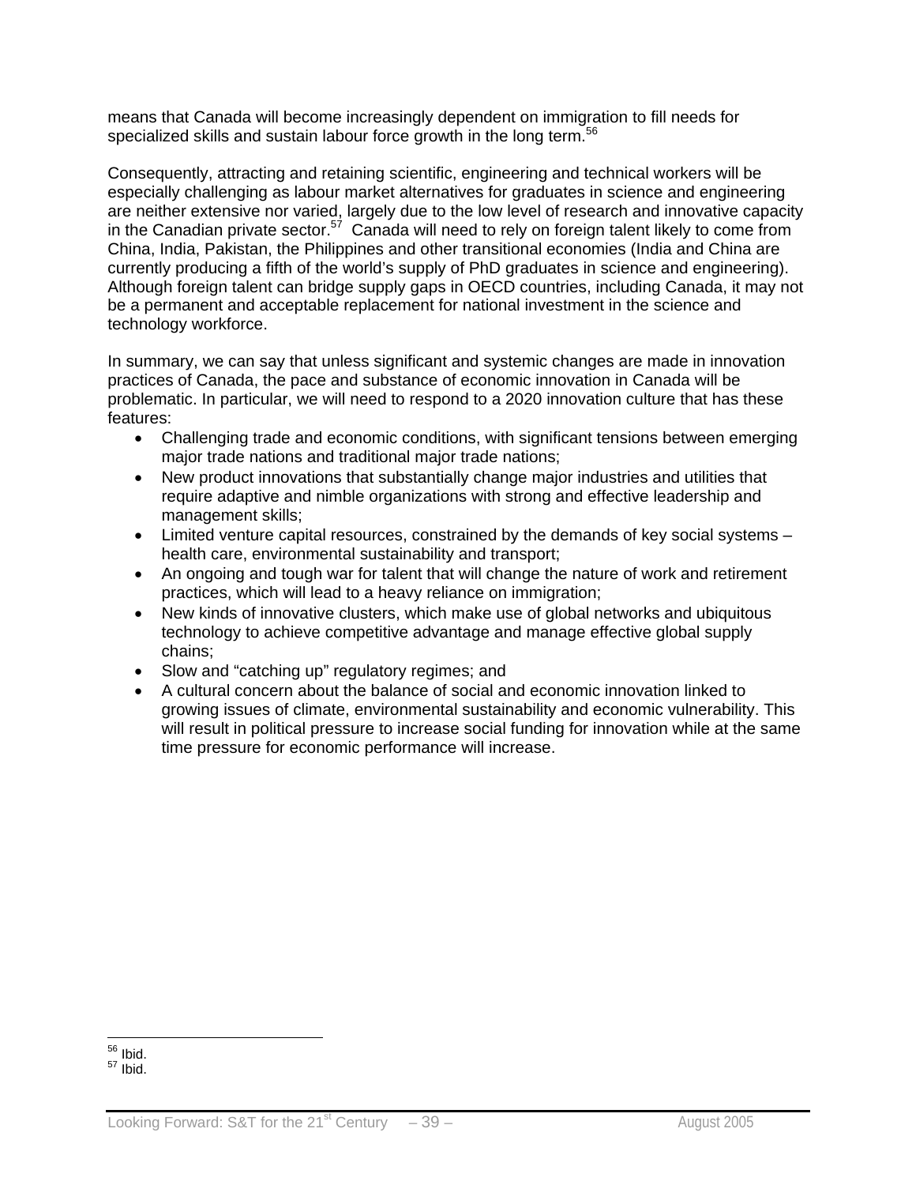means that Canada will become increasingly dependent on immigration to fill needs for specialized skills and sustain labour force growth in the long term.[56]

Consequently, attracting and retaining scientific, engineering and technical workers will be especially challenging as labour market alternatives for graduates in science and engineering are neither extensive nor varied, largely due to the low level of research and innovative capacity in the Canadian private sector.[57] Canada will need to rely on foreign talent likely to come from China, India, Pakistan, the Philippines and other transitional economies (India and China are currently producing a fifth of the world's supply of PhD graduates in science and engineering). Although foreign talent can bridge supply gaps in OECD countries, including Canada, it may not be a permanent and acceptable replacement for national investment in the science and technology workforce.

In summary, we can say that unless significant and systemic changes are made in innovation practices of Canada, the pace and substance of economic innovation in Canada will be problematic. In particular, we will need to respond to a 2020 innovation culture that has these features:

- Challenging trade and economic conditions, with significant tensions between emerging major trade nations and traditional major trade nations;
- New product innovations that substantially change major industries and utilities that require adaptive and nimble organizations with strong and effective leadership and management skills;
- Limited venture capital resources, constrained by the demands of key social systems – health care, environmental sustainability and transport;
- An ongoing and tough war for talent that will change the nature of work and retirement practices, which will lead to a heavy reliance on immigration;
- New kinds of innovative clusters, which make use of global networks and ubiquitous technology to achieve competitive advantage and manage effective global supply chains;
- Slow and "catching up" regulatory regimes; and
- A cultural concern about the balance of social and economic innovation linked to growing issues of climate, environmental sustainability and economic vulnerability. This will result in political pressure to increase social funding for innovation while at the same time pressure for economic performance will increase.

[56] Ibid.
[57] Ibid.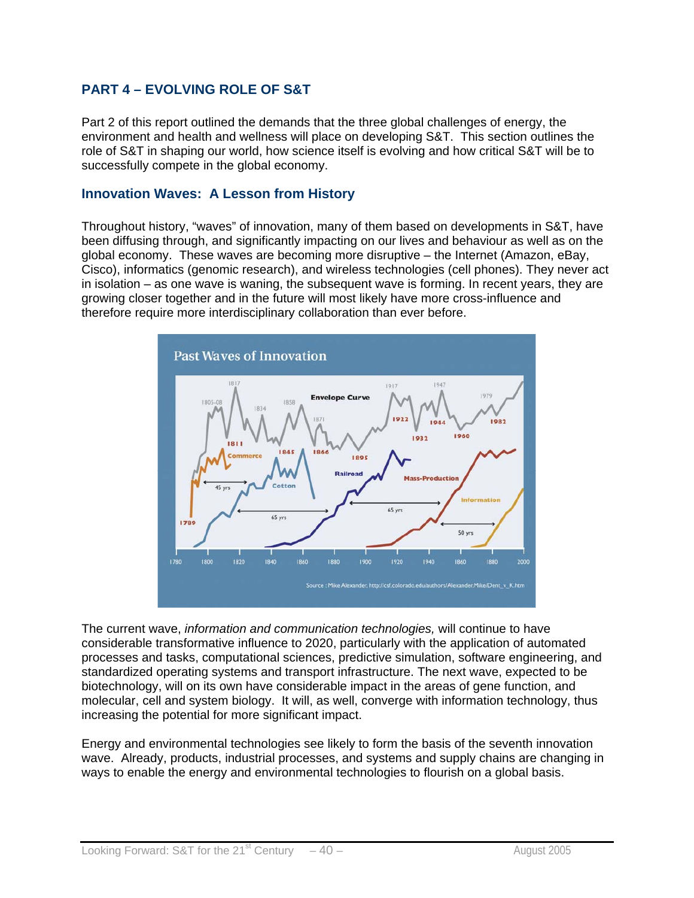## PART 4 – EVOLVING ROLE OF S&T

Part 2 of this report outlined the demands that the three global challenges of energy, the environment and health and wellness will place on developing S&T. This section outlines the role of S&T in shaping our world, how science itself is evolving and how critical S&T will be to successfully compete in the global economy.

### Innovation Waves: A Lesson from History

Throughout history, "waves" of innovation, many of them based on developments in S&T, have been diffusing through, and significantly impacting on our lives and behaviour as well as on the global economy. These waves are becoming more disruptive – the Internet (Amazon, eBay, Cisco), informatics (genomic research), and wireless technologies (cell phones). They never act in isolation – as one wave is waning, the subsequent wave is forming. In recent years, they are growing closer together and in the future will most likely have more cross-influence and therefore require more interdisciplinary collaboration than ever before.

The current wave, *information and communication technologies,* will continue to have considerable transformative influence to 2020, particularly with the application of automated processes and tasks, computational sciences, predictive simulation, software engineering, and standardized operating systems and transport infrastructure. The next wave, expected to be biotechnology, will on its own have considerable impact in the areas of gene function, and molecular, cell and system biology. It will, as well, converge with information technology, thus increasing the potential for more significant impact.

Energy and environmental technologies see likely to form the basis of the seventh innovation wave. Already, products, industrial processes, and systems and supply chains are changing in ways to enable the energy and environmental technologies to flourish on a global basis.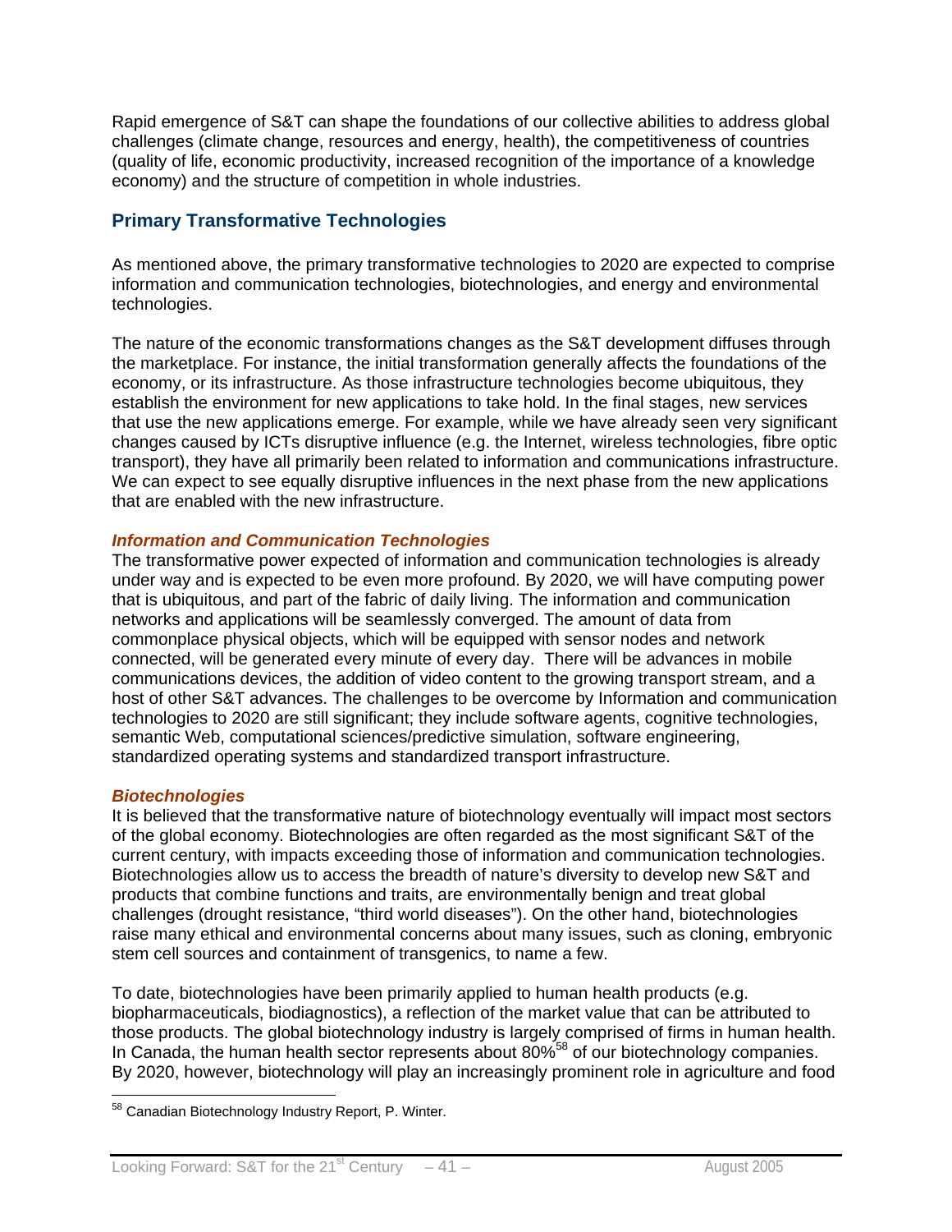Rapid emergence of S&T can shape the foundations of our collective abilities to address global challenges (climate change, resources and energy, health), the competitiveness of countries (quality of life, economic productivity, increased recognition of the importance of a knowledge economy) and the structure of competition in whole industries.

## Primary Transformative Technologies

As mentioned above, the primary transformative technologies to 2020 are expected to comprise information and communication technologies, biotechnologies, and energy and environmental technologies.

The nature of the economic transformations changes as the S&T development diffuses through the marketplace. For instance, the initial transformation generally affects the foundations of the economy, or its infrastructure. As those infrastructure technologies become ubiquitous, they establish the environment for new applications to take hold. In the final stages, new services that use the new applications emerge. For example, while we have already seen very significant changes caused by ICTs disruptive influence (e.g. the Internet, wireless technologies, fibre optic transport), they have all primarily been related to information and communications infrastructure. We can expect to see equally disruptive influences in the next phase from the new applications that are enabled with the new infrastructure.

### *Information and Communication Technologies*

The transformative power expected of information and communication technologies is already under way and is expected to be even more profound. By 2020, we will have computing power that is ubiquitous, and part of the fabric of daily living. The information and communication networks and applications will be seamlessly converged. The amount of data from commonplace physical objects, which will be equipped with sensor nodes and network connected, will be generated every minute of every day. There will be advances in mobile communications devices, the addition of video content to the growing transport stream, and a host of other S&T advances. The challenges to be overcome by Information and communication technologies to 2020 are still significant; they include software agents, cognitive technologies, semantic Web, computational sciences/predictive simulation, software engineering, standardized operating systems and standardized transport infrastructure.

### *Biotechnologies*

It is believed that the transformative nature of biotechnology eventually will impact most sectors of the global economy. Biotechnologies are often regarded as the most significant S&T of the current century, with impacts exceeding those of information and communication technologies. Biotechnologies allow us to access the breadth of nature's diversity to develop new S&T and products that combine functions and traits, are environmentally benign and treat global challenges (drought resistance, "third world diseases"). On the other hand, biotechnologies raise many ethical and environmental concerns about many issues, such as cloning, embryonic stem cell sources and containment of transgenics, to name a few.

To date, biotechnologies have been primarily applied to human health products (e.g. biopharmaceuticals, biodiagnostics), a reflection of the market value that can be attributed to those products. The global biotechnology industry is largely comprised of firms in human health. In Canada, the human health sector represents about 80%[58] of our biotechnology companies. By 2020, however, biotechnology will play an increasingly prominent role in agriculture and food

[58] Canadian Biotechnology Industry Report, P. Winter.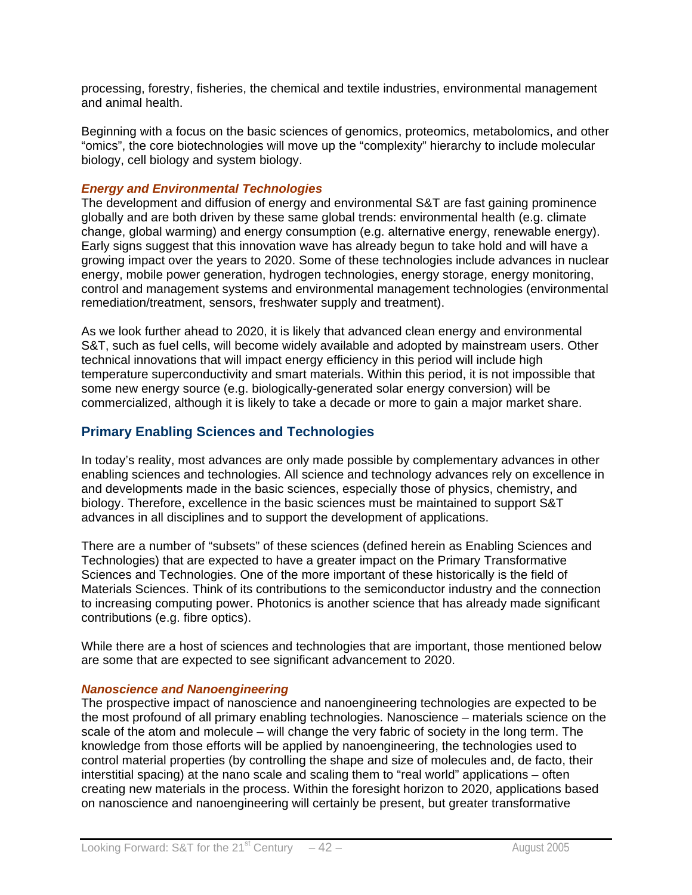processing, forestry, fisheries, the chemical and textile industries, environmental management and animal health.

Beginning with a focus on the basic sciences of genomics, proteomics, metabolomics, and other "omics", the core biotechnologies will move up the "complexity" hierarchy to include molecular biology, cell biology and system biology.

### *Energy and Environmental Technologies*

The development and diffusion of energy and environmental S&T are fast gaining prominence globally and are both driven by these same global trends: environmental health (e.g. climate change, global warming) and energy consumption (e.g. alternative energy, renewable energy). Early signs suggest that this innovation wave has already begun to take hold and will have a growing impact over the years to 2020. Some of these technologies include advances in nuclear energy, mobile power generation, hydrogen technologies, energy storage, energy monitoring, control and management systems and environmental management technologies (environmental remediation/treatment, sensors, freshwater supply and treatment).

As we look further ahead to 2020, it is likely that advanced clean energy and environmental S&T, such as fuel cells, will become widely available and adopted by mainstream users. Other technical innovations that will impact energy efficiency in this period will include high temperature superconductivity and smart materials. Within this period, it is not impossible that some new energy source (e.g. biologically-generated solar energy conversion) will be commercialized, although it is likely to take a decade or more to gain a major market share.

## Primary Enabling Sciences and Technologies

In today's reality, most advances are only made possible by complementary advances in other enabling sciences and technologies. All science and technology advances rely on excellence in and developments made in the basic sciences, especially those of physics, chemistry, and biology. Therefore, excellence in the basic sciences must be maintained to support S&T advances in all disciplines and to support the development of applications.

There are a number of "subsets" of these sciences (defined herein as Enabling Sciences and Technologies) that are expected to have a greater impact on the Primary Transformative Sciences and Technologies. One of the more important of these historically is the field of Materials Sciences. Think of its contributions to the semiconductor industry and the connection to increasing computing power. Photonics is another science that has already made significant contributions (e.g. fibre optics).

While there are a host of sciences and technologies that are important, those mentioned below are some that are expected to see significant advancement to 2020.

### *Nanoscience and Nanoengineering*

The prospective impact of nanoscience and nanoengineering technologies are expected to be the most profound of all primary enabling technologies. Nanoscience – materials science on the scale of the atom and molecule – will change the very fabric of society in the long term. The knowledge from those efforts will be applied by nanoengineering, the technologies used to control material properties (by controlling the shape and size of molecules and, de facto, their interstitial spacing) at the nano scale and scaling them to "real world" applications – often creating new materials in the process. Within the foresight horizon to 2020, applications based on nanoscience and nanoengineering will certainly be present, but greater transformative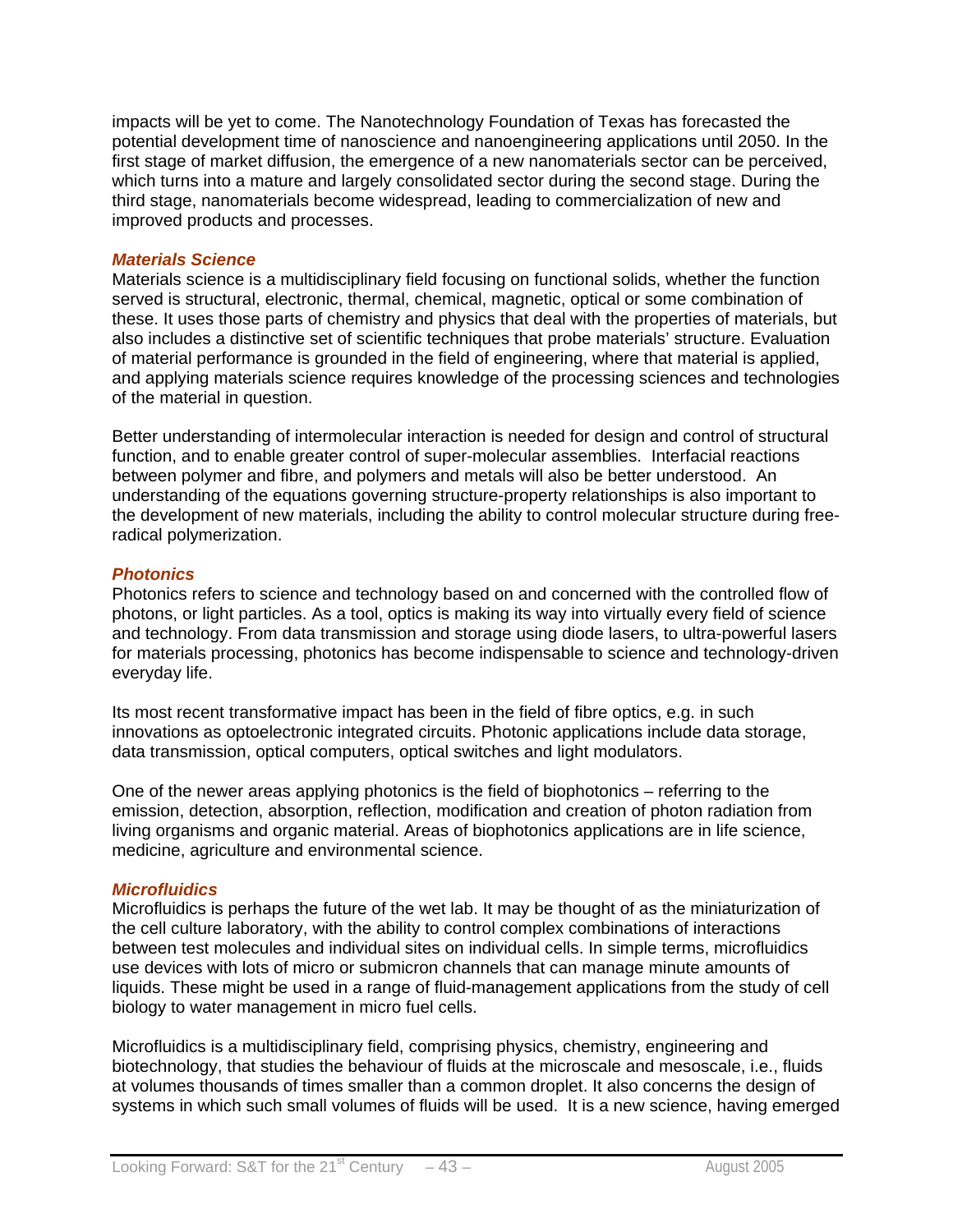impacts will be yet to come. The Nanotechnology Foundation of Texas has forecasted the potential development time of nanoscience and nanoengineering applications until 2050. In the first stage of market diffusion, the emergence of a new nanomaterials sector can be perceived, which turns into a mature and largely consolidated sector during the second stage. During the third stage, nanomaterials become widespread, leading to commercialization of new and improved products and processes.

### *Materials Science*

Materials science is a multidisciplinary field focusing on functional solids, whether the function served is structural, electronic, thermal, chemical, magnetic, optical or some combination of these. It uses those parts of chemistry and physics that deal with the properties of materials, but also includes a distinctive set of scientific techniques that probe materials' structure. Evaluation of material performance is grounded in the field of engineering, where that material is applied, and applying materials science requires knowledge of the processing sciences and technologies of the material in question.

Better understanding of intermolecular interaction is needed for design and control of structural function, and to enable greater control of super-molecular assemblies. Interfacial reactions between polymer and fibre, and polymers and metals will also be better understood. An understanding of the equations governing structure-property relationships is also important to the development of new materials, including the ability to control molecular structure during free-radical polymerization.

### *Photonics*

Photonics refers to science and technology based on and concerned with the controlled flow of photons, or light particles. As a tool, optics is making its way into virtually every field of science and technology. From data transmission and storage using diode lasers, to ultra-powerful lasers for materials processing, photonics has become indispensable to science and technology-driven everyday life.

Its most recent transformative impact has been in the field of fibre optics, e.g. in such innovations as optoelectronic integrated circuits. Photonic applications include data storage, data transmission, optical computers, optical switches and light modulators.

One of the newer areas applying photonics is the field of biophotonics – referring to the emission, detection, absorption, reflection, modification and creation of photon radiation from living organisms and organic material. Areas of biophotonics applications are in life science, medicine, agriculture and environmental science.

### *Microfluidics*

Microfluidics is perhaps the future of the wet lab. It may be thought of as the miniaturization of the cell culture laboratory, with the ability to control complex combinations of interactions between test molecules and individual sites on individual cells. In simple terms, microfluidics use devices with lots of micro or submicron channels that can manage minute amounts of liquids. These might be used in a range of fluid-management applications from the study of cell biology to water management in micro fuel cells.

Microfluidics is a multidisciplinary field, comprising physics, chemistry, engineering and biotechnology, that studies the behaviour of fluids at the microscale and mesoscale, i.e., fluids at volumes thousands of times smaller than a common droplet. It also concerns the design of systems in which such small volumes of fluids will be used. It is a new science, having emerged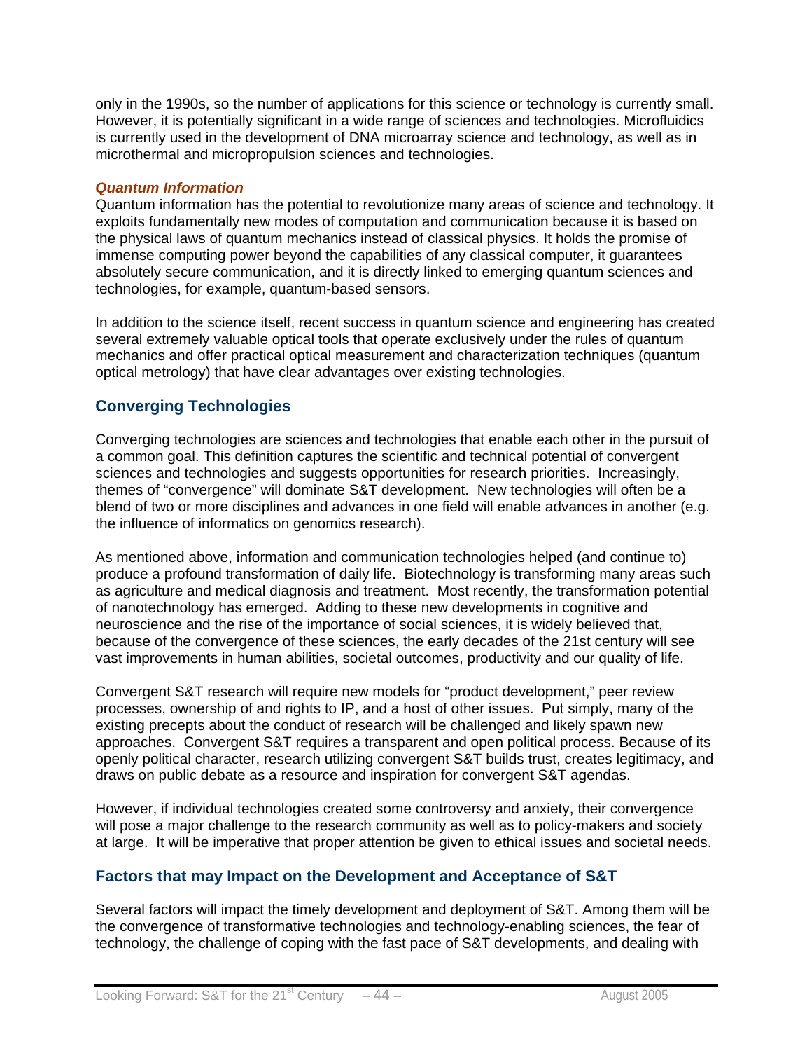only in the 1990s, so the number of applications for this science or technology is currently small. However, it is potentially significant in a wide range of sciences and technologies. Microfluidics is currently used in the development of DNA microarray science and technology, as well as in microthermal and micropropulsion sciences and technologies.

#### *Quantum Information*

Quantum information has the potential to revolutionize many areas of science and technology. It exploits fundamentally new modes of computation and communication because it is based on the physical laws of quantum mechanics instead of classical physics. It holds the promise of immense computing power beyond the capabilities of any classical computer, it guarantees absolutely secure communication, and it is directly linked to emerging quantum sciences and technologies, for example, quantum-based sensors.

In addition to the science itself, recent success in quantum science and engineering has created several extremely valuable optical tools that operate exclusively under the rules of quantum mechanics and offer practical optical measurement and characterization techniques (quantum optical metrology) that have clear advantages over existing technologies.

## Converging Technologies

Converging technologies are sciences and technologies that enable each other in the pursuit of a common goal. This definition captures the scientific and technical potential of convergent sciences and technologies and suggests opportunities for research priorities. Increasingly, themes of "convergence" will dominate S&T development. New technologies will often be a blend of two or more disciplines and advances in one field will enable advances in another (e.g. the influence of informatics on genomics research).

As mentioned above, information and communication technologies helped (and continue to) produce a profound transformation of daily life. Biotechnology is transforming many areas such as agriculture and medical diagnosis and treatment. Most recently, the transformation potential of nanotechnology has emerged. Adding to these new developments in cognitive and neuroscience and the rise of the importance of social sciences, it is widely believed that, because of the convergence of these sciences, the early decades of the 21st century will see vast improvements in human abilities, societal outcomes, productivity and our quality of life.

Convergent S&T research will require new models for "product development," peer review processes, ownership of and rights to IP, and a host of other issues. Put simply, many of the existing precepts about the conduct of research will be challenged and likely spawn new approaches. Convergent S&T requires a transparent and open political process. Because of its openly political character, research utilizing convergent S&T builds trust, creates legitimacy, and draws on public debate as a resource and inspiration for convergent S&T agendas.

However, if individual technologies created some controversy and anxiety, their convergence will pose a major challenge to the research community as well as to policy-makers and society at large. It will be imperative that proper attention be given to ethical issues and societal needs.

### Factors that may Impact on the Development and Acceptance of S&T

Several factors will impact the timely development and deployment of S&T. Among them will be the convergence of transformative technologies and technology-enabling sciences, the fear of technology, the challenge of coping with the fast pace of S&T developments, and dealing with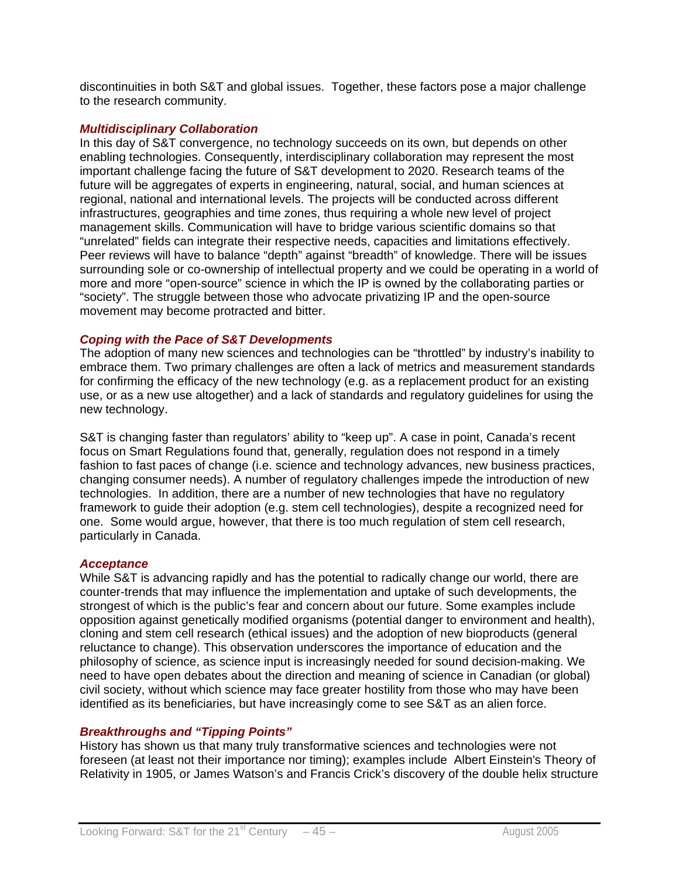discontinuities in both S&T and global issues. Together, these factors pose a major challenge to the research community.

### *Multidisciplinary Collaboration*

In this day of S&T convergence, no technology succeeds on its own, but depends on other enabling technologies. Consequently, interdisciplinary collaboration may represent the most important challenge facing the future of S&T development to 2020. Research teams of the future will be aggregates of experts in engineering, natural, social, and human sciences at regional, national and international levels. The projects will be conducted across different infrastructures, geographies and time zones, thus requiring a whole new level of project management skills. Communication will have to bridge various scientific domains so that "unrelated" fields can integrate their respective needs, capacities and limitations effectively. Peer reviews will have to balance "depth" against "breadth" of knowledge. There will be issues surrounding sole or co-ownership of intellectual property and we could be operating in a world of more and more "open-source" science in which the IP is owned by the collaborating parties or "society". The struggle between those who advocate privatizing IP and the open-source movement may become protracted and bitter.

### *Coping with the Pace of S&T Developments*

The adoption of many new sciences and technologies can be "throttled" by industry's inability to embrace them. Two primary challenges are often a lack of metrics and measurement standards for confirming the efficacy of the new technology (e.g. as a replacement product for an existing use, or as a new use altogether) and a lack of standards and regulatory guidelines for using the new technology.

S&T is changing faster than regulators' ability to "keep up". A case in point, Canada's recent focus on Smart Regulations found that, generally, regulation does not respond in a timely fashion to fast paces of change (i.e. science and technology advances, new business practices, changing consumer needs). A number of regulatory challenges impede the introduction of new technologies. In addition, there are a number of new technologies that have no regulatory framework to guide their adoption (e.g. stem cell technologies), despite a recognized need for one. Some would argue, however, that there is too much regulation of stem cell research, particularly in Canada.

### *Acceptance*

While S&T is advancing rapidly and has the potential to radically change our world, there are counter-trends that may influence the implementation and uptake of such developments, the strongest of which is the public's fear and concern about our future. Some examples include opposition against genetically modified organisms (potential danger to environment and health), cloning and stem cell research (ethical issues) and the adoption of new bioproducts (general reluctance to change). This observation underscores the importance of education and the philosophy of science, as science input is increasingly needed for sound decision-making. We need to have open debates about the direction and meaning of science in Canadian (or global) civil society, without which science may face greater hostility from those who may have been identified as its beneficiaries, but have increasingly come to see S&T as an alien force.

### *Breakthroughs and "Tipping Points"*

History has shown us that many truly transformative sciences and technologies were not foreseen (at least not their importance nor timing); examples include Albert Einstein's Theory of Relativity in 1905, or James Watson's and Francis Crick's discovery of the double helix structure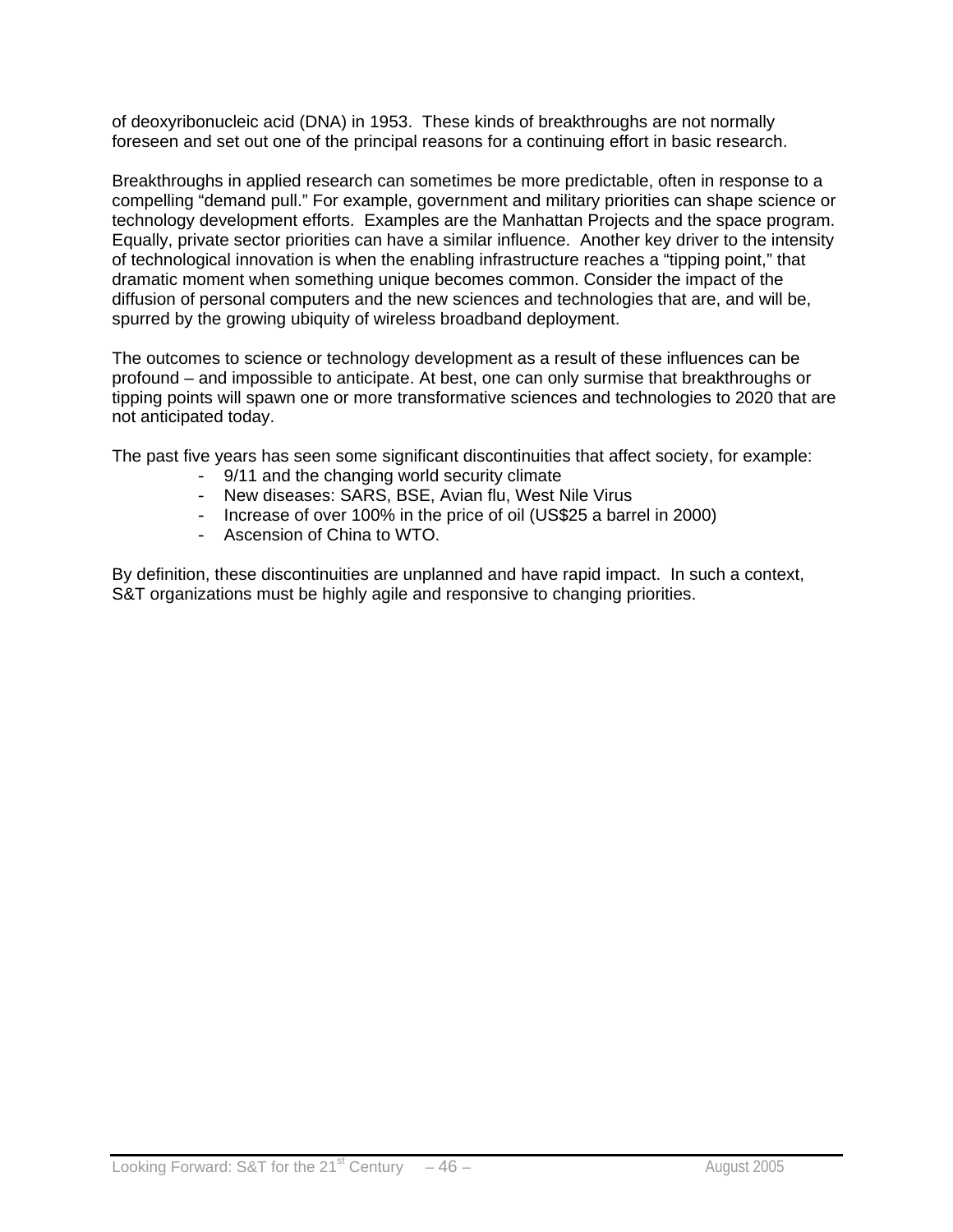of deoxyribonucleic acid (DNA) in 1953. These kinds of breakthroughs are not normally foreseen and set out one of the principal reasons for a continuing effort in basic research.

Breakthroughs in applied research can sometimes be more predictable, often in response to a compelling "demand pull." For example, government and military priorities can shape science or technology development efforts. Examples are the Manhattan Projects and the space program. Equally, private sector priorities can have a similar influence. Another key driver to the intensity of technological innovation is when the enabling infrastructure reaches a "tipping point," that dramatic moment when something unique becomes common. Consider the impact of the diffusion of personal computers and the new sciences and technologies that are, and will be, spurred by the growing ubiquity of wireless broadband deployment.

The outcomes to science or technology development as a result of these influences can be profound – and impossible to anticipate. At best, one can only surmise that breakthroughs or tipping points will spawn one or more transformative sciences and technologies to 2020 that are not anticipated today.

The past five years has seen some significant discontinuities that affect society, for example:

- 9/11 and the changing world security climate
- New diseases: SARS, BSE, Avian flu, West Nile Virus
- Increase of over 100% in the price of oil (US$25 a barrel in 2000)
- Ascension of China to WTO.

By definition, these discontinuities are unplanned and have rapid impact. In such a context, S&T organizations must be highly agile and responsive to changing priorities.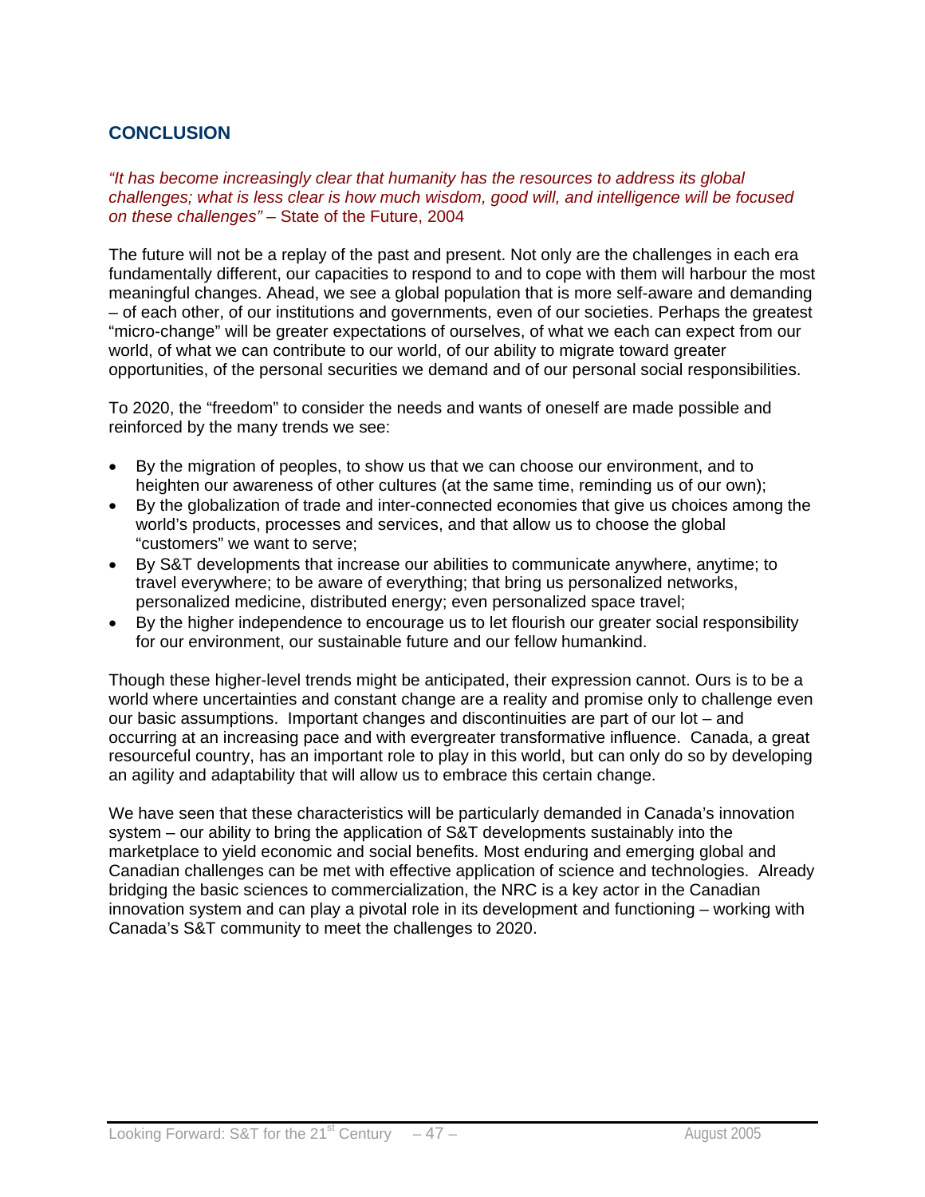## CONCLUSION

*"It has become increasingly clear that humanity has the resources to address its global challenges; what is less clear is how much wisdom, good will, and intelligence will be focused on these challenges"* – State of the Future, 2004

The future will not be a replay of the past and present. Not only are the challenges in each era fundamentally different, our capacities to respond to and to cope with them will harbour the most meaningful changes. Ahead, we see a global population that is more self-aware and demanding – of each other, of our institutions and governments, even of our societies. Perhaps the greatest "micro-change" will be greater expectations of ourselves, of what we each can expect from our world, of what we can contribute to our world, of our ability to migrate toward greater opportunities, of the personal securities we demand and of our personal social responsibilities.

To 2020, the "freedom" to consider the needs and wants of oneself are made possible and reinforced by the many trends we see:

- By the migration of peoples, to show us that we can choose our environment, and to heighten our awareness of other cultures (at the same time, reminding us of our own);
- By the globalization of trade and inter-connected economies that give us choices among the world's products, processes and services, and that allow us to choose the global "customers" we want to serve;
- By S&T developments that increase our abilities to communicate anywhere, anytime; to travel everywhere; to be aware of everything; that bring us personalized networks, personalized medicine, distributed energy; even personalized space travel;
- By the higher independence to encourage us to let flourish our greater social responsibility for our environment, our sustainable future and our fellow humankind.

Though these higher-level trends might be anticipated, their expression cannot. Ours is to be a world where uncertainties and constant change are a reality and promise only to challenge even our basic assumptions. Important changes and discontinuities are part of our lot – and occurring at an increasing pace and with evergreater transformative influence. Canada, a great resourceful country, has an important role to play in this world, but can only do so by developing an agility and adaptability that will allow us to embrace this certain change.

We have seen that these characteristics will be particularly demanded in Canada's innovation system – our ability to bring the application of S&T developments sustainably into the marketplace to yield economic and social benefits. Most enduring and emerging global and Canadian challenges can be met with effective application of science and technologies. Already bridging the basic sciences to commercialization, the NRC is a key actor in the Canadian innovation system and can play a pivotal role in its development and functioning – working with Canada's S&T community to meet the challenges to 2020.